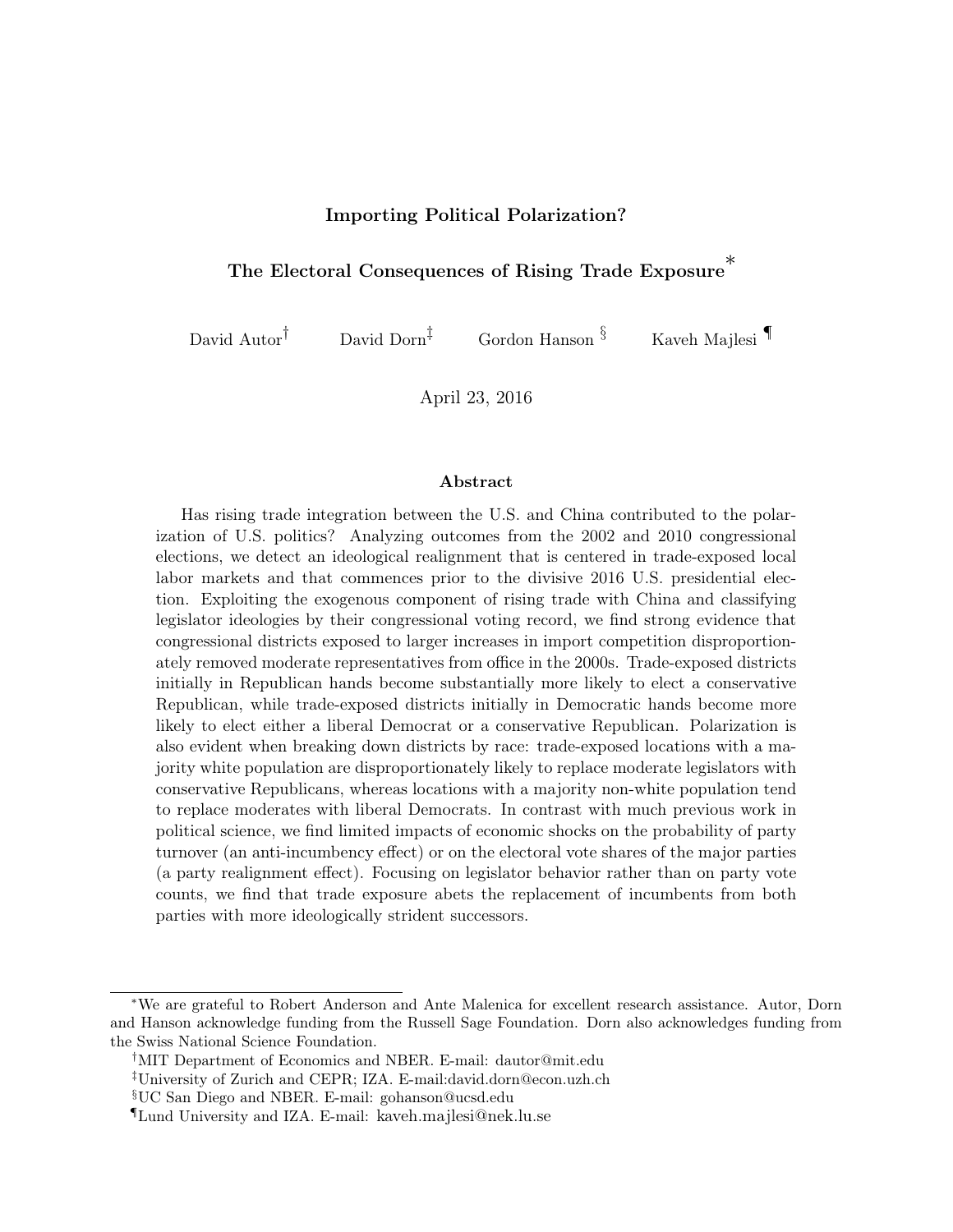# Importing Political Polarization?

## The Electoral Consequences of Rising Trade Exposure[*]

David Autor[†] David Dorn[‡] Gordon Hanson[§] Kaveh Majlesi[¶]

April 23, 2016

### Abstract

Has rising trade integration between the U.S. and China contributed to the polarization of U.S. politics? Analyzing outcomes from the 2002 and 2010 congressional elections, we detect an ideological realignment that is centered in trade-exposed local labor markets and that commences prior to the divisive 2016 U.S. presidential election. Exploiting the exogenous component of rising trade with China and classifying legislator ideologies by their congressional voting record, we find strong evidence that congressional districts exposed to larger increases in import competition disproportionately removed moderate representatives from office in the 2000s. Trade-exposed districts initially in Republican hands become substantially more likely to elect a conservative Republican, while trade-exposed districts initially in Democratic hands become more likely to elect either a liberal Democrat or a conservative Republican. Polarization is also evident when breaking down districts by race: trade-exposed locations with a majority white population are disproportionately likely to replace moderate legislators with conservative Republicans, whereas locations with a majority non-white population tend to replace moderates with liberal Democrats. In contrast with much previous work in political science, we find limited impacts of economic shocks on the probability of party turnover (an anti-incumbency effect) or on the electoral vote shares of the major parties (a party realignment effect). Focusing on legislator behavior rather than on party vote counts, we find that trade exposure abets the replacement of incumbents from both parties with more ideologically strident successors.

---

[*] We are grateful to Robert Anderson and Ante Malenica for excellent research assistance. Autor, Dorn and Hanson acknowledge funding from the Russell Sage Foundation. Dorn also acknowledges funding from the Swiss National Science Foundation.

[†] MIT Department of Economics and NBER. E-mail: dautor@mit.edu

[‡] University of Zurich and CEPR; IZA. E-mail:david.dorn@econ.uzh.ch

[§] UC San Diego and NBER. E-mail: gohanson@ucsd.edu

[¶] Lund University and IZA. E-mail: kaveh.majlesi@nek.lu.se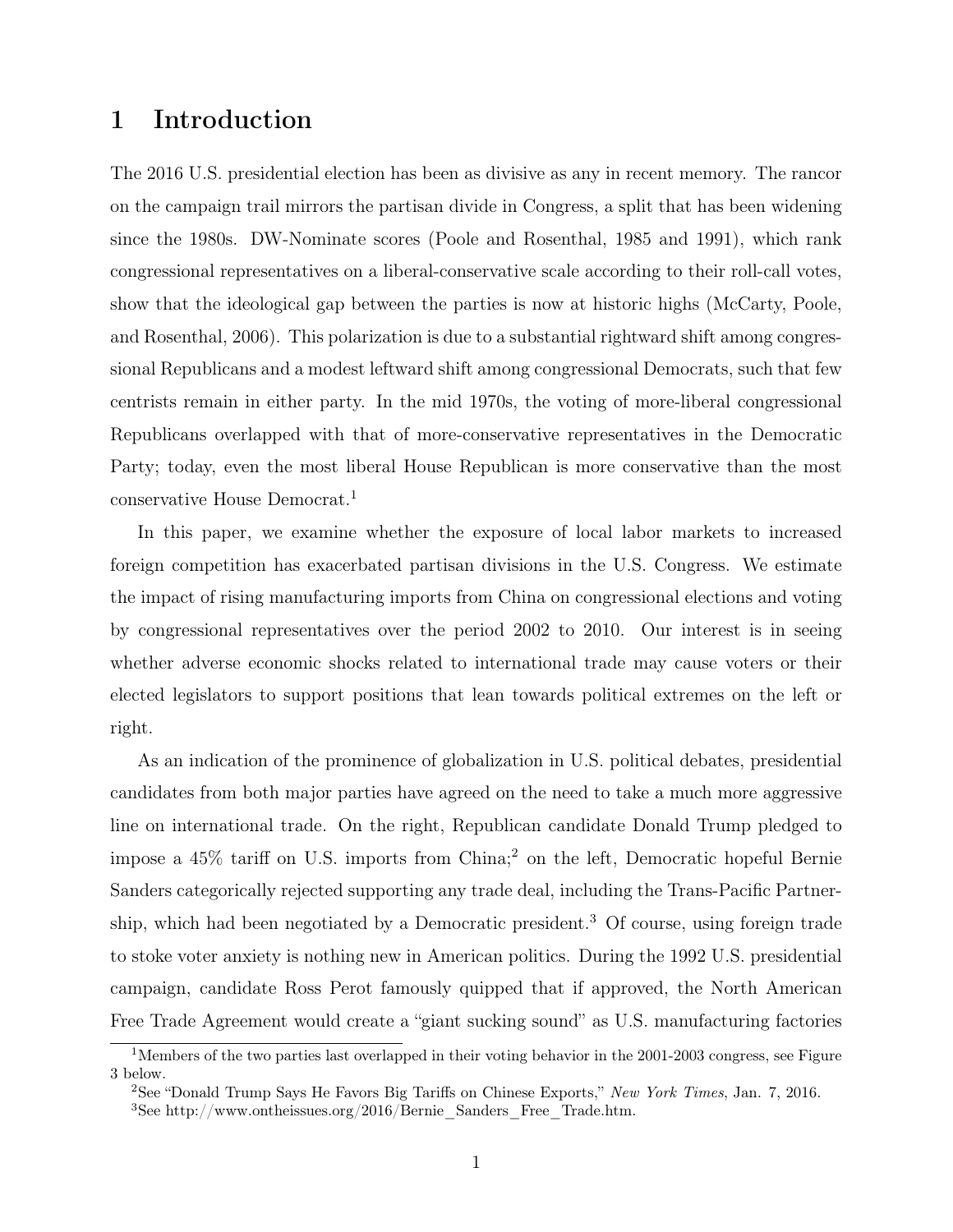# 1 Introduction

The 2016 U.S. presidential election has been as divisive as any in recent memory. The rancor on the campaign trail mirrors the partisan divide in Congress, a split that has been widening since the 1980s. DW-Nominate scores (Poole and Rosenthal, 1985 and 1991), which rank congressional representatives on a liberal-conservative scale according to their roll-call votes, show that the ideological gap between the parties is now at historic highs (McCarty, Poole, and Rosenthal, 2006). This polarization is due to a substantial rightward shift among congressional Republicans and a modest leftward shift among congressional Democrats, such that few centrists remain in either party. In the mid 1970s, the voting of more-liberal congressional Republicans overlapped with that of more-conservative representatives in the Democratic Party; today, even the most liberal House Republican is more conservative than the most conservative House Democrat.[1]

In this paper, we examine whether the exposure of local labor markets to increased foreign competition has exacerbated partisan divisions in the U.S. Congress. We estimate the impact of rising manufacturing imports from China on congressional elections and voting by congressional representatives over the period 2002 to 2010. Our interest is in seeing whether adverse economic shocks related to international trade may cause voters or their elected legislators to support positions that lean towards political extremes on the left or right.

As an indication of the prominence of globalization in U.S. political debates, presidential candidates from both major parties have agreed on the need to take a much more aggressive line on international trade. On the right, Republican candidate Donald Trump pledged to impose a 45% tariff on U.S. imports from China;[2] on the left, Democratic hopeful Bernie Sanders categorically rejected supporting any trade deal, including the Trans-Pacific Partnership, which had been negotiated by a Democratic president.[3] Of course, using foreign trade to stoke voter anxiety is nothing new in American politics. During the 1992 U.S. presidential campaign, candidate Ross Perot famously quipped that if approved, the North American Free Trade Agreement would create a "giant sucking sound" as U.S. manufacturing factories

[1] Members of the two parties last overlapped in their voting behavior in the 2001-2003 congress, see Figure 3 below.

[2] See "Donald Trump Says He Favors Big Tariffs on Chinese Exports," *New York Times*, Jan. 7, 2016.

[3] See http://www.ontheissues.org/2016/Bernie_Sanders_Free_Trade.htm.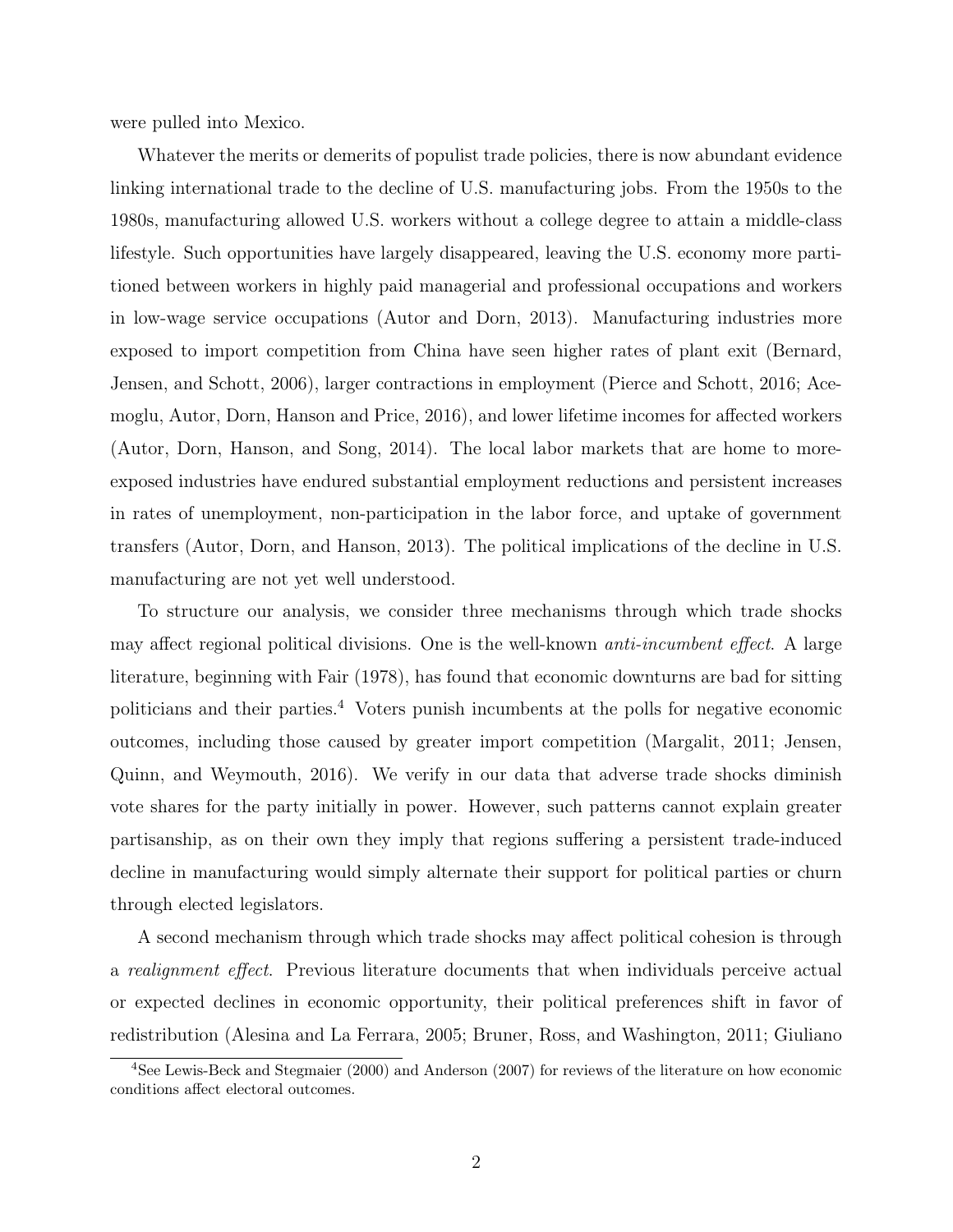were pulled into Mexico.

Whatever the merits or demerits of populist trade policies, there is now abundant evidence linking international trade to the decline of U.S. manufacturing jobs. From the 1950s to the 1980s, manufacturing allowed U.S. workers without a college degree to attain a middle-class lifestyle. Such opportunities have largely disappeared, leaving the U.S. economy more partitioned between workers in highly paid managerial and professional occupations and workers in low-wage service occupations (Autor and Dorn, 2013). Manufacturing industries more exposed to import competition from China have seen higher rates of plant exit (Bernard, Jensen, and Schott, 2006), larger contractions in employment (Pierce and Schott, 2016; Acemoglu, Autor, Dorn, Hanson and Price, 2016), and lower lifetime incomes for affected workers (Autor, Dorn, Hanson, and Song, 2014). The local labor markets that are home to more-exposed industries have endured substantial employment reductions and persistent increases in rates of unemployment, non-participation in the labor force, and uptake of government transfers (Autor, Dorn, and Hanson, 2013). The political implications of the decline in U.S. manufacturing are not yet well understood.

To structure our analysis, we consider three mechanisms through which trade shocks may affect regional political divisions. One is the well-known *anti-incumbent effect*. A large literature, beginning with Fair (1978), has found that economic downturns are bad for sitting politicians and their parties.[4] Voters punish incumbents at the polls for negative economic outcomes, including those caused by greater import competition (Margalit, 2011; Jensen, Quinn, and Weymouth, 2016). We verify in our data that adverse trade shocks diminish vote shares for the party initially in power. However, such patterns cannot explain greater partisanship, as on their own they imply that regions suffering a persistent trade-induced decline in manufacturing would simply alternate their support for political parties or churn through elected legislators.

A second mechanism through which trade shocks may affect political cohesion is through a *realignment effect*. Previous literature documents that when individuals perceive actual or expected declines in economic opportunity, their political preferences shift in favor of redistribution (Alesina and La Ferrara, 2005; Bruner, Ross, and Washington, 2011; Giuliano

[4]See Lewis-Beck and Stegmaier (2000) and Anderson (2007) for reviews of the literature on how economic conditions affect electoral outcomes.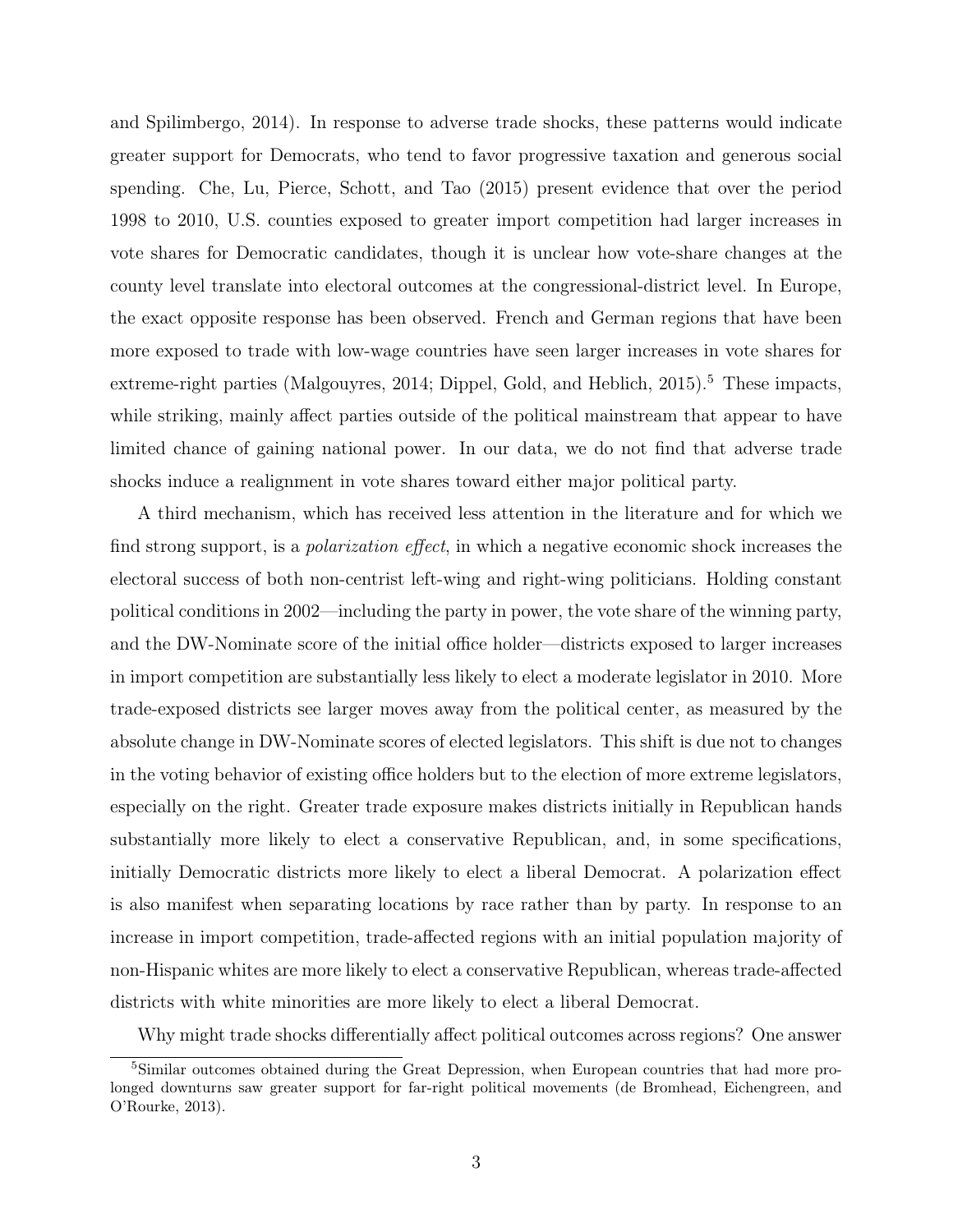and Spilimbergo, 2014). In response to adverse trade shocks, these patterns would indicate greater support for Democrats, who tend to favor progressive taxation and generous social spending. Che, Lu, Pierce, Schott, and Tao (2015) present evidence that over the period 1998 to 2010, U.S. counties exposed to greater import competition had larger increases in vote shares for Democratic candidates, though it is unclear how vote-share changes at the county level translate into electoral outcomes at the congressional-district level. In Europe, the exact opposite response has been observed. French and German regions that have been more exposed to trade with low-wage countries have seen larger increases in vote shares for extreme-right parties (Malgouyres, 2014; Dippel, Gold, and Heblich, 2015).[5] These impacts, while striking, mainly affect parties outside of the political mainstream that appear to have limited chance of gaining national power. In our data, we do not find that adverse trade shocks induce a realignment in vote shares toward either major political party.

A third mechanism, which has received less attention in the literature and for which we find strong support, is a *polarization effect*, in which a negative economic shock increases the electoral success of both non-centrist left-wing and right-wing politicians. Holding constant political conditions in 2002—including the party in power, the vote share of the winning party, and the DW-Nominate score of the initial office holder—districts exposed to larger increases in import competition are substantially less likely to elect a moderate legislator in 2010. More trade-exposed districts see larger moves away from the political center, as measured by the absolute change in DW-Nominate scores of elected legislators. This shift is due not to changes in the voting behavior of existing office holders but to the election of more extreme legislators, especially on the right. Greater trade exposure makes districts initially in Republican hands substantially more likely to elect a conservative Republican, and, in some specifications, initially Democratic districts more likely to elect a liberal Democrat. A polarization effect is also manifest when separating locations by race rather than by party. In response to an increase in import competition, trade-affected regions with an initial population majority of non-Hispanic whites are more likely to elect a conservative Republican, whereas trade-affected districts with white minorities are more likely to elect a liberal Democrat.

Why might trade shocks differentially affect political outcomes across regions? One answer

[5] Similar outcomes obtained during the Great Depression, when European countries that had more prolonged downturns saw greater support for far-right political movements (de Bromhead, Eichengreen, and O'Rourke, 2013).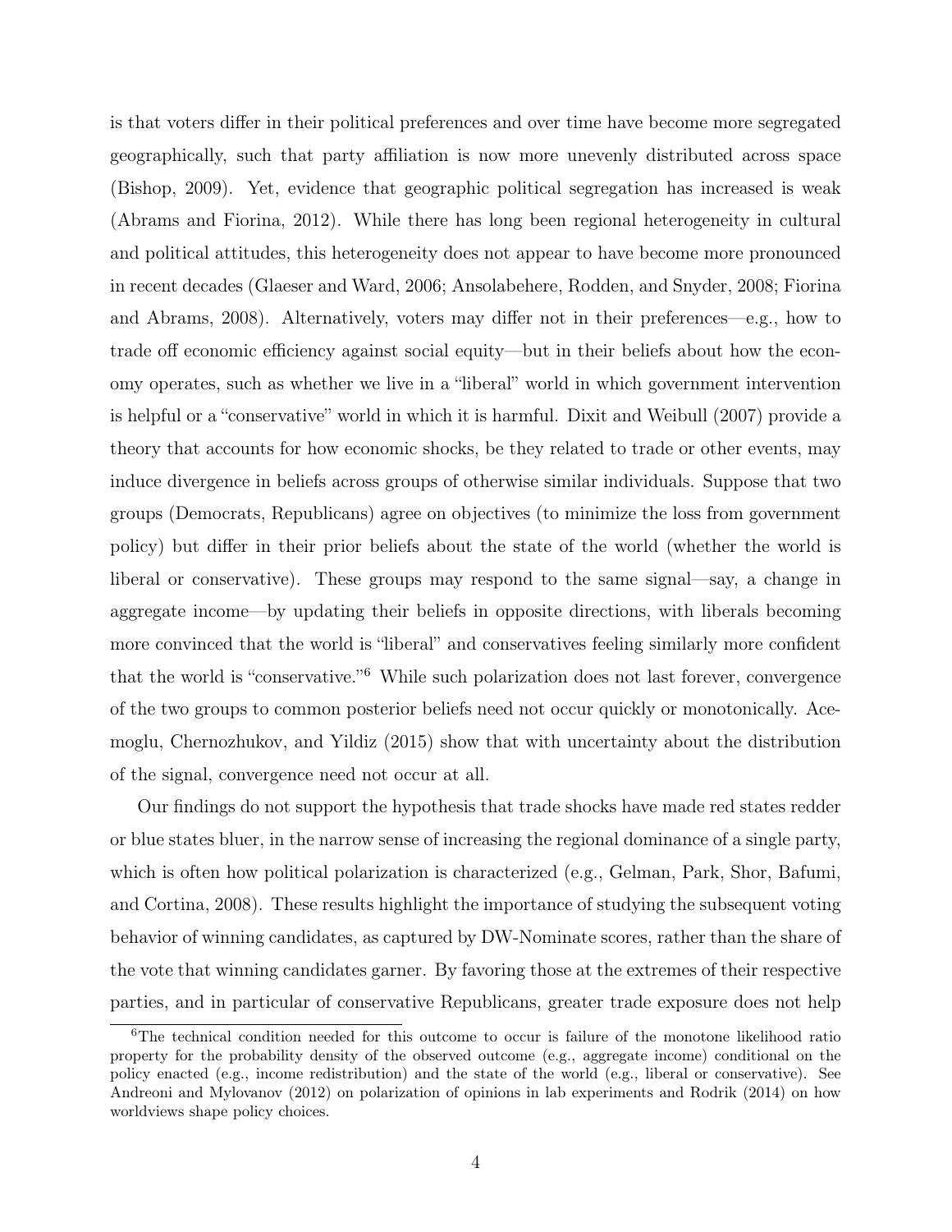is that voters differ in their political preferences and over time have become more segregated geographically, such that party affiliation is now more unevenly distributed across space (Bishop, 2009). Yet, evidence that geographic political segregation has increased is weak (Abrams and Fiorina, 2012). While there has long been regional heterogeneity in cultural and political attitudes, this heterogeneity does not appear to have become more pronounced in recent decades (Glaeser and Ward, 2006; Ansolabehere, Rodden, and Snyder, 2008; Fiorina and Abrams, 2008). Alternatively, voters may differ not in their preferences—e.g., how to trade off economic efficiency against social equity—but in their beliefs about how the economy operates, such as whether we live in a "liberal" world in which government intervention is helpful or a "conservative" world in which it is harmful. Dixit and Weibull (2007) provide a theory that accounts for how economic shocks, be they related to trade or other events, may induce divergence in beliefs across groups of otherwise similar individuals. Suppose that two groups (Democrats, Republicans) agree on objectives (to minimize the loss from government policy) but differ in their prior beliefs about the state of the world (whether the world is liberal or conservative). These groups may respond to the same signal—say, a change in aggregate income—by updating their beliefs in opposite directions, with liberals becoming more convinced that the world is "liberal" and conservatives feeling similarly more confident that the world is "conservative."[6] While such polarization does not last forever, convergence of the two groups to common posterior beliefs need not occur quickly or monotonically. Acemoglu, Chernozhukov, and Yildiz (2015) show that with uncertainty about the distribution of the signal, convergence need not occur at all.

Our findings do not support the hypothesis that trade shocks have made red states redder or blue states bluer, in the narrow sense of increasing the regional dominance of a single party, which is often how political polarization is characterized (e.g., Gelman, Park, Shor, Bafumi, and Cortina, 2008). These results highlight the importance of studying the subsequent voting behavior of winning candidates, as captured by DW-Nominate scores, rather than the share of the vote that winning candidates garner. By favoring those at the extremes of their respective parties, and in particular of conservative Republicans, greater trade exposure does not help

[6] The technical condition needed for this outcome to occur is failure of the monotone likelihood ratio property for the probability density of the observed outcome (e.g., aggregate income) conditional on the policy enacted (e.g., income redistribution) and the state of the world (e.g., liberal or conservative). See Andreoni and Mylovanov (2012) on polarization of opinions in lab experiments and Rodrik (2014) on how worldviews shape policy choices.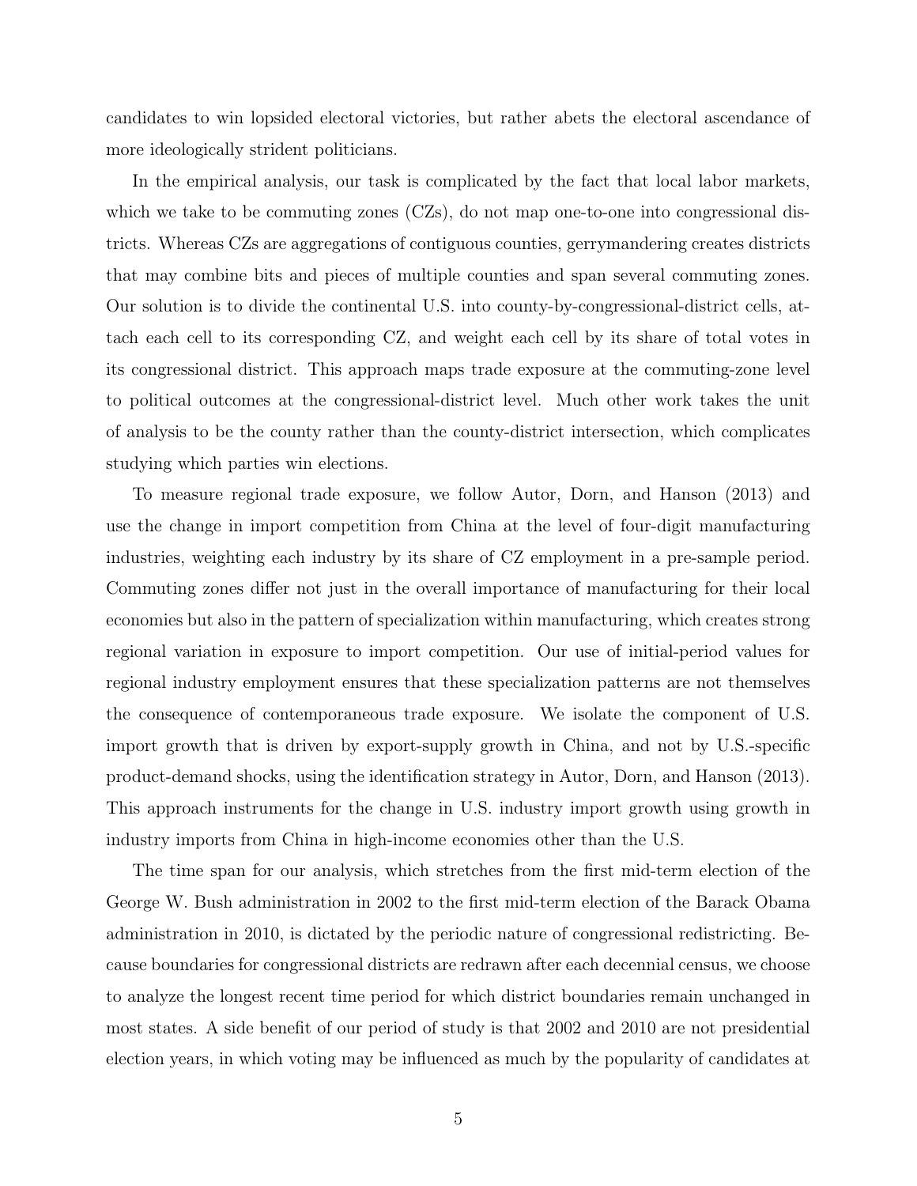candidates to win lopsided electoral victories, but rather abets the electoral ascendance of more ideologically strident politicians.

In the empirical analysis, our task is complicated by the fact that local labor markets, which we take to be commuting zones (CZs), do not map one-to-one into congressional districts. Whereas CZs are aggregations of contiguous counties, gerrymandering creates districts that may combine bits and pieces of multiple counties and span several commuting zones. Our solution is to divide the continental U.S. into county-by-congressional-district cells, attach each cell to its corresponding CZ, and weight each cell by its share of total votes in its congressional district. This approach maps trade exposure at the commuting-zone level to political outcomes at the congressional-district level. Much other work takes the unit of analysis to be the county rather than the county-district intersection, which complicates studying which parties win elections.

To measure regional trade exposure, we follow Autor, Dorn, and Hanson (2013) and use the change in import competition from China at the level of four-digit manufacturing industries, weighting each industry by its share of CZ employment in a pre-sample period. Commuting zones differ not just in the overall importance of manufacturing for their local economies but also in the pattern of specialization within manufacturing, which creates strong regional variation in exposure to import competition. Our use of initial-period values for regional industry employment ensures that these specialization patterns are not themselves the consequence of contemporaneous trade exposure. We isolate the component of U.S. import growth that is driven by export-supply growth in China, and not by U.S.-specific product-demand shocks, using the identification strategy in Autor, Dorn, and Hanson (2013). This approach instruments for the change in U.S. industry import growth using growth in industry imports from China in high-income economies other than the U.S.

The time span for our analysis, which stretches from the first mid-term election of the George W. Bush administration in 2002 to the first mid-term election of the Barack Obama administration in 2010, is dictated by the periodic nature of congressional redistricting. Because boundaries for congressional districts are redrawn after each decennial census, we choose to analyze the longest recent time period for which district boundaries remain unchanged in most states. A side benefit of our period of study is that 2002 and 2010 are not presidential election years, in which voting may be influenced as much by the popularity of candidates at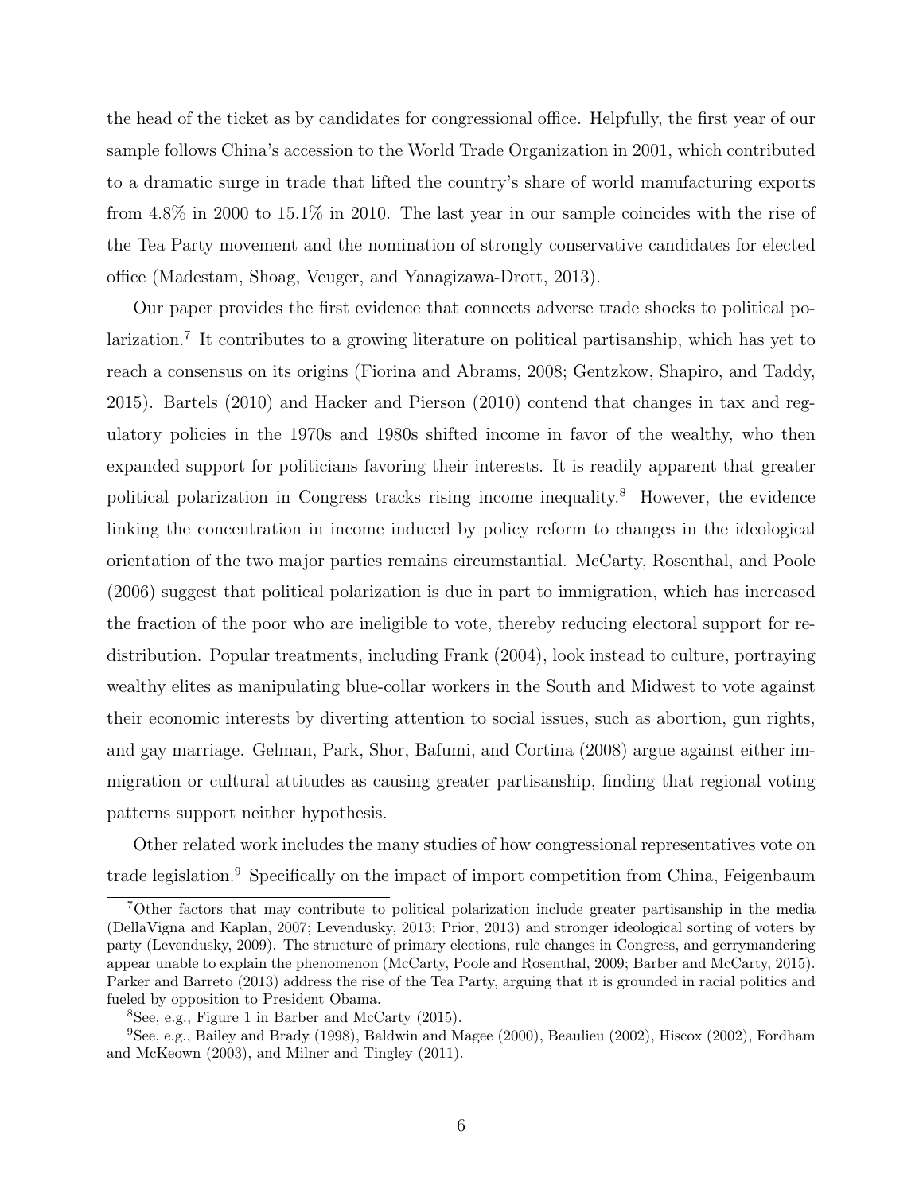the head of the ticket as by candidates for congressional office. Helpfully, the first year of our sample follows China's accession to the World Trade Organization in 2001, which contributed to a dramatic surge in trade that lifted the country's share of world manufacturing exports from 4.8% in 2000 to 15.1% in 2010. The last year in our sample coincides with the rise of the Tea Party movement and the nomination of strongly conservative candidates for elected office (Madestam, Shoag, Veuger, and Yanagizawa-Drott, 2013).

Our paper provides the first evidence that connects adverse trade shocks to political polarization.[7] It contributes to a growing literature on political partisanship, which has yet to reach a consensus on its origins (Fiorina and Abrams, 2008; Gentzkow, Shapiro, and Taddy, 2015). Bartels (2010) and Hacker and Pierson (2010) contend that changes in tax and regulatory policies in the 1970s and 1980s shifted income in favor of the wealthy, who then expanded support for politicians favoring their interests. It is readily apparent that greater political polarization in Congress tracks rising income inequality.[8] However, the evidence linking the concentration in income induced by policy reform to changes in the ideological orientation of the two major parties remains circumstantial. McCarty, Rosenthal, and Poole (2006) suggest that political polarization is due in part to immigration, which has increased the fraction of the poor who are ineligible to vote, thereby reducing electoral support for redistribution. Popular treatments, including Frank (2004), look instead to culture, portraying wealthy elites as manipulating blue-collar workers in the South and Midwest to vote against their economic interests by diverting attention to social issues, such as abortion, gun rights, and gay marriage. Gelman, Park, Shor, Bafumi, and Cortina (2008) argue against either immigration or cultural attitudes as causing greater partisanship, finding that regional voting patterns support neither hypothesis.

Other related work includes the many studies of how congressional representatives vote on trade legislation.[9] Specifically on the impact of import competition from China, Feigenbaum

[7] Other factors that may contribute to political polarization include greater partisanship in the media (DellaVigna and Kaplan, 2007; Levendusky, 2013; Prior, 2013) and stronger ideological sorting of voters by party (Levendusky, 2009). The structure of primary elections, rule changes in Congress, and gerrymandering appear unable to explain the phenomenon (McCarty, Poole and Rosenthal, 2009; Barber and McCarty, 2015). Parker and Barreto (2013) address the rise of the Tea Party, arguing that it is grounded in racial politics and fueled by opposition to President Obama.

[8] See, e.g., Figure 1 in Barber and McCarty (2015).

[9] See, e.g., Bailey and Brady (1998), Baldwin and Magee (2000), Beaulieu (2002), Hiscox (2002), Fordham and McKeown (2003), and Milner and Tingley (2011).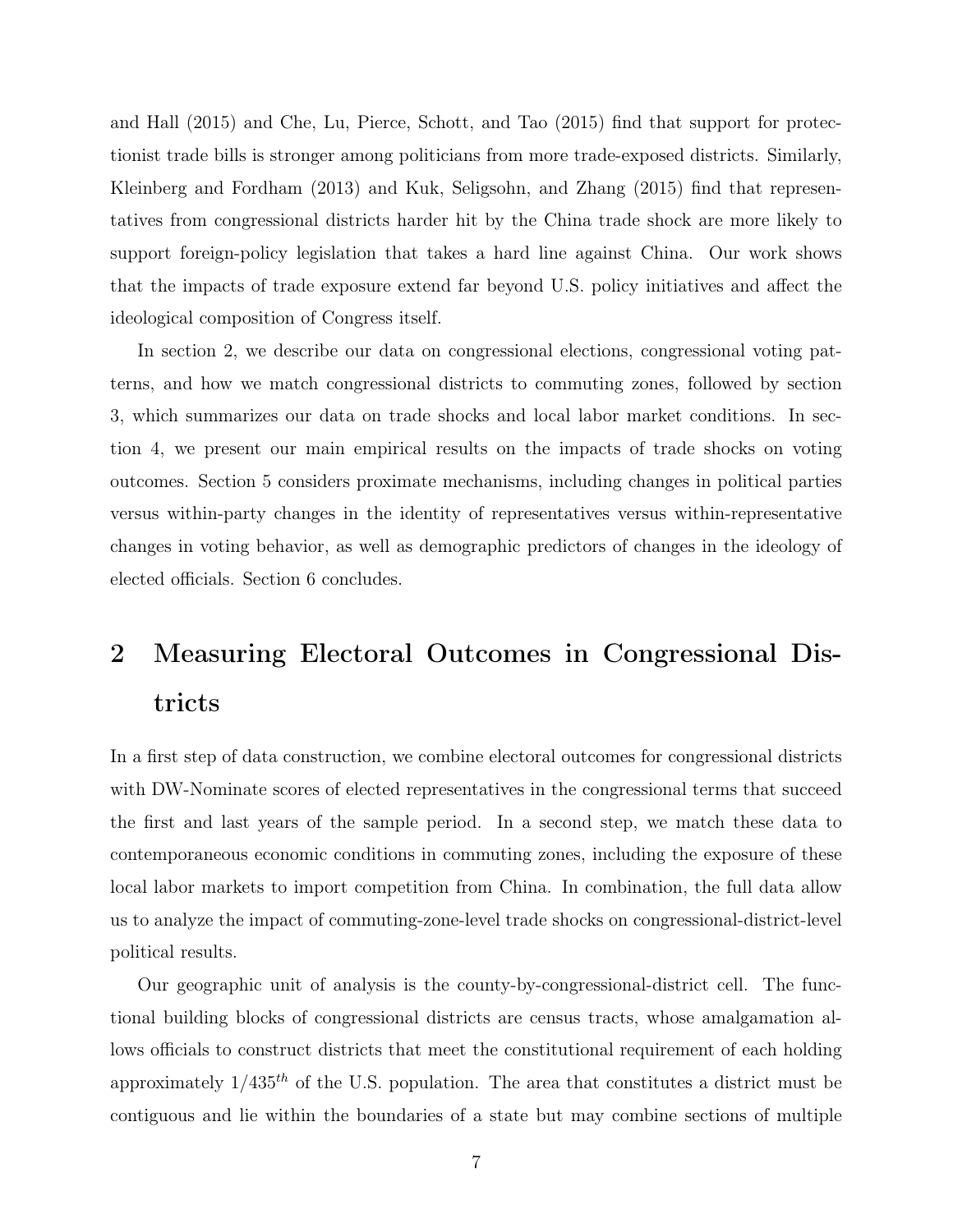and Hall (2015) and Che, Lu, Pierce, Schott, and Tao (2015) find that support for protectionist trade bills is stronger among politicians from more trade-exposed districts. Similarly, Kleinberg and Fordham (2013) and Kuk, Seligsohn, and Zhang (2015) find that representatives from congressional districts harder hit by the China trade shock are more likely to support foreign-policy legislation that takes a hard line against China. Our work shows that the impacts of trade exposure extend far beyond U.S. policy initiatives and affect the ideological composition of Congress itself.

In section 2, we describe our data on congressional elections, congressional voting patterns, and how we match congressional districts to commuting zones, followed by section 3, which summarizes our data on trade shocks and local labor market conditions. In section 4, we present our main empirical results on the impacts of trade shocks on voting outcomes. Section 5 considers proximate mechanisms, including changes in political parties versus within-party changes in the identity of representatives versus within-representative changes in voting behavior, as well as demographic predictors of changes in the ideology of elected officials. Section 6 concludes.

# 2 Measuring Electoral Outcomes in Congressional Districts

In a first step of data construction, we combine electoral outcomes for congressional districts with DW-Nominate scores of elected representatives in the congressional terms that succeed the first and last years of the sample period. In a second step, we match these data to contemporaneous economic conditions in commuting zones, including the exposure of these local labor markets to import competition from China. In combination, the full data allow us to analyze the impact of commuting-zone-level trade shocks on congressional-district-level political results.

Our geographic unit of analysis is the county-by-congressional-district cell. The functional building blocks of congressional districts are census tracts, whose amalgamation allows officials to construct districts that meet the constitutional requirement of each holding approximately $1/435^{th}$ of the U.S. population. The area that constitutes a district must be contiguous and lie within the boundaries of a state but may combine sections of multiple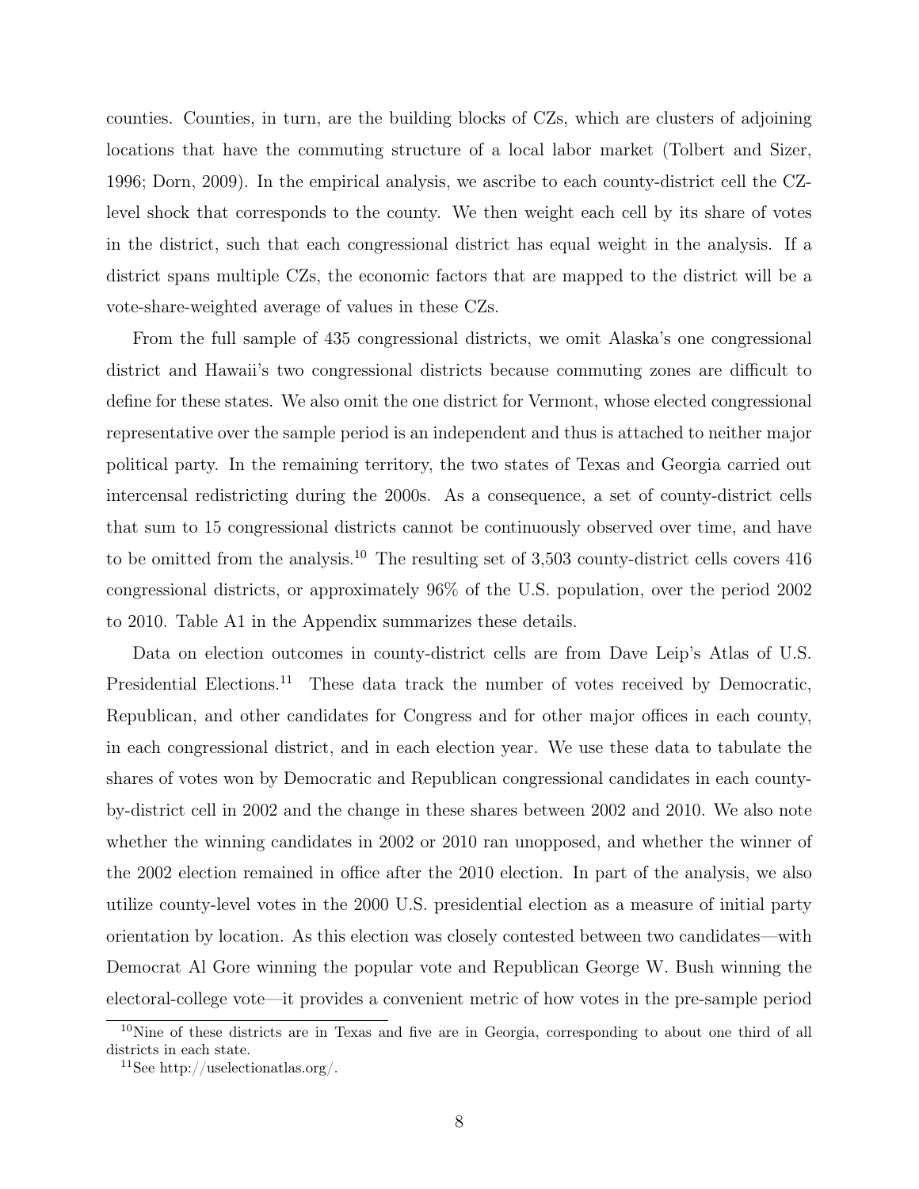counties. Counties, in turn, are the building blocks of CZs, which are clusters of adjoining locations that have the commuting structure of a local labor market (Tolbert and Sizer, 1996; Dorn, 2009). In the empirical analysis, we ascribe to each county-district cell the CZ-level shock that corresponds to the county. We then weight each cell by its share of votes in the district, such that each congressional district has equal weight in the analysis. If a district spans multiple CZs, the economic factors that are mapped to the district will be a vote-share-weighted average of values in these CZs.

From the full sample of 435 congressional districts, we omit Alaska's one congressional district and Hawaii's two congressional districts because commuting zones are difficult to define for these states. We also omit the one district for Vermont, whose elected congressional representative over the sample period is an independent and thus is attached to neither major political party. In the remaining territory, the two states of Texas and Georgia carried out intercensal redistricting during the 2000s. As a consequence, a set of county-district cells that sum to 15 congressional districts cannot be continuously observed over time, and have to be omitted from the analysis.[10] The resulting set of 3,503 county-district cells covers 416 congressional districts, or approximately 96% of the U.S. population, over the period 2002 to 2010. Table A1 in the Appendix summarizes these details.

Data on election outcomes in county-district cells are from Dave Leip's Atlas of U.S. Presidential Elections.[11] These data track the number of votes received by Democratic, Republican, and other candidates for Congress and for other major offices in each county, in each congressional district, and in each election year. We use these data to tabulate the shares of votes won by Democratic and Republican congressional candidates in each county-by-district cell in 2002 and the change in these shares between 2002 and 2010. We also note whether the winning candidates in 2002 or 2010 ran unopposed, and whether the winner of the 2002 election remained in office after the 2010 election. In part of the analysis, we also utilize county-level votes in the 2000 U.S. presidential election as a measure of initial party orientation by location. As this election was closely contested between two candidates—with Democrat Al Gore winning the popular vote and Republican George W. Bush winning the electoral-college vote—it provides a convenient metric of how votes in the pre-sample period

[10] Nine of these districts are in Texas and five are in Georgia, corresponding to about one third of all districts in each state.

[11] See http://uselectionatlas.org/.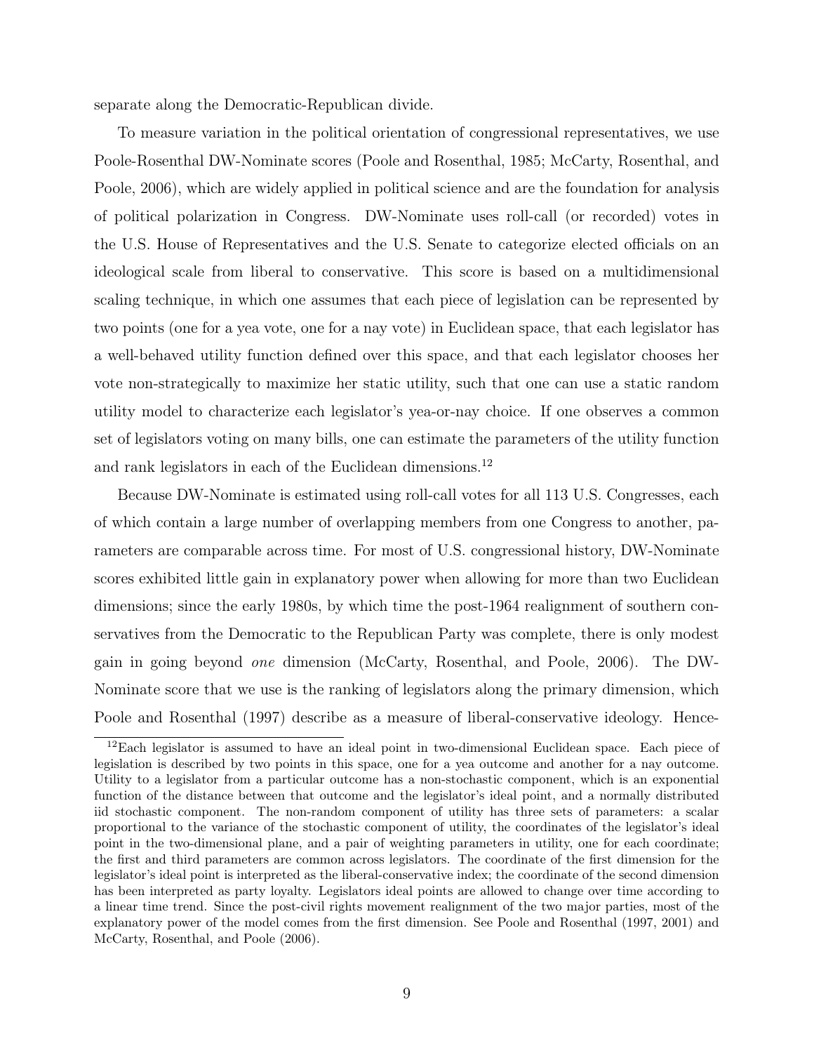separate along the Democratic-Republican divide.

To measure variation in the political orientation of congressional representatives, we use Poole-Rosenthal DW-Nominate scores (Poole and Rosenthal, 1985; McCarty, Rosenthal, and Poole, 2006), which are widely applied in political science and are the foundation for analysis of political polarization in Congress. DW-Nominate uses roll-call (or recorded) votes in the U.S. House of Representatives and the U.S. Senate to categorize elected officials on an ideological scale from liberal to conservative. This score is based on a multidimensional scaling technique, in which one assumes that each piece of legislation can be represented by two points (one for a yea vote, one for a nay vote) in Euclidean space, that each legislator has a well-behaved utility function defined over this space, and that each legislator chooses her vote non-strategically to maximize her static utility, such that one can use a static random utility model to characterize each legislator's yea-or-nay choice. If one observes a common set of legislators voting on many bills, one can estimate the parameters of the utility function and rank legislators in each of the Euclidean dimensions.[12]

Because DW-Nominate is estimated using roll-call votes for all 113 U.S. Congresses, each of which contain a large number of overlapping members from one Congress to another, parameters are comparable across time. For most of U.S. congressional history, DW-Nominate scores exhibited little gain in explanatory power when allowing for more than two Euclidean dimensions; since the early 1980s, by which time the post-1964 realignment of southern conservatives from the Democratic to the Republican Party was complete, there is only modest gain in going beyond *one* dimension (McCarty, Rosenthal, and Poole, 2006). The DW-Nominate score that we use is the ranking of legislators along the primary dimension, which Poole and Rosenthal (1997) describe as a measure of liberal-conservative ideology. Hence-

[12] Each legislator is assumed to have an ideal point in two-dimensional Euclidean space. Each piece of legislation is described by two points in this space, one for a yea outcome and another for a nay outcome. Utility to a legislator from a particular outcome has a non-stochastic component, which is an exponential function of the distance between that outcome and the legislator's ideal point, and a normally distributed iid stochastic component. The non-random component of utility has three sets of parameters: a scalar proportional to the variance of the stochastic component of utility, the coordinates of the legislator's ideal point in the two-dimensional plane, and a pair of weighting parameters in utility, one for each coordinate; the first and third parameters are common across legislators. The coordinate of the first dimension for the legislator's ideal point is interpreted as the liberal-conservative index; the coordinate of the second dimension has been interpreted as party loyalty. Legislators ideal points are allowed to change over time according to a linear time trend. Since the post-civil rights movement realignment of the two major parties, most of the explanatory power of the model comes from the first dimension. See Poole and Rosenthal (1997, 2001) and McCarty, Rosenthal, and Poole (2006).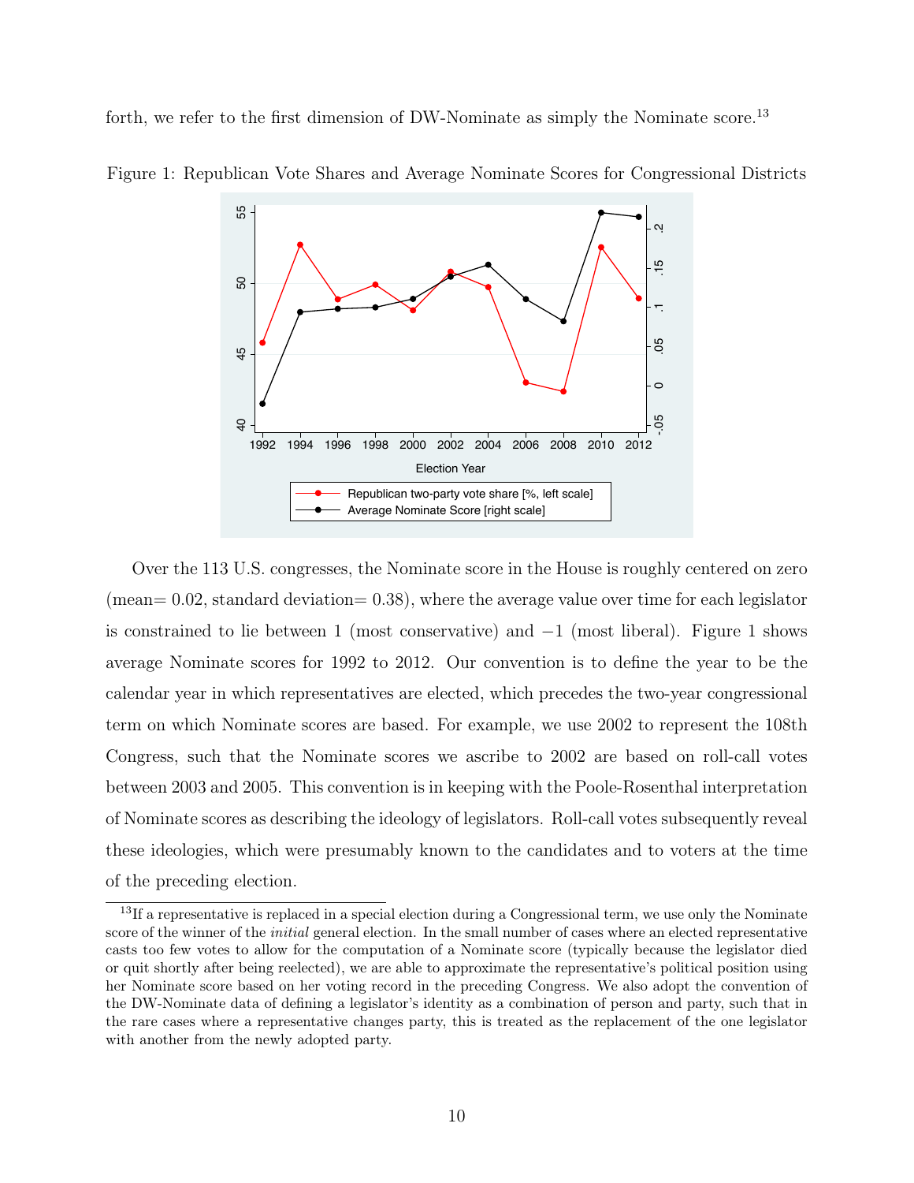forth, we refer to the first dimension of DW-Nominate as simply the Nominate score.[13]

Figure 1: Republican Vote Shares and Average Nominate Scores for Congressional Districts

Over the 113 U.S. congresses, the Nominate score in the House is roughly centered on zero (mean= 0.02, standard deviation= 0.38), where the average value over time for each legislator is constrained to lie between 1 (most conservative) and −1 (most liberal). Figure 1 shows average Nominate scores for 1992 to 2012. Our convention is to define the year to be the calendar year in which representatives are elected, which precedes the two-year congressional term on which Nominate scores are based. For example, we use 2002 to represent the 108th Congress, such that the Nominate scores we ascribe to 2002 are based on roll-call votes between 2003 and 2005. This convention is in keeping with the Poole-Rosenthal interpretation of Nominate scores as describing the ideology of legislators. Roll-call votes subsequently reveal these ideologies, which were presumably known to the candidates and to voters at the time of the preceding election.

[13] If a representative is replaced in a special election during a Congressional term, we use only the Nominate score of the winner of the *initial* general election. In the small number of cases where an elected representative casts too few votes to allow for the computation of a Nominate score (typically because the legislator died or quit shortly after being reelected), we are able to approximate the representative's political position using her Nominate score based on her voting record in the preceding Congress. We also adopt the convention of the DW-Nominate data of defining a legislator's identity as a combination of person and party, such that in the rare cases where a representative changes party, this is treated as the replacement of the one legislator with another from the newly adopted party.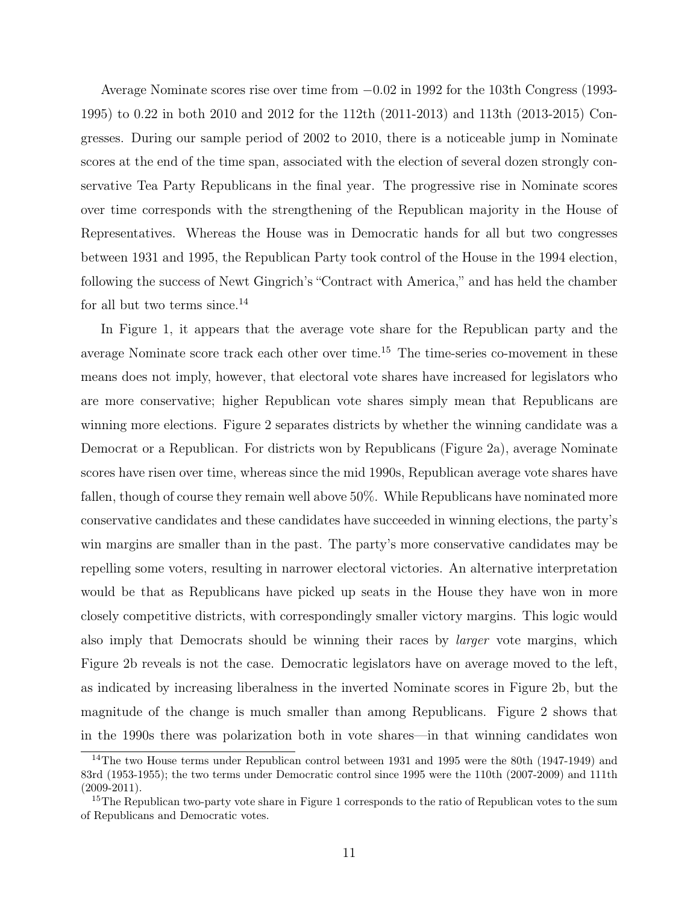Average Nominate scores rise over time from $-0.02$ in 1992 for the 103th Congress (1993-1995) to 0.22 in both 2010 and 2012 for the 112th (2011-2013) and 113th (2013-2015) Congresses. During our sample period of 2002 to 2010, there is a noticeable jump in Nominate scores at the end of the time span, associated with the election of several dozen strongly conservative Tea Party Republicans in the final year. The progressive rise in Nominate scores over time corresponds with the strengthening of the Republican majority in the House of Representatives. Whereas the House was in Democratic hands for all but two congresses between 1931 and 1995, the Republican Party took control of the House in the 1994 election, following the success of Newt Gingrich's "Contract with America," and has held the chamber for all but two terms since.[14]

In Figure 1, it appears that the average vote share for the Republican party and the average Nominate score track each other over time.[15] The time-series co-movement in these means does not imply, however, that electoral vote shares have increased for legislators who are more conservative; higher Republican vote shares simply mean that Republicans are winning more elections. Figure 2 separates districts by whether the winning candidate was a Democrat or a Republican. For districts won by Republicans (Figure 2a), average Nominate scores have risen over time, whereas since the mid 1990s, Republican average vote shares have fallen, though of course they remain well above 50%. While Republicans have nominated more conservative candidates and these candidates have succeeded in winning elections, the party's win margins are smaller than in the past. The party's more conservative candidates may be repelling some voters, resulting in narrower electoral victories. An alternative interpretation would be that as Republicans have picked up seats in the House they have won in more closely competitive districts, with correspondingly smaller victory margins. This logic would also imply that Democrats should be winning their races by *larger* vote margins, which Figure 2b reveals is not the case. Democratic legislators have on average moved to the left, as indicated by increasing liberalness in the inverted Nominate scores in Figure 2b, but the magnitude of the change is much smaller than among Republicans. Figure 2 shows that in the 1990s there was polarization both in vote shares—in that winning candidates won

[14] The two House terms under Republican control between 1931 and 1995 were the 80th (1947-1949) and 83rd (1953-1955); the two terms under Democratic control since 1995 were the 110th (2007-2009) and 111th (2009-2011).

[15] The Republican two-party vote share in Figure 1 corresponds to the ratio of Republican votes to the sum of Republicans and Democratic votes.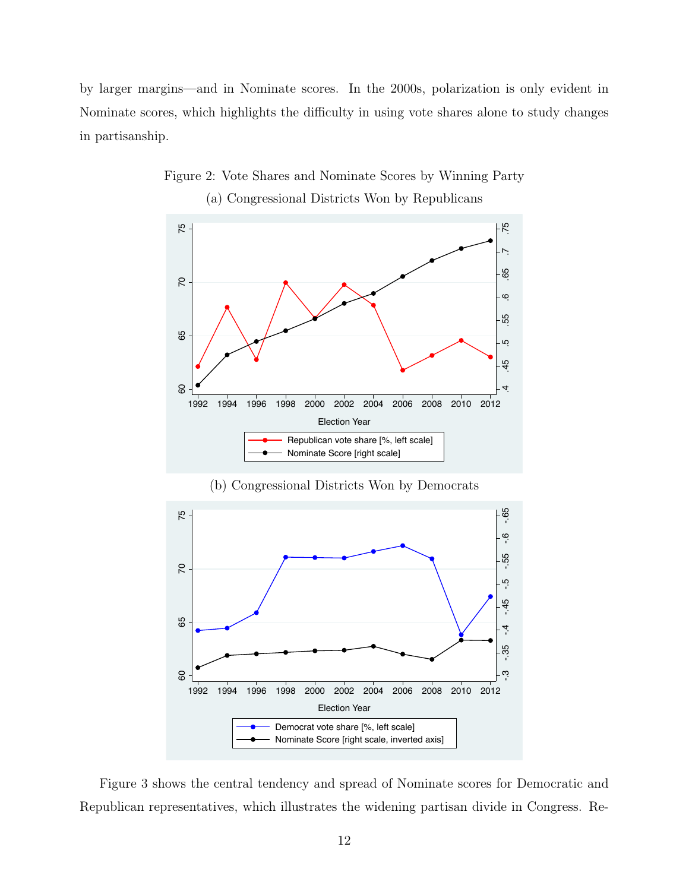by larger margins—and in Nominate scores. In the 2000s, polarization is only evident in Nominate scores, which highlights the difficulty in using vote shares alone to study changes in partisanship.

Figure 2: Vote Shares and Nominate Scores by Winning Party

(a) Congressional Districts Won by Republicans

(b) Congressional Districts Won by Democrats

Figure 3 shows the central tendency and spread of Nominate scores for Democratic and Republican representatives, which illustrates the widening partisan divide in Congress. Re-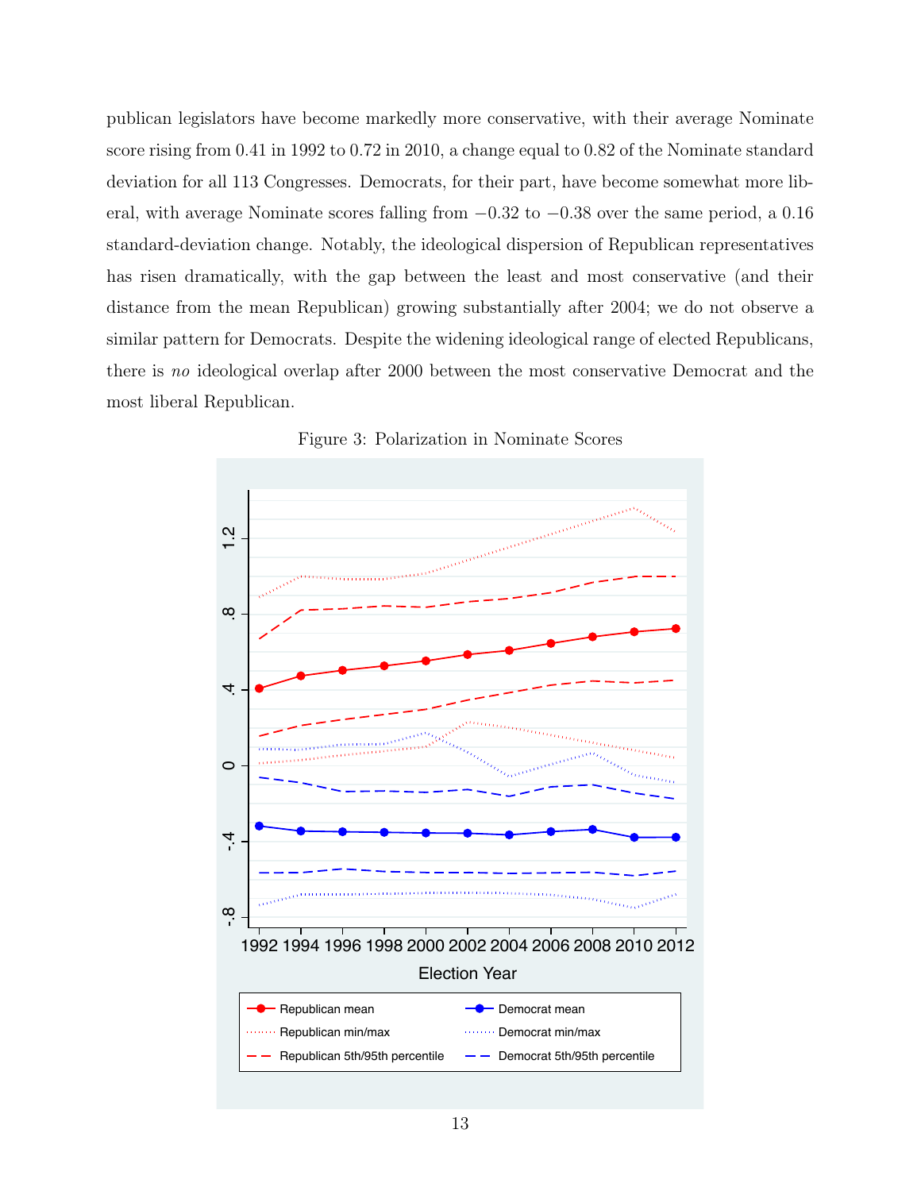publican legislators have become markedly more conservative, with their average Nominate score rising from 0.41 in 1992 to 0.72 in 2010, a change equal to 0.82 of the Nominate standard deviation for all 113 Congresses. Democrats, for their part, have become somewhat more liberal, with average Nominate scores falling from −0.32 to −0.38 over the same period, a 0.16 standard-deviation change. Notably, the ideological dispersion of Republican representatives has risen dramatically, with the gap between the least and most conservative (and their distance from the mean Republican) growing substantially after 2004; we do not observe a similar pattern for Democrats. Despite the widening ideological range of elected Republicans, there is *no* ideological overlap after 2000 between the most conservative Democrat and the most liberal Republican.

Figure 3: Polarization in Nominate Scores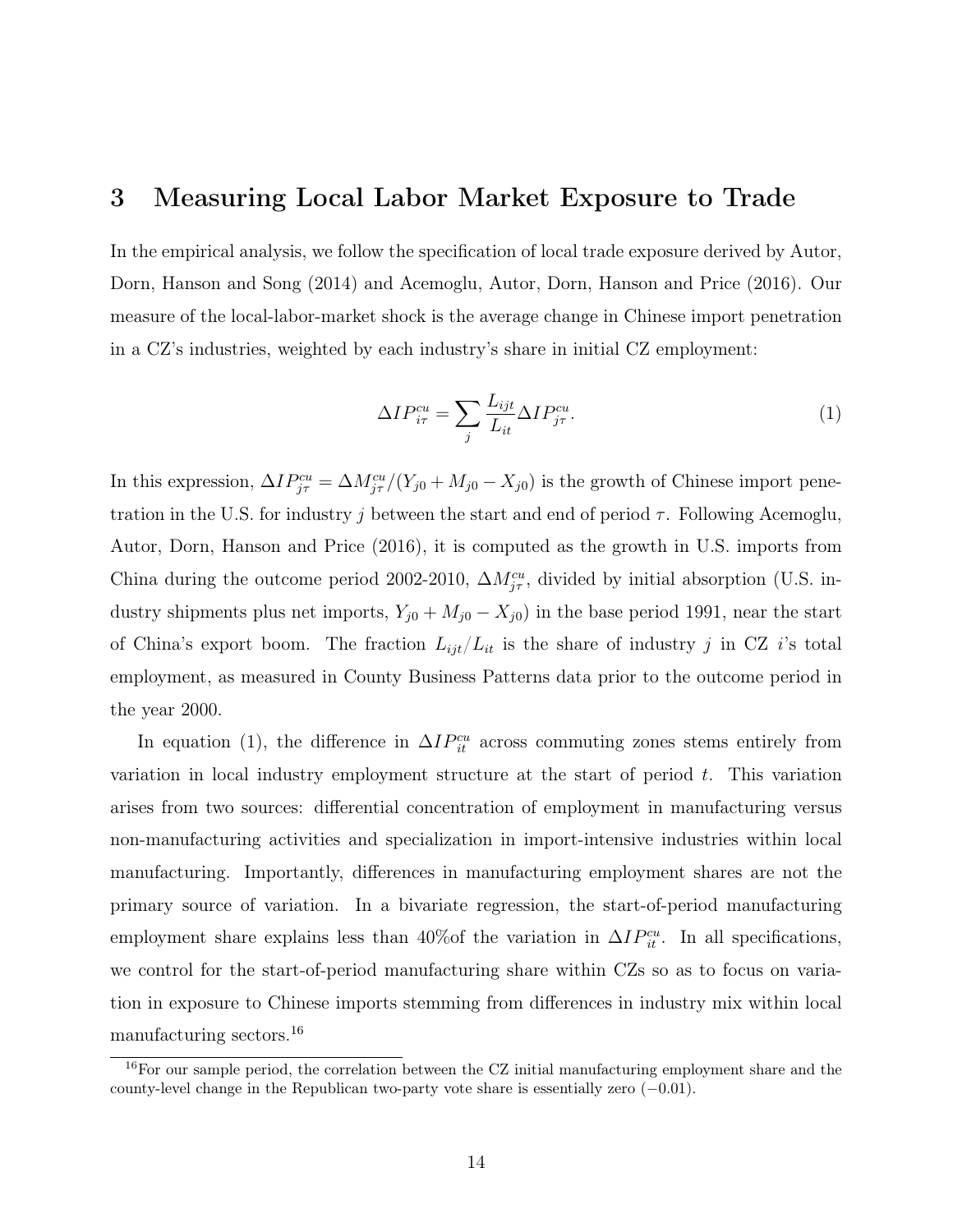# 3 Measuring Local Labor Market Exposure to Trade

In the empirical analysis, we follow the specification of local trade exposure derived by Autor, Dorn, Hanson and Song (2014) and Acemoglu, Autor, Dorn, Hanson and Price (2016). Our measure of the local-labor-market shock is the average change in Chinese import penetration in a CZ's industries, weighted by each industry's share in initial CZ employment:

$$\Delta IP^{cu}_{i\tau} = \sum_j \frac{L_{ijt}}{L_{it}} \Delta IP^{cu}_{j\tau}. \tag{1}$$

In this expression, $\Delta IP^{cu}_{j\tau} = \Delta M^{cu}_{j\tau}/(Y_{j0} + M_{j0} - X_{j0})$ is the growth of Chinese import penetration in the U.S. for industry $j$ between the start and end of period $\tau$. Following Acemoglu, Autor, Dorn, Hanson and Price (2016), it is computed as the growth in U.S. imports from China during the outcome period 2002-2010, $\Delta M^{cu}_{j\tau}$, divided by initial absorption (U.S. industry shipments plus net imports, $Y_{j0} + M_{j0} - X_{j0}$) in the base period 1991, near the start of China's export boom. The fraction $L_{ijt}/L_{it}$ is the share of industry $j$ in CZ $i$'s total employment, as measured in County Business Patterns data prior to the outcome period in the year 2000.

In equation (1), the difference in $\Delta IP^{cu}_{it}$ across commuting zones stems entirely from variation in local industry employment structure at the start of period $t$. This variation arises from two sources: differential concentration of employment in manufacturing versus non-manufacturing activities and specialization in import-intensive industries within local manufacturing. Importantly, differences in manufacturing employment shares are not the primary source of variation. In a bivariate regression, the start-of-period manufacturing employment share explains less than 40%of the variation in $\Delta IP^{cu}_{it}$. In all specifications, we control for the start-of-period manufacturing share within CZs so as to focus on variation in exposure to Chinese imports stemming from differences in industry mix within local manufacturing sectors.[16]

[16] For our sample period, the correlation between the CZ initial manufacturing employment share and the county-level change in the Republican two-party vote share is essentially zero (−0.01).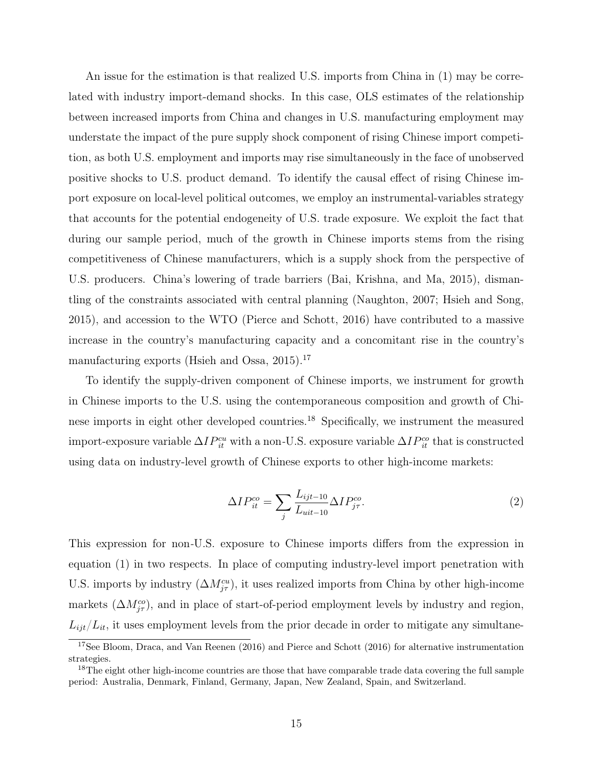An issue for the estimation is that realized U.S. imports from China in (1) may be correlated with industry import-demand shocks. In this case, OLS estimates of the relationship between increased imports from China and changes in U.S. manufacturing employment may understate the impact of the pure supply shock component of rising Chinese import competition, as both U.S. employment and imports may rise simultaneously in the face of unobserved positive shocks to U.S. product demand. To identify the causal effect of rising Chinese import exposure on local-level political outcomes, we employ an instrumental-variables strategy that accounts for the potential endogeneity of U.S. trade exposure. We exploit the fact that during our sample period, much of the growth in Chinese imports stems from the rising competitiveness of Chinese manufacturers, which is a supply shock from the perspective of U.S. producers. China's lowering of trade barriers (Bai, Krishna, and Ma, 2015), dismantling of the constraints associated with central planning (Naughton, 2007; Hsieh and Song, 2015), and accession to the WTO (Pierce and Schott, 2016) have contributed to a massive increase in the country's manufacturing capacity and a concomitant rise in the country's manufacturing exports (Hsieh and Ossa, 2015).[17]

To identify the supply-driven component of Chinese imports, we instrument for growth in Chinese imports to the U.S. using the contemporaneous composition and growth of Chinese imports in eight other developed countries.[18] Specifically, we instrument the measured import-exposure variable $\Delta IP_{it}^{cu}$ with a non-U.S. exposure variable $\Delta IP_{it}^{co}$ that is constructed using data on industry-level growth of Chinese exports to other high-income markets:

$$\Delta IP_{it}^{co} = \sum_{j} \frac{L_{ijt-10}}{L_{uit-10}} \Delta IP_{j\tau}^{co}. \tag{2}$$

This expression for non-U.S. exposure to Chinese imports differs from the expression in equation (1) in two respects. In place of computing industry-level import penetration with U.S. imports by industry ($\Delta M_{j\tau}^{cu}$), it uses realized imports from China by other high-income markets ($\Delta M_{j\tau}^{co}$), and in place of start-of-period employment levels by industry and region, $L_{ijt}/L_{it}$, it uses employment levels from the prior decade in order to mitigate any simultane-

[17] See Bloom, Draca, and Van Reenen (2016) and Pierce and Schott (2016) for alternative instrumentation strategies.

[18] The eight other high-income countries are those that have comparable trade data covering the full sample period: Australia, Denmark, Finland, Germany, Japan, New Zealand, Spain, and Switzerland.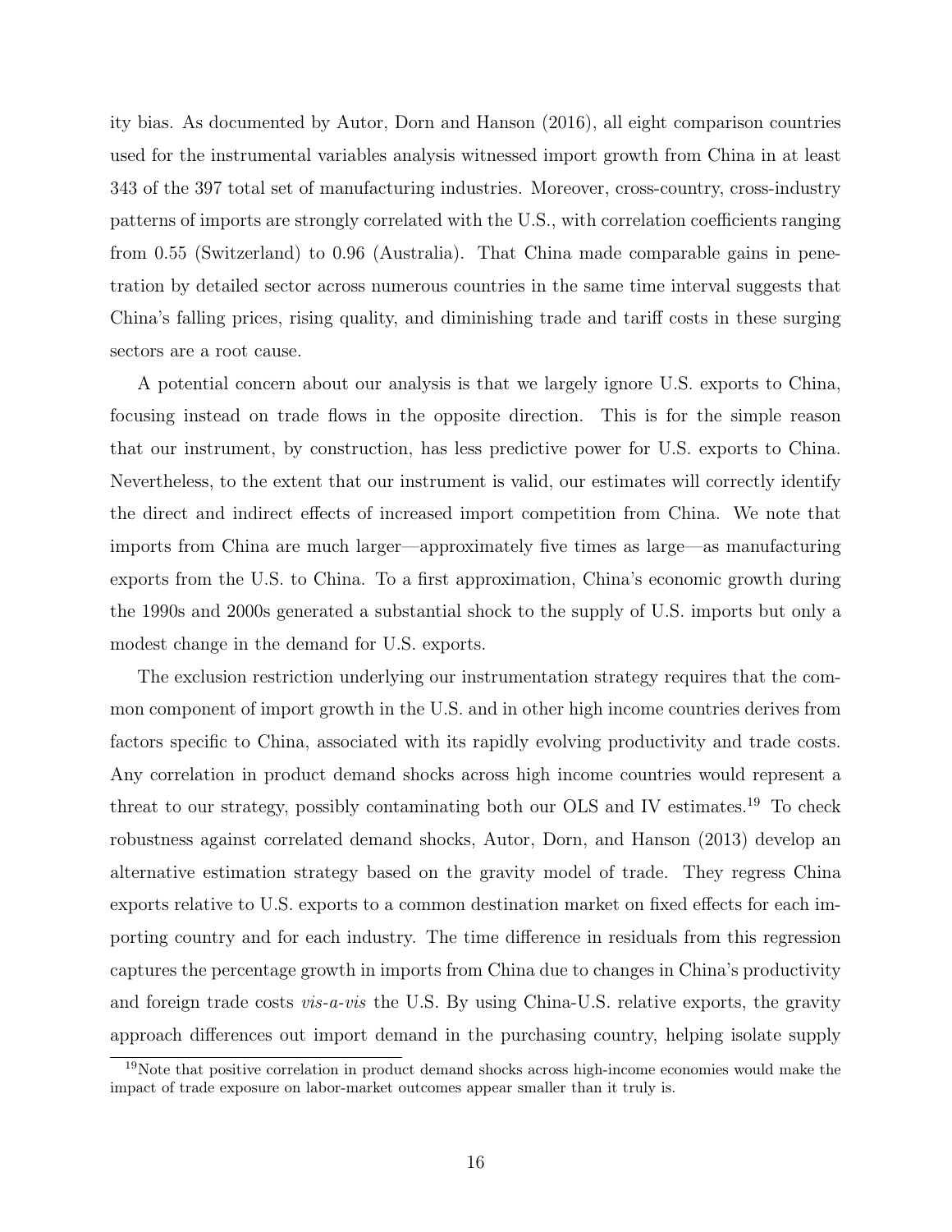ity bias. As documented by Autor, Dorn and Hanson (2016), all eight comparison countries used for the instrumental variables analysis witnessed import growth from China in at least 343 of the 397 total set of manufacturing industries. Moreover, cross-country, cross-industry patterns of imports are strongly correlated with the U.S., with correlation coefficients ranging from 0.55 (Switzerland) to 0.96 (Australia). That China made comparable gains in penetration by detailed sector across numerous countries in the same time interval suggests that China's falling prices, rising quality, and diminishing trade and tariff costs in these surging sectors are a root cause.

A potential concern about our analysis is that we largely ignore U.S. exports to China, focusing instead on trade flows in the opposite direction. This is for the simple reason that our instrument, by construction, has less predictive power for U.S. exports to China. Nevertheless, to the extent that our instrument is valid, our estimates will correctly identify the direct and indirect effects of increased import competition from China. We note that imports from China are much larger—approximately five times as large—as manufacturing exports from the U.S. to China. To a first approximation, China's economic growth during the 1990s and 2000s generated a substantial shock to the supply of U.S. imports but only a modest change in the demand for U.S. exports.

The exclusion restriction underlying our instrumentation strategy requires that the common component of import growth in the U.S. and in other high income countries derives from factors specific to China, associated with its rapidly evolving productivity and trade costs. Any correlation in product demand shocks across high income countries would represent a threat to our strategy, possibly contaminating both our OLS and IV estimates.[19] To check robustness against correlated demand shocks, Autor, Dorn, and Hanson (2013) develop an alternative estimation strategy based on the gravity model of trade. They regress China exports relative to U.S. exports to a common destination market on fixed effects for each importing country and for each industry. The time difference in residuals from this regression captures the percentage growth in imports from China due to changes in China's productivity and foreign trade costs *vis-a-vis* the U.S. By using China-U.S. relative exports, the gravity approach differences out import demand in the purchasing country, helping isolate supply

[19] Note that positive correlation in product demand shocks across high-income economies would make the impact of trade exposure on labor-market outcomes appear smaller than it truly is.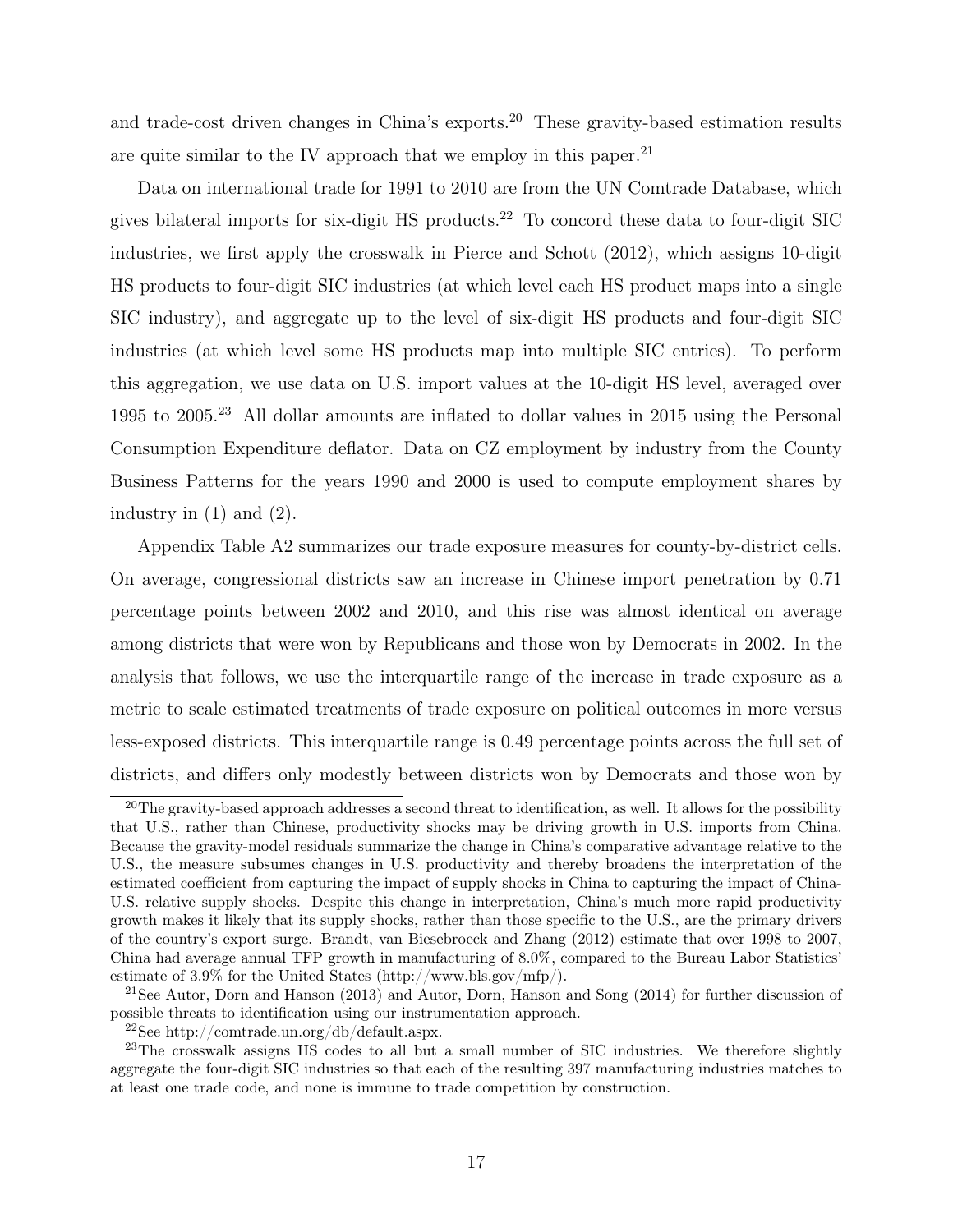and trade-cost driven changes in China's exports.[20] These gravity-based estimation results are quite similar to the IV approach that we employ in this paper.[21]

Data on international trade for 1991 to 2010 are from the UN Comtrade Database, which gives bilateral imports for six-digit HS products.[22] To concord these data to four-digit SIC industries, we first apply the crosswalk in Pierce and Schott (2012), which assigns 10-digit HS products to four-digit SIC industries (at which level each HS product maps into a single SIC industry), and aggregate up to the level of six-digit HS products and four-digit SIC industries (at which level some HS products map into multiple SIC entries). To perform this aggregation, we use data on U.S. import values at the 10-digit HS level, averaged over 1995 to 2005.[23] All dollar amounts are inflated to dollar values in 2015 using the Personal Consumption Expenditure deflator. Data on CZ employment by industry from the County Business Patterns for the years 1990 and 2000 is used to compute employment shares by industry in (1) and (2).

Appendix Table A2 summarizes our trade exposure measures for county-by-district cells. On average, congressional districts saw an increase in Chinese import penetration by 0.71 percentage points between 2002 and 2010, and this rise was almost identical on average among districts that were won by Republicans and those won by Democrats in 2002. In the analysis that follows, we use the interquartile range of the increase in trade exposure as a metric to scale estimated treatments of trade exposure on political outcomes in more versus less-exposed districts. This interquartile range is 0.49 percentage points across the full set of districts, and differs only modestly between districts won by Democrats and those won by

---

[20] The gravity-based approach addresses a second threat to identification, as well. It allows for the possibility that U.S., rather than Chinese, productivity shocks may be driving growth in U.S. imports from China. Because the gravity-model residuals summarize the change in China's comparative advantage relative to the U.S., the measure subsumes changes in U.S. productivity and thereby broadens the interpretation of the estimated coefficient from capturing the impact of supply shocks in China to capturing the impact of China-U.S. relative supply shocks. Despite this change in interpretation, China's much more rapid productivity growth makes it likely that its supply shocks, rather than those specific to the U.S., are the primary drivers of the country's export surge. Brandt, van Biesebroeck and Zhang (2012) estimate that over 1998 to 2007, China had average annual TFP growth in manufacturing of 8.0%, compared to the Bureau Labor Statistics' estimate of 3.9% for the United States (http://www.bls.gov/mfp/).

[21] See Autor, Dorn and Hanson (2013) and Autor, Dorn, Hanson and Song (2014) for further discussion of possible threats to identification using our instrumentation approach.

[22] See http://comtrade.un.org/db/default.aspx.

[23] The crosswalk assigns HS codes to all but a small number of SIC industries. We therefore slightly aggregate the four-digit SIC industries so that each of the resulting 397 manufacturing industries matches to at least one trade code, and none is immune to trade competition by construction.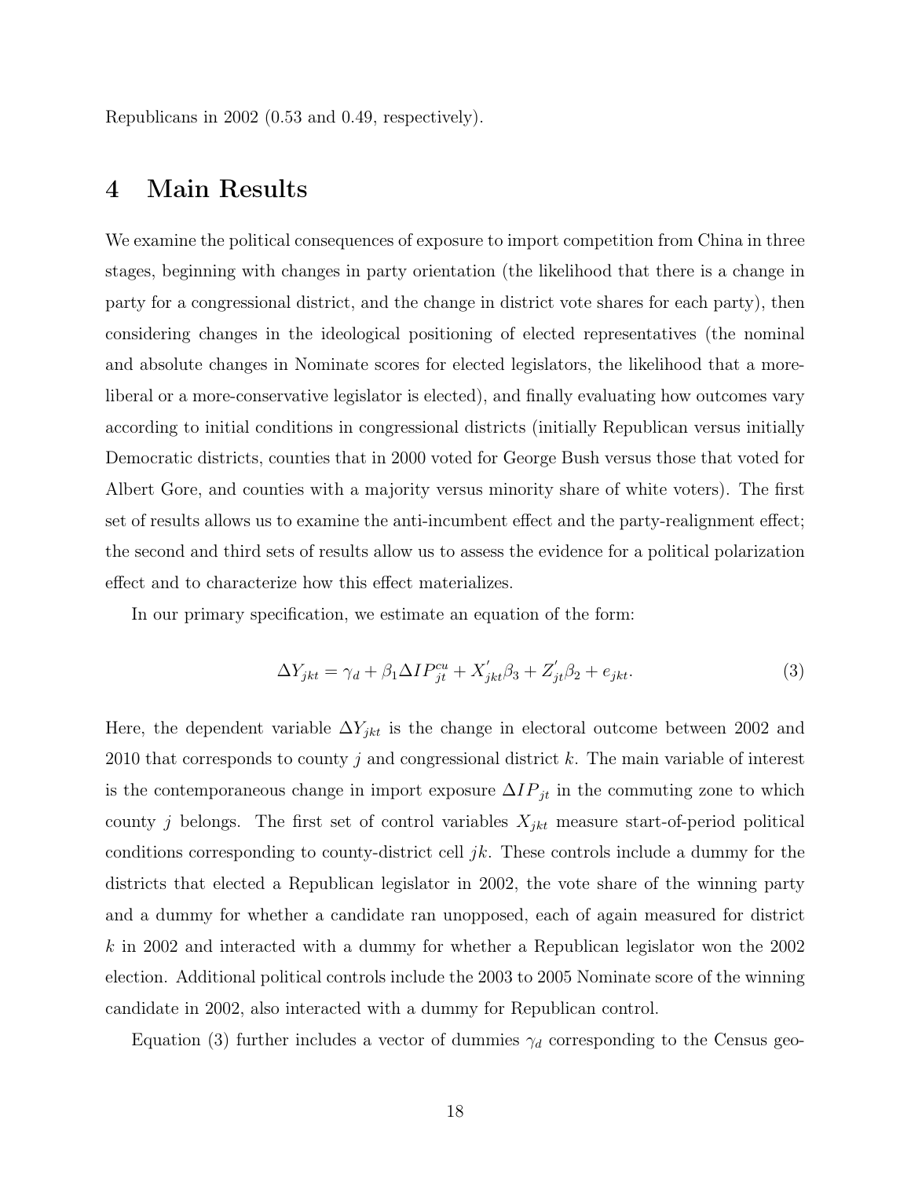Republicans in 2002 (0.53 and 0.49, respectively).

# 4 Main Results

We examine the political consequences of exposure to import competition from China in three stages, beginning with changes in party orientation (the likelihood that there is a change in party for a congressional district, and the change in district vote shares for each party), then considering changes in the ideological positioning of elected representatives (the nominal and absolute changes in Nominate scores for elected legislators, the likelihood that a more-liberal or a more-conservative legislator is elected), and finally evaluating how outcomes vary according to initial conditions in congressional districts (initially Republican versus initially Democratic districts, counties that in 2000 voted for George Bush versus those that voted for Albert Gore, and counties with a majority versus minority share of white voters). The first set of results allows us to examine the anti-incumbent effect and the party-realignment effect; the second and third sets of results allow us to assess the evidence for a political polarization effect and to characterize how this effect materializes.

In our primary specification, we estimate an equation of the form:

$$\Delta Y_{jkt} = \gamma_d + \beta_1 \Delta IP^{cu}_{jt} + X^{'}_{jkt}\beta_3 + Z^{'}_{jt}\beta_2 + e_{jkt}. \tag{3}$$

Here, the dependent variable $\Delta Y_{jkt}$ is the change in electoral outcome between 2002 and 2010 that corresponds to county $j$ and congressional district $k$. The main variable of interest is the contemporaneous change in import exposure $\Delta IP_{jt}$ in the commuting zone to which county $j$ belongs. The first set of control variables $X_{jkt}$ measure start-of-period political conditions corresponding to county-district cell $jk$. These controls include a dummy for the districts that elected a Republican legislator in 2002, the vote share of the winning party and a dummy for whether a candidate ran unopposed, each of again measured for district $k$ in 2002 and interacted with a dummy for whether a Republican legislator won the 2002 election. Additional political controls include the 2003 to 2005 Nominate score of the winning candidate in 2002, also interacted with a dummy for Republican control.

Equation (3) further includes a vector of dummies $\gamma_d$ corresponding to the Census geo-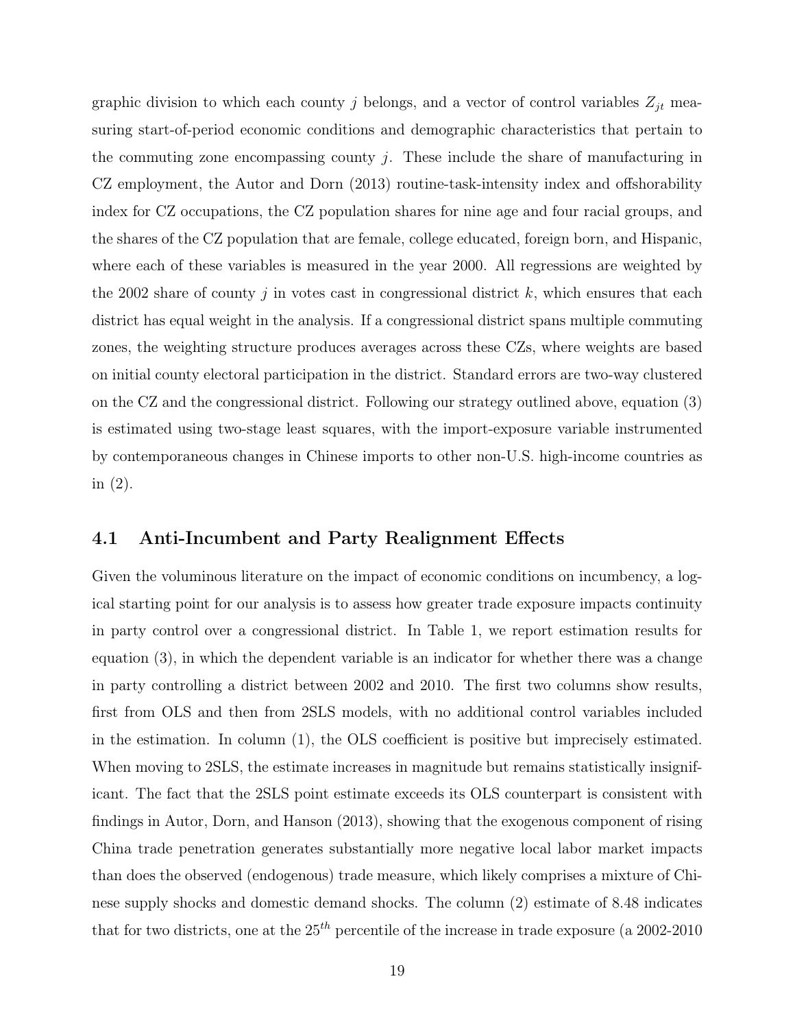graphic division to which each county $j$ belongs, and a vector of control variables $Z_{jt}$ measuring start-of-period economic conditions and demographic characteristics that pertain to the commuting zone encompassing county $j$. These include the share of manufacturing in CZ employment, the Autor and Dorn (2013) routine-task-intensity index and offshorability index for CZ occupations, the CZ population shares for nine age and four racial groups, and the shares of the CZ population that are female, college educated, foreign born, and Hispanic, where each of these variables is measured in the year 2000. All regressions are weighted by the 2002 share of county $j$ in votes cast in congressional district $k$, which ensures that each district has equal weight in the analysis. If a congressional district spans multiple commuting zones, the weighting structure produces averages across these CZs, where weights are based on initial county electoral participation in the district. Standard errors are two-way clustered on the CZ and the congressional district. Following our strategy outlined above, equation (3) is estimated using two-stage least squares, with the import-exposure variable instrumented by contemporaneous changes in Chinese imports to other non-U.S. high-income countries as in (2).

## 4.1 Anti-Incumbent and Party Realignment Effects

Given the voluminous literature on the impact of economic conditions on incumbency, a logical starting point for our analysis is to assess how greater trade exposure impacts continuity in party control over a congressional district. In Table 1, we report estimation results for equation (3), in which the dependent variable is an indicator for whether there was a change in party controlling a district between 2002 and 2010. The first two columns show results, first from OLS and then from 2SLS models, with no additional control variables included in the estimation. In column (1), the OLS coefficient is positive but imprecisely estimated. When moving to 2SLS, the estimate increases in magnitude but remains statistically insignificant. The fact that the 2SLS point estimate exceeds its OLS counterpart is consistent with findings in Autor, Dorn, and Hanson (2013), showing that the exogenous component of rising China trade penetration generates substantially more negative local labor market impacts than does the observed (endogenous) trade measure, which likely comprises a mixture of Chinese supply shocks and domestic demand shocks. The column (2) estimate of 8.48 indicates that for two districts, one at the $25^{th}$ percentile of the increase in trade exposure (a 2002-2010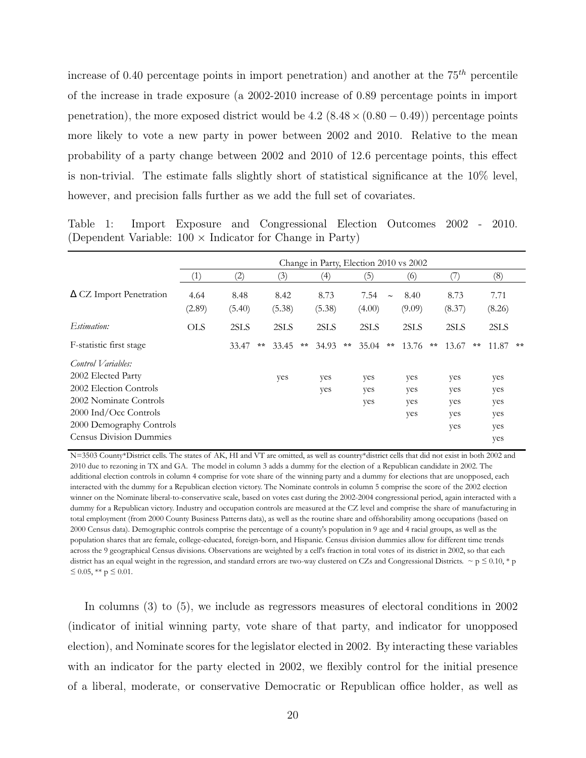increase of 0.40 percentage points in import penetration) and another at the $75^{th}$ percentile of the increase in trade exposure (a 2002-2010 increase of 0.89 percentage points in import penetration), the more exposed district would be 4.2 $(8.48 \times (0.80 - 0.49))$ percentage points more likely to vote a new party in power between 2002 and 2010. Relative to the mean probability of a party change between 2002 and 2010 of 12.6 percentage points, this effect is non-trivial. The estimate falls slightly short of statistical significance at the 10% level, however, and precision falls further as we add the full set of covariates.

Table 1: Import Exposure and Congressional Election Outcomes 2002 - 2010. (Dependent Variable: $100 \times$ Indicator for Change in Party)

| | Change in Party, Election 2010 vs 2002 | | | | | | | |
|---|---|---|---|---|---|---|---|---|
| | (1) | (2) | (3) | (4) | (5) | (6) | (7) | (8) |
| Δ CZ Import Penetration | 4.64 | 8.48 | 8.42 | 8.73 | 7.54 ~ | 8.40 | 8.73 | 7.71 |
| | (2.89) | (5.40) | (5.38) | (5.38) | (4.00) | (9.09) | (8.37) | (8.26) |
| *Estimation:* | OLS | 2SLS | 2SLS | 2SLS | 2SLS | 2SLS | 2SLS | 2SLS |
| F-statistic first stage | | 33.47 ** | 33.45 ** | 34.93 ** | 35.04 ** | 13.76 ** | 13.67 ** | 11.87 ** |
| *Control Variables:* | | | | | | | | |
| 2002 Elected Party | | | yes | yes | yes | yes | yes | yes |
| 2002 Election Controls | | | | yes | yes | yes | yes | yes |
| 2002 Nominate Controls | | | | | yes | yes | yes | yes |
| 2000 Ind/Occ Controls | | | | | | yes | yes | yes |
| 2000 Demography Controls | | | | | | | yes | yes |
| Census Division Dummies | | | | | | | | yes |

N=3503 County*District cells. The states of AK, HI and VT are omitted, as well as country*district cells that did not exist in both 2002 and 2010 due to rezoning in TX and GA. The model in column 3 adds a dummy for the election of a Republican candidate in 2002. The additional election controls in column 4 comprise for vote share of the winning party and a dummy for elections that are unopposed, each interacted with the dummy for a Republican election victory. The Nominate controls in column 5 comprise the score of the 2002 election winner on the Nominate liberal-to-conservative scale, based on votes cast during the 2002-2004 congressional period, again interacted with a dummy for a Republican victory. Industry and occupation controls are measured at the CZ level and comprise the share of manufacturing in total employment (from 2000 County Business Patterns data), as well as the routine share and offshorability among occupations (based on 2000 Census data). Demographic controls comprise the percentage of a county's population in 9 age and 4 racial groups, as well as the population shares that are female, college-educated, foreign-born, and Hispanic. Census division dummies allow for different time trends across the 9 geographical Census divisions. Observations are weighted by a cell's fraction in total votes of its district in 2002, so that each district has an equal weight in the regression, and standard errors are two-way clustered on CZs and Congressional Districts. ~ $p \leq 0.10$, * $p \leq 0.05$, ** $p \leq 0.01$.

In columns (3) to (5), we include as regressors measures of electoral conditions in 2002 (indicator of initial winning party, vote share of that party, and indicator for unopposed election), and Nominate scores for the legislator elected in 2002. By interacting these variables with an indicator for the party elected in 2002, we flexibly control for the initial presence of a liberal, moderate, or conservative Democratic or Republican office holder, as well as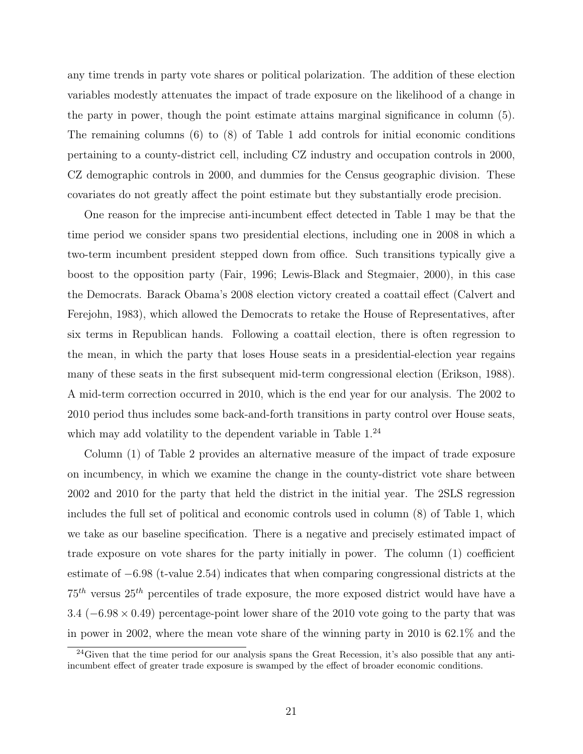any time trends in party vote shares or political polarization. The addition of these election variables modestly attenuates the impact of trade exposure on the likelihood of a change in the party in power, though the point estimate attains marginal significance in column (5). The remaining columns (6) to (8) of Table 1 add controls for initial economic conditions pertaining to a county-district cell, including CZ industry and occupation controls in 2000, CZ demographic controls in 2000, and dummies for the Census geographic division. These covariates do not greatly affect the point estimate but they substantially erode precision.

One reason for the imprecise anti-incumbent effect detected in Table 1 may be that the time period we consider spans two presidential elections, including one in 2008 in which a two-term incumbent president stepped down from office. Such transitions typically give a boost to the opposition party (Fair, 1996; Lewis-Black and Stegmaier, 2000), in this case the Democrats. Barack Obama's 2008 election victory created a coattail effect (Calvert and Ferejohn, 1983), which allowed the Democrats to retake the House of Representatives, after six terms in Republican hands. Following a coattail election, there is often regression to the mean, in which the party that loses House seats in a presidential-election year regains many of these seats in the first subsequent mid-term congressional election (Erikson, 1988). A mid-term correction occurred in 2010, which is the end year for our analysis. The 2002 to 2010 period thus includes some back-and-forth transitions in party control over House seats, which may add volatility to the dependent variable in Table 1.[24]

Column (1) of Table 2 provides an alternative measure of the impact of trade exposure on incumbency, in which we examine the change in the county-district vote share between 2002 and 2010 for the party that held the district in the initial year. The 2SLS regression includes the full set of political and economic controls used in column (8) of Table 1, which we take as our baseline specification. There is a negative and precisely estimated impact of trade exposure on vote shares for the party initially in power. The column (1) coefficient estimate of $-6.98$ (t-value 2.54) indicates that when comparing congressional districts at the $75^{th}$ versus $25^{th}$ percentiles of trade exposure, the more exposed district would have have a 3.4 ($-6.98 \times 0.49$) percentage-point lower share of the 2010 vote going to the party that was in power in 2002, where the mean vote share of the winning party in 2010 is 62.1% and the

[24]Given that the time period for our analysis spans the Great Recession, it's also possible that any anti-incumbent effect of greater trade exposure is swamped by the effect of broader economic conditions.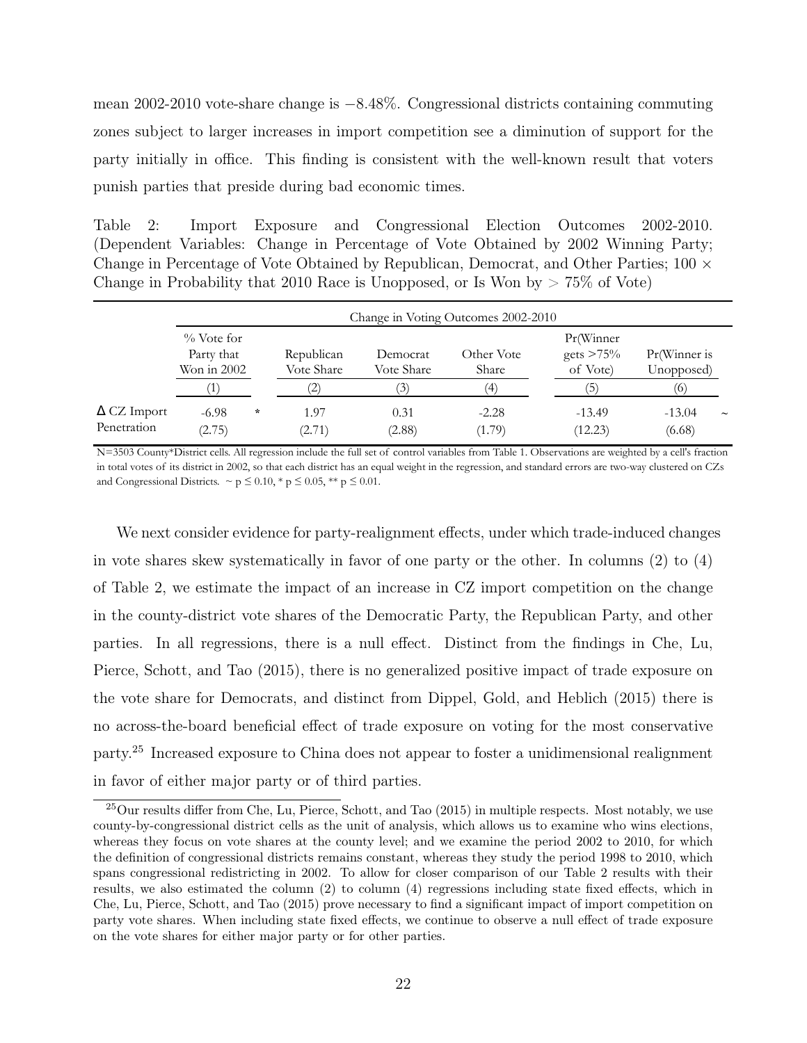mean 2002-2010 vote-share change is $-8.48\%$. Congressional districts containing commuting zones subject to larger increases in import competition see a diminution of support for the party initially in office. This finding is consistent with the well-known result that voters punish parties that preside during bad economic times.

Table 2: Import Exposure and Congressional Election Outcomes 2002-2010. (Dependent Variables: Change in Percentage of Vote Obtained by 2002 Winning Party; Change in Percentage of Vote Obtained by Republican, Democrat, and Other Parties; 100 $\times$ Change in Probability that 2010 Race is Unopposed, or Is Won by $>$ 75% of Vote)

| | Change in Voting Outcomes 2002-2010 | | | | | |
|---|---|---|---|---|---|---|
| | % Vote for Party that Won in 2002 | Republican Vote Share | Democrat Vote Share | Other Vote Share | Pr(Winner gets >75% of Vote) | Pr(Winner is Unopposed) |
| | (1) | (2) | (3) | (4) | (5) | (6) |
| Δ CZ Import Penetration | -6.98 * | 1.97 | 0.31 | -2.28 | -13.49 | -13.04 ~ |
| | (2.75) | (2.71) | (2.88) | (1.79) | (12.23) | (6.68) |

N=3503 County*District cells. All regression include the full set of control variables from Table 1. Observations are weighted by a cell's fraction in total votes of its district in 2002, so that each district has an equal weight in the regression, and standard errors are two-way clustered on CZs and Congressional Districts. $\sim$ p $\leq$ 0.10, * p $\leq$ 0.05, ** p $\leq$ 0.01.

We next consider evidence for party-realignment effects, under which trade-induced changes in vote shares skew systematically in favor of one party or the other. In columns (2) to (4) of Table 2, we estimate the impact of an increase in CZ import competition on the change in the county-district vote shares of the Democratic Party, the Republican Party, and other parties. In all regressions, there is a null effect. Distinct from the findings in Che, Lu, Pierce, Schott, and Tao (2015), there is no generalized positive impact of trade exposure on the vote share for Democrats, and distinct from Dippel, Gold, and Heblich (2015) there is no across-the-board beneficial effect of trade exposure on voting for the most conservative party.[25] Increased exposure to China does not appear to foster a unidimensional realignment in favor of either major party or of third parties.

[25] Our results differ from Che, Lu, Pierce, Schott, and Tao (2015) in multiple respects. Most notably, we use county-by-congressional district cells as the unit of analysis, which allows us to examine who wins elections, whereas they focus on vote shares at the county level; and we examine the period 2002 to 2010, for which the definition of congressional districts remains constant, whereas they study the period 1998 to 2010, which spans congressional redistricting in 2002. To allow for closer comparison of our Table 2 results with their results, we also estimated the column (2) to column (4) regressions including state fixed effects, which in Che, Lu, Pierce, Schott, and Tao (2015) prove necessary to find a significant impact of import competition on party vote shares. When including state fixed effects, we continue to observe a null effect of trade exposure on the vote shares for either major party or for other parties.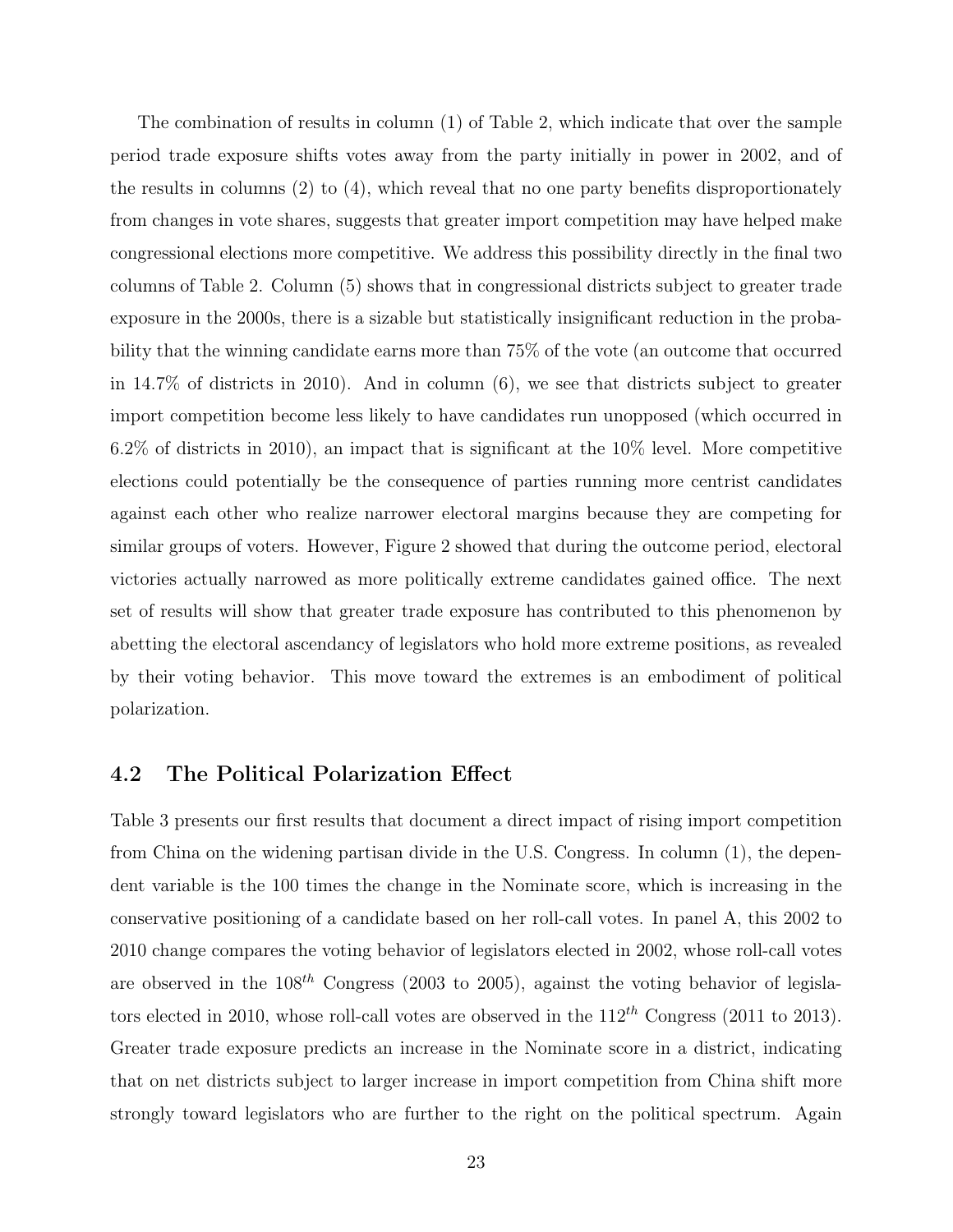The combination of results in column (1) of Table 2, which indicate that over the sample period trade exposure shifts votes away from the party initially in power in 2002, and of the results in columns (2) to (4), which reveal that no one party benefits disproportionately from changes in vote shares, suggests that greater import competition may have helped make congressional elections more competitive. We address this possibility directly in the final two columns of Table 2. Column (5) shows that in congressional districts subject to greater trade exposure in the 2000s, there is a sizable but statistically insignificant reduction in the probability that the winning candidate earns more than 75% of the vote (an outcome that occurred in 14.7% of districts in 2010). And in column (6), we see that districts subject to greater import competition become less likely to have candidates run unopposed (which occurred in 6.2% of districts in 2010), an impact that is significant at the 10% level. More competitive elections could potentially be the consequence of parties running more centrist candidates against each other who realize narrower electoral margins because they are competing for similar groups of voters. However, Figure 2 showed that during the outcome period, electoral victories actually narrowed as more politically extreme candidates gained office. The next set of results will show that greater trade exposure has contributed to this phenomenon by abetting the electoral ascendancy of legislators who hold more extreme positions, as revealed by their voting behavior. This move toward the extremes is an embodiment of political polarization.

## 4.2 The Political Polarization Effect

Table 3 presents our first results that document a direct impact of rising import competition from China on the widening partisan divide in the U.S. Congress. In column (1), the dependent variable is the 100 times the change in the Nominate score, which is increasing in the conservative positioning of a candidate based on her roll-call votes. In panel A, this 2002 to 2010 change compares the voting behavior of legislators elected in 2002, whose roll-call votes are observed in the $108^{th}$ Congress (2003 to 2005), against the voting behavior of legislators elected in 2010, whose roll-call votes are observed in the $112^{th}$ Congress (2011 to 2013). Greater trade exposure predicts an increase in the Nominate score in a district, indicating that on net districts subject to larger increase in import competition from China shift more strongly toward legislators who are further to the right on the political spectrum. Again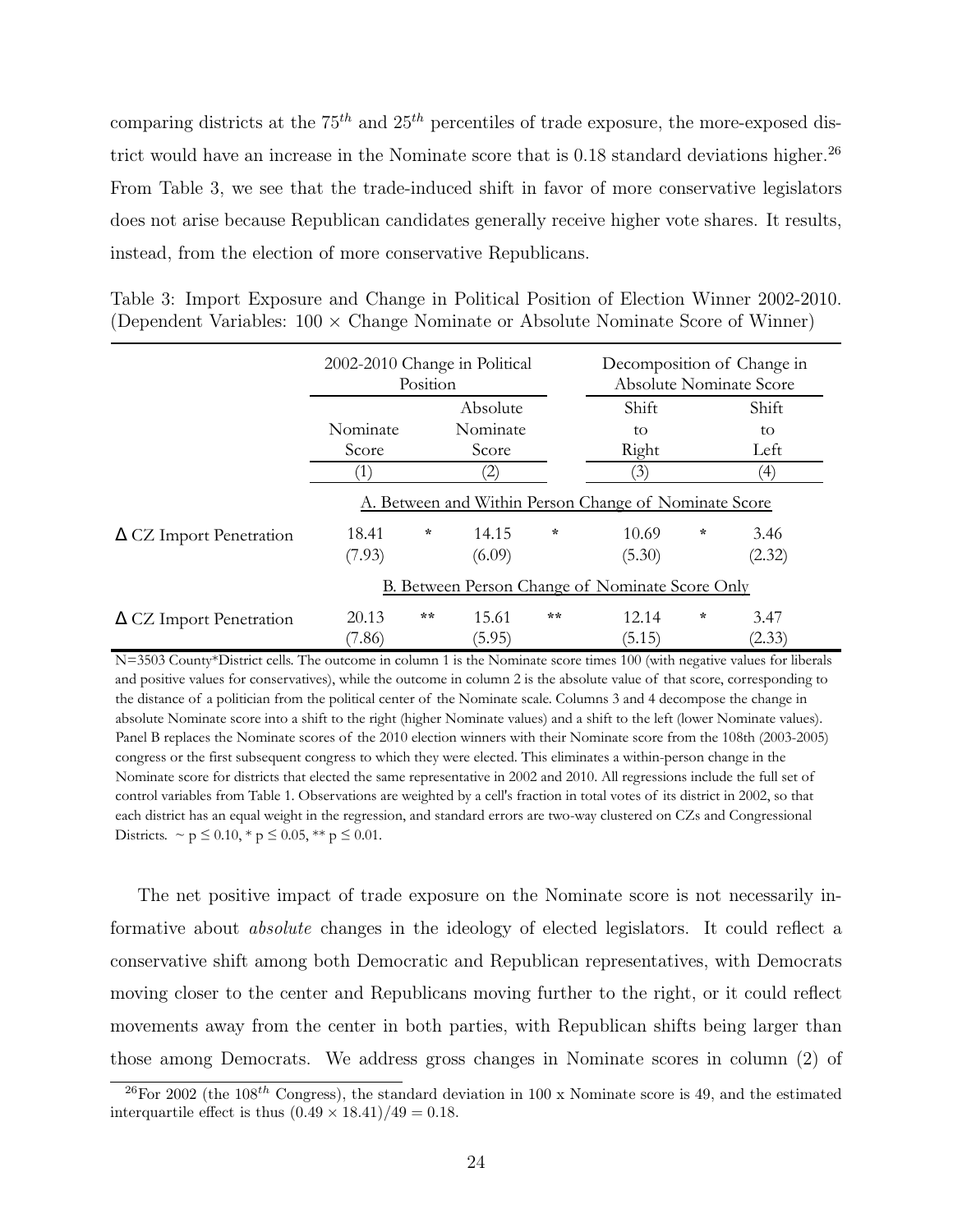comparing districts at the $75^{th}$ and $25^{th}$ percentiles of trade exposure, the more-exposed district would have an increase in the Nominate score that is 0.18 standard deviations higher.[26] From Table 3, we see that the trade-induced shift in favor of more conservative legislators does not arise because Republican candidates generally receive higher vote shares. It results, instead, from the election of more conservative Republicans.

Table 3: Import Exposure and Change in Political Position of Election Winner 2002-2010. (Dependent Variables: $100 \times$ Change Nominate or Absolute Nominate Score of Winner)

| | 2002-2010 Change in Political Position | | Decomposition of Change in Absolute Nominate Score | |
|---|---|---|---|---|
| | Nominate Score | Absolute Nominate Score | Shift to Right | Shift to Left |
| | (1) | (2) | (3) | (4) |
| | A. Between and Within Person Change of Nominate Score | | | |
| Δ CZ Import Penetration | 18.41 * | 14.15 * | 10.69 * | 3.46 |
| | (7.93) | (6.09) | (5.30) | (2.32) |
| | B. Between Person Change of Nominate Score Only | | | |
| Δ CZ Import Penetration | 20.13 ** | 15.61 ** | 12.14 * | 3.47 |
| | (7.86) | (5.95) | (5.15) | (2.33) |

N=3503 County*District cells. The outcome in column 1 is the Nominate score times 100 (with negative values for liberals and positive values for conservatives), while the outcome in column 2 is the absolute value of that score, corresponding to the distance of a politician from the political center of the Nominate scale. Columns 3 and 4 decompose the change in absolute Nominate score into a shift to the right (higher Nominate values) and a shift to the left (lower Nominate values). Panel B replaces the Nominate scores of the 2010 election winners with their Nominate score from the 108th (2003-2005) congress or the first subsequent congress to which they were elected. This eliminates a within-person change in the Nominate score for districts that elected the same representative in 2002 and 2010. All regressions include the full set of control variables from Table 1. Observations are weighted by a cell's fraction in total votes of its district in 2002, so that each district has an equal weight in the regression, and standard errors are two-way clustered on CZs and Congressional Districts. ~ $p \leq 0.10$, * $p \leq 0.05$, ** $p \leq 0.01$.

The net positive impact of trade exposure on the Nominate score is not necessarily informative about *absolute* changes in the ideology of elected legislators. It could reflect a conservative shift among both Democratic and Republican representatives, with Democrats moving closer to the center and Republicans moving further to the right, or it could reflect movements away from the center in both parties, with Republican shifts being larger than those among Democrats. We address gross changes in Nominate scores in column (2) of

[26] For 2002 (the $108^{th}$ Congress), the standard deviation in 100 x Nominate score is 49, and the estimated interquartile effect is thus $(0.49 \times 18.41)/49 = 0.18$.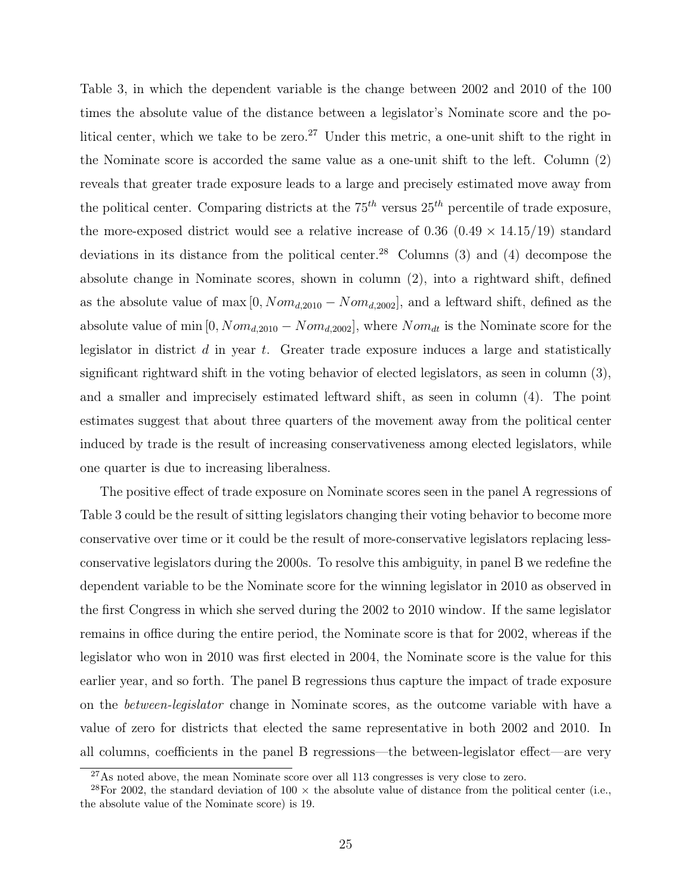Table 3, in which the dependent variable is the change between 2002 and 2010 of the 100 times the absolute value of the distance between a legislator's Nominate score and the political center, which we take to be zero.[27] Under this metric, a one-unit shift to the right in the Nominate score is accorded the same value as a one-unit shift to the left. Column (2) reveals that greater trade exposure leads to a large and precisely estimated move away from the political center. Comparing districts at the $75^{th}$ versus $25^{th}$ percentile of trade exposure, the more-exposed district would see a relative increase of 0.36 ($0.49 \times 14.15/19$) standard deviations in its distance from the political center.[28] Columns (3) and (4) decompose the absolute change in Nominate scores, shown in column (2), into a rightward shift, defined as the absolute value of $\max\left[0, Nom_{d,2010} - Nom_{d,2002}\right]$, and a leftward shift, defined as the absolute value of $\min\left[0, Nom_{d,2010} - Nom_{d,2002}\right]$, where $Nom_{dt}$ is the Nominate score for the legislator in district $d$ in year $t$. Greater trade exposure induces a large and statistically significant rightward shift in the voting behavior of elected legislators, as seen in column (3), and a smaller and imprecisely estimated leftward shift, as seen in column (4). The point estimates suggest that about three quarters of the movement away from the political center induced by trade is the result of increasing conservativeness among elected legislators, while one quarter is due to increasing liberalness.

The positive effect of trade exposure on Nominate scores seen in the panel A regressions of Table 3 could be the result of sitting legislators changing their voting behavior to become more conservative over time or it could be the result of more-conservative legislators replacing less-conservative legislators during the 2000s. To resolve this ambiguity, in panel B we redefine the dependent variable to be the Nominate score for the winning legislator in 2010 as observed in the first Congress in which she served during the 2002 to 2010 window. If the same legislator remains in office during the entire period, the Nominate score is that for 2002, whereas if the legislator who won in 2010 was first elected in 2004, the Nominate score is the value for this earlier year, and so forth. The panel B regressions thus capture the impact of trade exposure on the *between-legislator* change in Nominate scores, as the outcome variable with have a value of zero for districts that elected the same representative in both 2002 and 2010. In all columns, coefficients in the panel B regressions—the between-legislator effect—are very

[27] As noted above, the mean Nominate score over all 113 congresses is very close to zero.

[28] For 2002, the standard deviation of $100 \times$ the absolute value of distance from the political center (i.e., the absolute value of the Nominate score) is 19.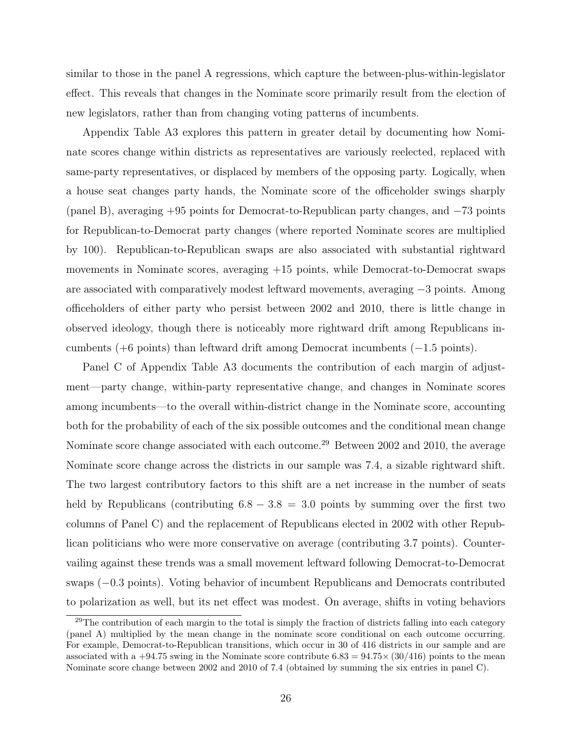similar to those in the panel A regressions, which capture the between-plus-within-legislator effect. This reveals that changes in the Nominate score primarily result from the election of new legislators, rather than from changing voting patterns of incumbents.

Appendix Table A3 explores this pattern in greater detail by documenting how Nominate scores change within districts as representatives are variously reelected, replaced with same-party representatives, or displaced by members of the opposing party. Logically, when a house seat changes party hands, the Nominate score of the officeholder swings sharply (panel B), averaging +95 points for Democrat-to-Republican party changes, and −73 points for Republican-to-Democrat party changes (where reported Nominate scores are multiplied by 100). Republican-to-Republican swaps are also associated with substantial rightward movements in Nominate scores, averaging +15 points, while Democrat-to-Democrat swaps are associated with comparatively modest leftward movements, averaging −3 points. Among officeholders of either party who persist between 2002 and 2010, there is little change in observed ideology, though there is noticeably more rightward drift among Republicans incumbents (+6 points) than leftward drift among Democrat incumbents (−1.5 points).

Panel C of Appendix Table A3 documents the contribution of each margin of adjustment—party change, within-party representative change, and changes in Nominate scores among incumbents—to the overall within-district change in the Nominate score, accounting both for the probability of each of the six possible outcomes and the conditional mean change Nominate score change associated with each outcome.[29] Between 2002 and 2010, the average Nominate score change across the districts in our sample was 7.4, a sizable rightward shift. The two largest contributory factors to this shift are a net increase in the number of seats held by Republicans (contributing $6.8 - 3.8 = 3.0$ points by summing over the first two columns of Panel C) and the replacement of Republicans elected in 2002 with other Republican politicians who were more conservative on average (contributing 3.7 points). Countervailing against these trends was a small movement leftward following Democrat-to-Democrat swaps (−0.3 points). Voting behavior of incumbent Republicans and Democrats contributed to polarization as well, but its net effect was modest. On average, shifts in voting behaviors

[29] The contribution of each margin to the total is simply the fraction of districts falling into each category (panel A) multiplied by the mean change in the nominate score conditional on each outcome occurring. For example, Democrat-to-Republican transitions, which occur in 30 of 416 districts in our sample and are associated with a +94.75 swing in the Nominate score contribute $6.83 = 94.75 \times (30/416)$ points to the mean Nominate score change between 2002 and 2010 of 7.4 (obtained by summing the six entries in panel C).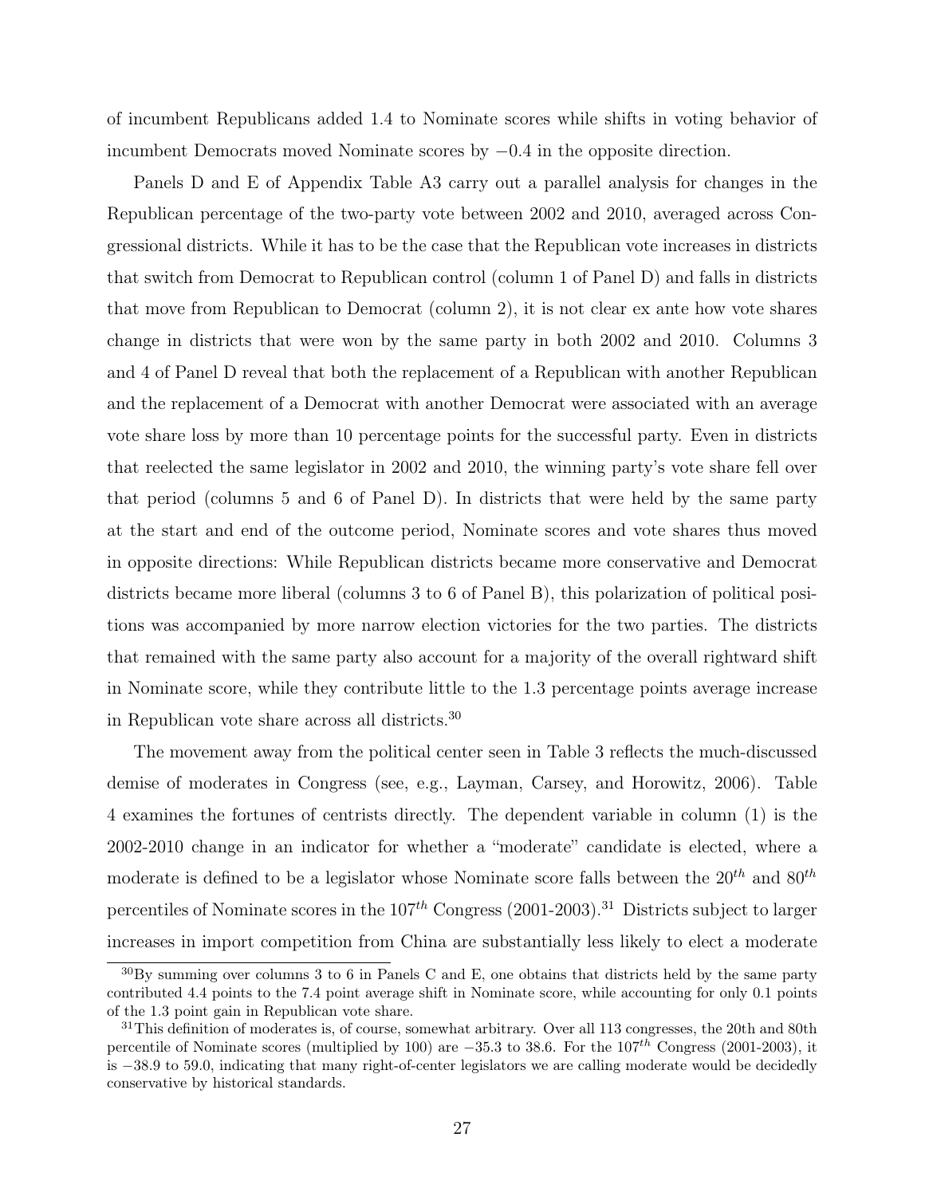of incumbent Republicans added 1.4 to Nominate scores while shifts in voting behavior of incumbent Democrats moved Nominate scores by −0.4 in the opposite direction.

Panels D and E of Appendix Table A3 carry out a parallel analysis for changes in the Republican percentage of the two-party vote between 2002 and 2010, averaged across Congressional districts. While it has to be the case that the Republican vote increases in districts that switch from Democrat to Republican control (column 1 of Panel D) and falls in districts that move from Republican to Democrat (column 2), it is not clear ex ante how vote shares change in districts that were won by the same party in both 2002 and 2010. Columns 3 and 4 of Panel D reveal that both the replacement of a Republican with another Republican and the replacement of a Democrat with another Democrat were associated with an average vote share loss by more than 10 percentage points for the successful party. Even in districts that reelected the same legislator in 2002 and 2010, the winning party's vote share fell over that period (columns 5 and 6 of Panel D). In districts that were held by the same party at the start and end of the outcome period, Nominate scores and vote shares thus moved in opposite directions: While Republican districts became more conservative and Democrat districts became more liberal (columns 3 to 6 of Panel B), this polarization of political positions was accompanied by more narrow election victories for the two parties. The districts that remained with the same party also account for a majority of the overall rightward shift in Nominate score, while they contribute little to the 1.3 percentage points average increase in Republican vote share across all districts.[30]

The movement away from the political center seen in Table 3 reflects the much-discussed demise of moderates in Congress (see, e.g., Layman, Carsey, and Horowitz, 2006). Table 4 examines the fortunes of centrists directly. The dependent variable in column (1) is the 2002-2010 change in an indicator for whether a "moderate" candidate is elected, where a moderate is defined to be a legislator whose Nominate score falls between the $20^{th}$ and $80^{th}$ percentiles of Nominate scores in the $107^{th}$ Congress (2001-2003).[31] Districts subject to larger increases in import competition from China are substantially less likely to elect a moderate

[30]By summing over columns 3 to 6 in Panels C and E, one obtains that districts held by the same party contributed 4.4 points to the 7.4 point average shift in Nominate score, while accounting for only 0.1 points of the 1.3 point gain in Republican vote share.

[31]This definition of moderates is, of course, somewhat arbitrary. Over all 113 congresses, the 20th and 80th percentile of Nominate scores (multiplied by 100) are −35.3 to 38.6. For the $107^{th}$ Congress (2001-2003), it is −38.9 to 59.0, indicating that many right-of-center legislators we are calling moderate would be decidedly conservative by historical standards.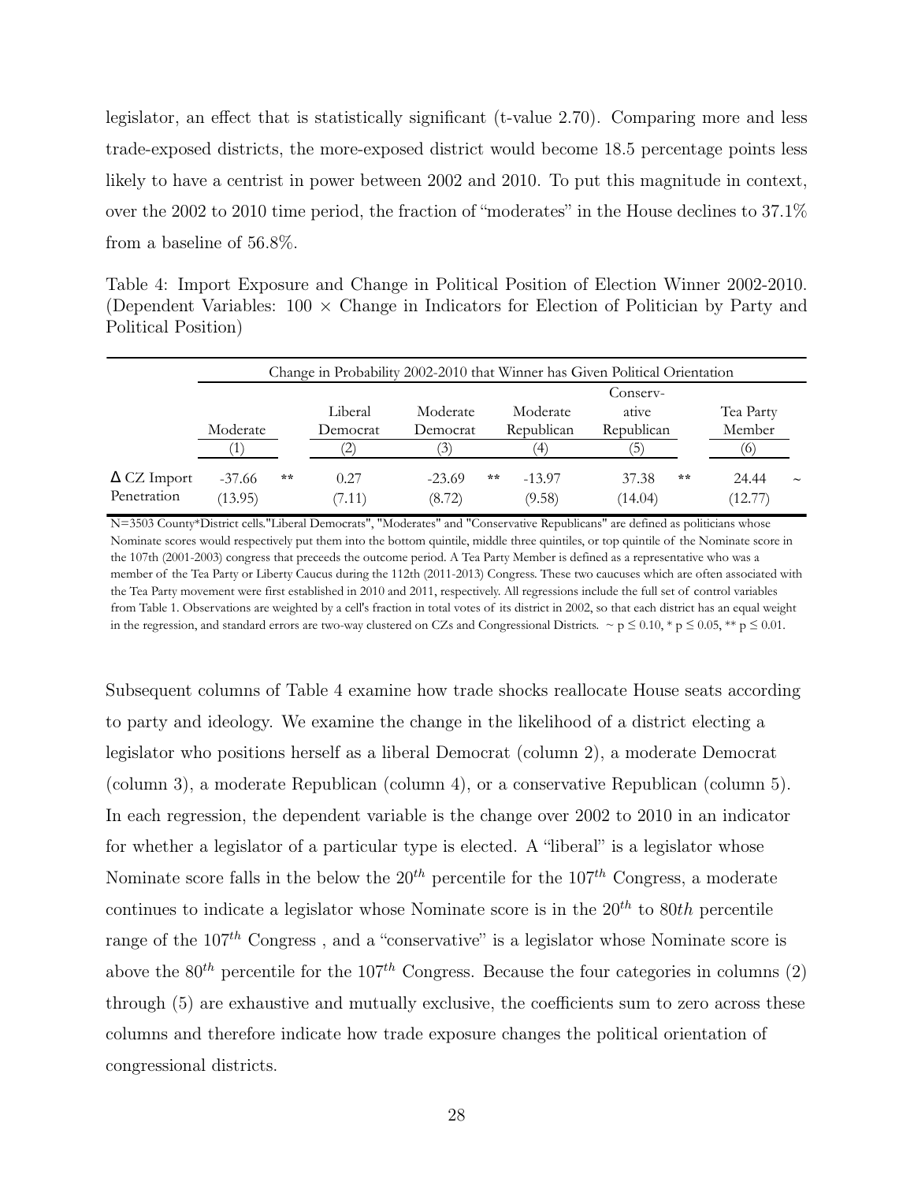legislator, an effect that is statistically significant (t-value 2.70). Comparing more and less trade-exposed districts, the more-exposed district would become 18.5 percentage points less likely to have a centrist in power between 2002 and 2010. To put this magnitude in context, over the 2002 to 2010 time period, the fraction of "moderates" in the House declines to 37.1% from a baseline of 56.8%.

Table 4: Import Exposure and Change in Political Position of Election Winner 2002-2010. (Dependent Variables: $100 \times$ Change in Indicators for Election of Politician by Party and Political Position)

| | Change in Probability 2002-2010 that Winner has Given Political Orientation | | | | | |
|---|---|---|---|---|---|---|
| | Moderate | Liberal Democrat | Moderate Democrat | Moderate Republican | Conservative Republican | Tea Party Member |
| | (1) | (2) | (3) | (4) | (5) | (6) |
| Δ CZ Import Penetration | -37.66 ** | 0.27 | -23.69 ** | -13.97 | 37.38 ** | 24.44 ~ |
| | (13.95) | (7.11) | (8.72) | (9.58) | (14.04) | (12.77) |

N=3503 County*District cells."Liberal Democrats", "Moderates" and "Conservative Republicans" are defined as politicians whose Nominate scores would respectively put them into the bottom quintile, middle three quintiles, or top quintile of the Nominate score in the 107th (2001-2003) congress that preceeds the outcome period. A Tea Party Member is defined as a representative who was a member of the Tea Party or Liberty Caucus during the 112th (2011-2013) Congress. These two caucuses which are often associated with the Tea Party movement were first established in 2010 and 2011, respectively. All regressions include the full set of control variables from Table 1. Observations are weighted by a cell's fraction in total votes of its district in 2002, so that each district has an equal weight in the regression, and standard errors are two-way clustered on CZs and Congressional Districts. ~ $p \leq 0.10$, * $p \leq 0.05$, ** $p \leq 0.01$.

Subsequent columns of Table 4 examine how trade shocks reallocate House seats according to party and ideology. We examine the change in the likelihood of a district electing a legislator who positions herself as a liberal Democrat (column 2), a moderate Democrat (column 3), a moderate Republican (column 4), or a conservative Republican (column 5). In each regression, the dependent variable is the change over 2002 to 2010 in an indicator for whether a legislator of a particular type is elected. A "liberal" is a legislator whose Nominate score falls in the below the $20^{th}$ percentile for the $107^{th}$ Congress, a moderate continues to indicate a legislator whose Nominate score is in the $20^{th}$ to $80th$ percentile range of the $107^{th}$ Congress , and a "conservative" is a legislator whose Nominate score is above the $80^{th}$ percentile for the $107^{th}$ Congress. Because the four categories in columns (2) through (5) are exhaustive and mutually exclusive, the coefficients sum to zero across these columns and therefore indicate how trade exposure changes the political orientation of congressional districts.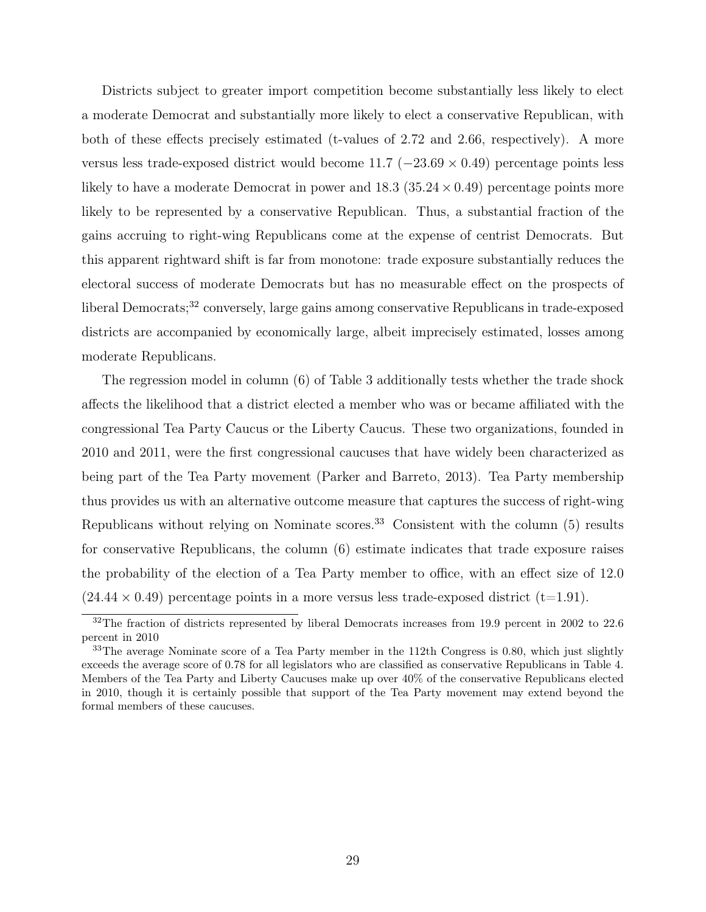Districts subject to greater import competition become substantially less likely to elect a moderate Democrat and substantially more likely to elect a conservative Republican, with both of these effects precisely estimated (t-values of 2.72 and 2.66, respectively). A more versus less trade-exposed district would become 11.7 ($-23.69 \times 0.49$) percentage points less likely to have a moderate Democrat in power and 18.3 ($35.24 \times 0.49$) percentage points more likely to be represented by a conservative Republican. Thus, a substantial fraction of the gains accruing to right-wing Republicans come at the expense of centrist Democrats. But this apparent rightward shift is far from monotone: trade exposure substantially reduces the electoral success of moderate Democrats but has no measurable effect on the prospects of liberal Democrats;[32] conversely, large gains among conservative Republicans in trade-exposed districts are accompanied by economically large, albeit imprecisely estimated, losses among moderate Republicans.

The regression model in column (6) of Table 3 additionally tests whether the trade shock affects the likelihood that a district elected a member who was or became affiliated with the congressional Tea Party Caucus or the Liberty Caucus. These two organizations, founded in 2010 and 2011, were the first congressional caucuses that have widely been characterized as being part of the Tea Party movement (Parker and Barreto, 2013). Tea Party membership thus provides us with an alternative outcome measure that captures the success of right-wing Republicans without relying on Nominate scores.[33] Consistent with the column (5) results for conservative Republicans, the column (6) estimate indicates that trade exposure raises the probability of the election of a Tea Party member to office, with an effect size of 12.0 ($24.44 \times 0.49$) percentage points in a more versus less trade-exposed district (t=1.91).

[32] The fraction of districts represented by liberal Democrats increases from 19.9 percent in 2002 to 22.6 percent in 2010

[33] The average Nominate score of a Tea Party member in the 112th Congress is 0.80, which just slightly exceeds the average score of 0.78 for all legislators who are classified as conservative Republicans in Table 4. Members of the Tea Party and Liberty Caucuses make up over 40% of the conservative Republicans elected in 2010, though it is certainly possible that support of the Tea Party movement may extend beyond the formal members of these caucuses.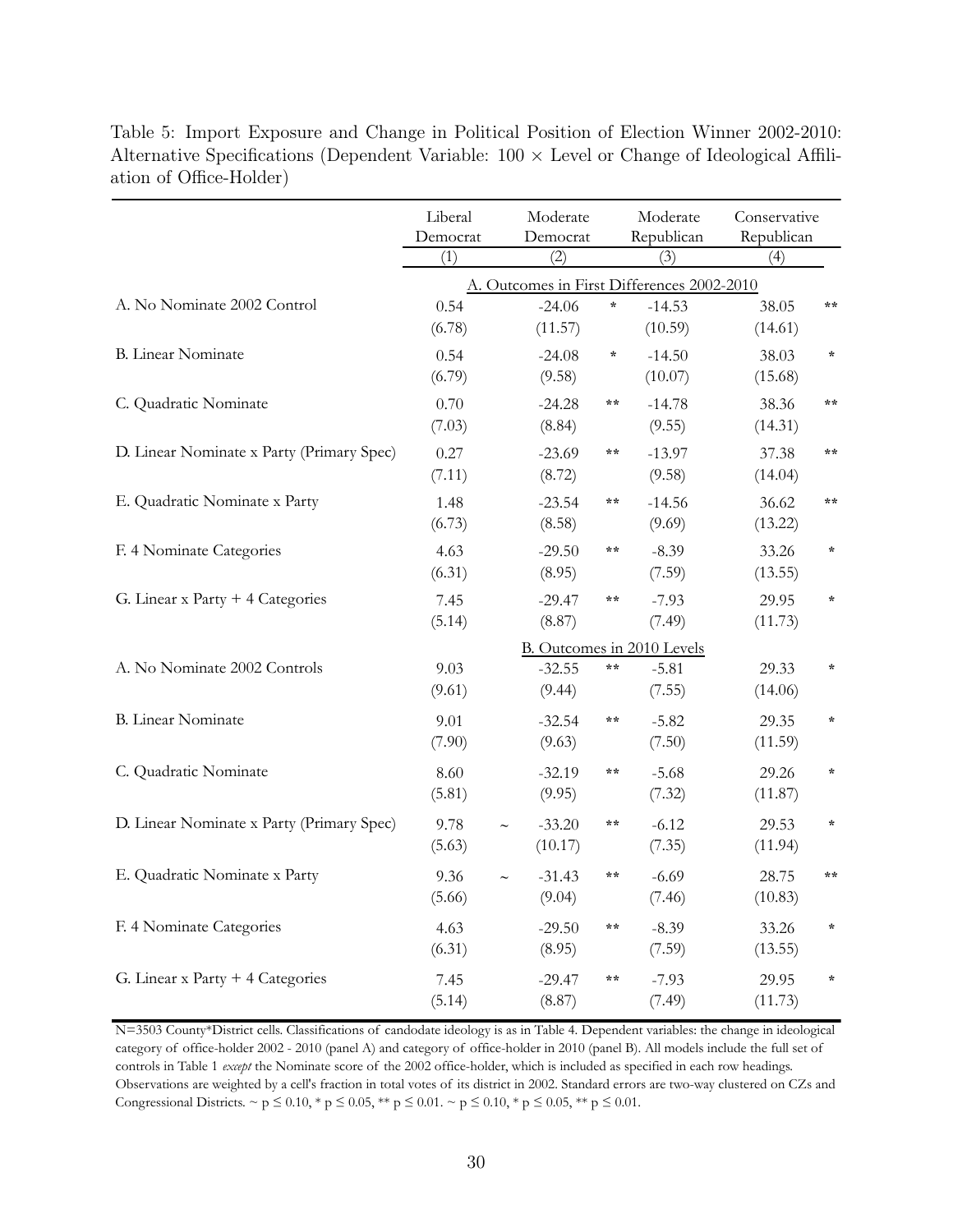Table 5: Import Exposure and Change in Political Position of Election Winner 2002-2010: Alternative Specifications (Dependent Variable: 100 × Level or Change of Ideological Affiliation of Office-Holder)

| | Liberal Democrat | Moderate Democrat | Moderate Republican | Conservative Republican |
|---|---|---|---|---|
| | (1) | (2) | (3) | (4) |
| | **A. Outcomes in First Differences 2002-2010** | | | |
| A. No Nominate 2002 Control | 0.54 | -24.06 * | -14.53 | 38.05 ** |
| | (6.78) | (11.57) | (10.59) | (14.61) |
| B. Linear Nominate | 0.54 | -24.08 * | -14.50 | 38.03 * |
| | (6.79) | (9.58) | (10.07) | (15.68) |
| C. Quadratic Nominate | 0.70 | -24.28 ** | -14.78 | 38.36 ** |
| | (7.03) | (8.84) | (9.55) | (14.31) |
| D. Linear Nominate x Party (Primary Spec) | 0.27 | -23.69 ** | -13.97 | 37.38 ** |
| | (7.11) | (8.72) | (9.58) | (14.04) |
| E. Quadratic Nominate x Party | 1.48 | -23.54 ** | -14.56 | 36.62 ** |
| | (6.73) | (8.58) | (9.69) | (13.22) |
| F. 4 Nominate Categories | 4.63 | -29.50 ** | -8.39 | 33.26 * |
| | (6.31) | (8.95) | (7.59) | (13.55) |
| G. Linear x Party + 4 Categories | 7.45 | -29.47 ** | -7.93 | 29.95 * |
| | (5.14) | (8.87) | (7.49) | (11.73) |
| | **B. Outcomes in 2010 Levels** | | | |
| A. No Nominate 2002 Controls | 9.03 | -32.55 ** | -5.81 | 29.33 * |
| | (9.61) | (9.44) | (7.55) | (14.06) |
| B. Linear Nominate | 9.01 | -32.54 ** | -5.82 | 29.35 * |
| | (7.90) | (9.63) | (7.50) | (11.59) |
| C. Quadratic Nominate | 8.60 | -32.19 ** | -5.68 | 29.26 * |
| | (5.81) | (9.95) | (7.32) | (11.87) |
| D. Linear Nominate x Party (Primary Spec) | 9.78 ~ | -33.20 ** | -6.12 | 29.53 * |
| | (5.63) | (10.17) | (7.35) | (11.94) |
| E. Quadratic Nominate x Party | 9.36 ~ | -31.43 ** | -6.69 | 28.75 ** |
| | (5.66) | (9.04) | (7.46) | (10.83) |
| F. 4 Nominate Categories | 4.63 | -29.50 ** | -8.39 | 33.26 * |
| | (6.31) | (8.95) | (7.59) | (13.55) |
| G. Linear x Party + 4 Categories | 7.45 | -29.47 ** | -7.93 | 29.95 * |
| | (5.14) | (8.87) | (7.49) | (11.73) |

N=3503 County*District cells. Classifications of candodate ideology is as in Table 4. Dependent variables: the change in ideological category of office-holder 2002 - 2010 (panel A) and category of office-holder in 2010 (panel B). All models include the full set of controls in Table 1 *except* the Nominate score of the 2002 office-holder, which is included as specified in each row headings. Observations are weighted by a cell's fraction in total votes of its district in 2002. Standard errors are two-way clustered on CZs and Congressional Districts. ~ $p \leq 0.10$, * $p \leq 0.05$, ** $p \leq 0.01$. ~ $p \leq 0.10$, * $p \leq 0.05$, ** $p \leq 0.01$.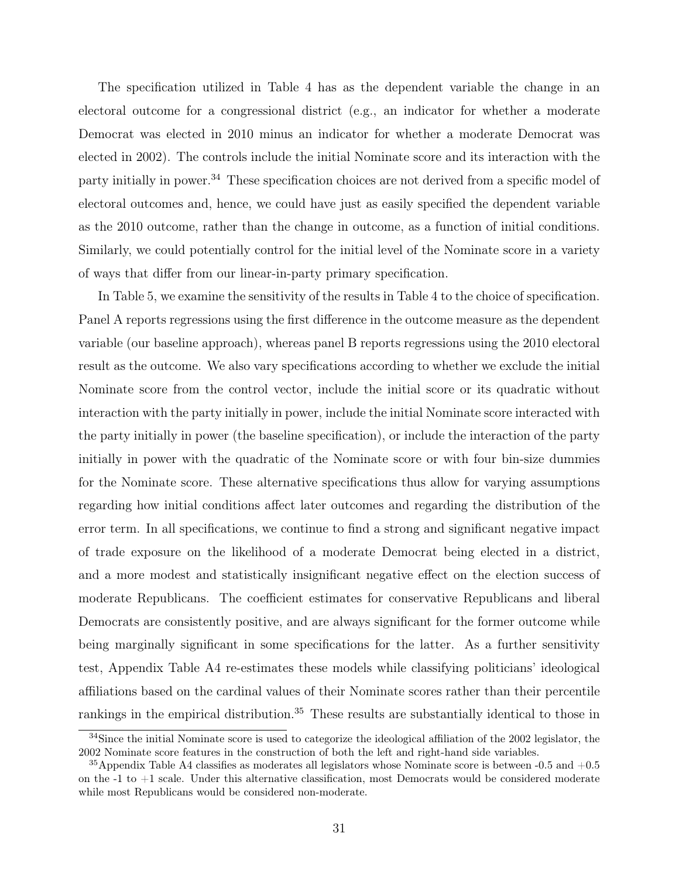The specification utilized in Table 4 has as the dependent variable the change in an electoral outcome for a congressional district (e.g., an indicator for whether a moderate Democrat was elected in 2010 minus an indicator for whether a moderate Democrat was elected in 2002). The controls include the initial Nominate score and its interaction with the party initially in power.[34] These specification choices are not derived from a specific model of electoral outcomes and, hence, we could have just as easily specified the dependent variable as the 2010 outcome, rather than the change in outcome, as a function of initial conditions. Similarly, we could potentially control for the initial level of the Nominate score in a variety of ways that differ from our linear-in-party primary specification.

In Table 5, we examine the sensitivity of the results in Table 4 to the choice of specification. Panel A reports regressions using the first difference in the outcome measure as the dependent variable (our baseline approach), whereas panel B reports regressions using the 2010 electoral result as the outcome. We also vary specifications according to whether we exclude the initial Nominate score from the control vector, include the initial score or its quadratic without interaction with the party initially in power, include the initial Nominate score interacted with the party initially in power (the baseline specification), or include the interaction of the party initially in power with the quadratic of the Nominate score or with four bin-size dummies for the Nominate score. These alternative specifications thus allow for varying assumptions regarding how initial conditions affect later outcomes and regarding the distribution of the error term. In all specifications, we continue to find a strong and significant negative impact of trade exposure on the likelihood of a moderate Democrat being elected in a district, and a more modest and statistically insignificant negative effect on the election success of moderate Republicans. The coefficient estimates for conservative Republicans and liberal Democrats are consistently positive, and are always significant for the former outcome while being marginally significant in some specifications for the latter. As a further sensitivity test, Appendix Table A4 re-estimates these models while classifying politicians' ideological affiliations based on the cardinal values of their Nominate scores rather than their percentile rankings in the empirical distribution.[35] These results are substantially identical to those in

[34] Since the initial Nominate score is used to categorize the ideological affiliation of the 2002 legislator, the 2002 Nominate score features in the construction of both the left and right-hand side variables.

[35] Appendix Table A4 classifies as moderates all legislators whose Nominate score is between -0.5 and +0.5 on the -1 to +1 scale. Under this alternative classification, most Democrats would be considered moderate while most Republicans would be considered non-moderate.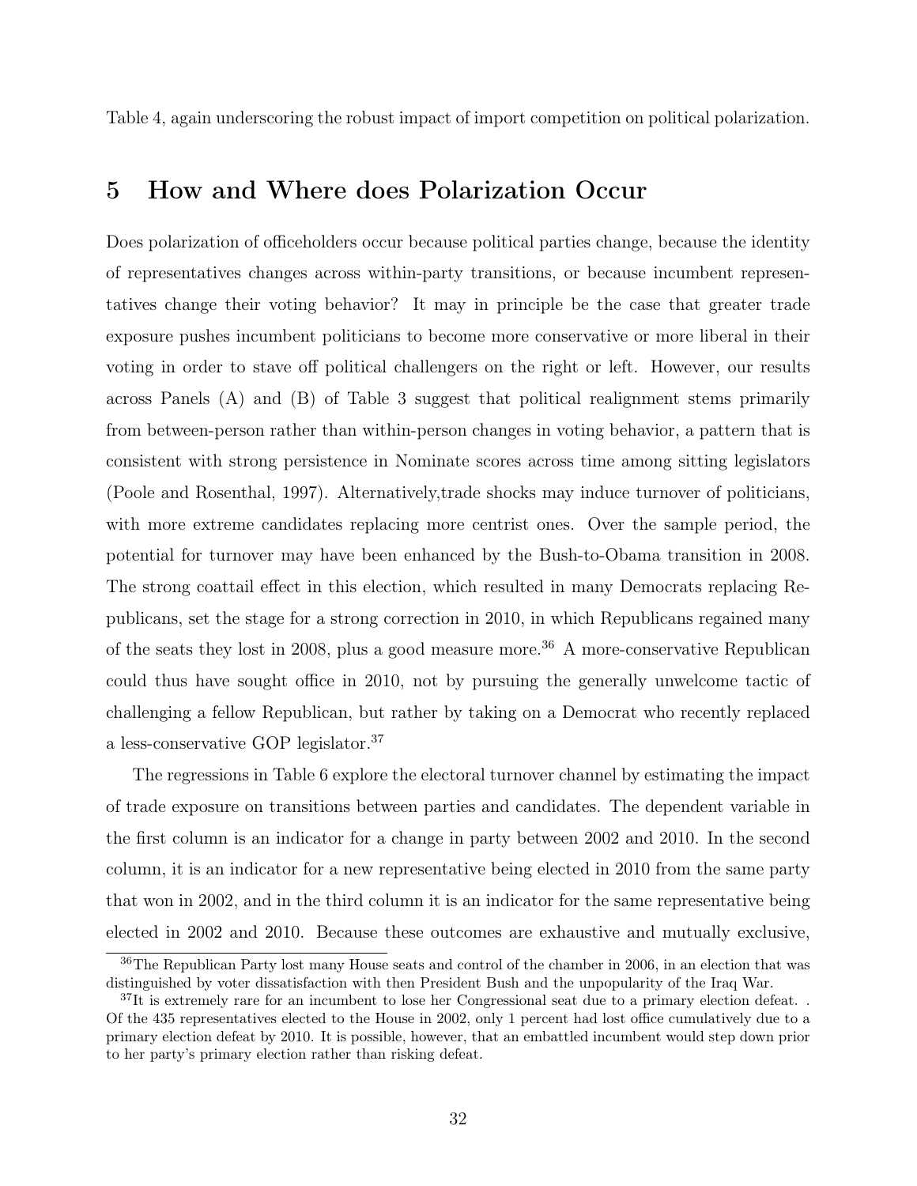Table 4, again underscoring the robust impact of import competition on political polarization.

# 5 How and Where does Polarization Occur

Does polarization of officeholders occur because political parties change, because the identity of representatives changes across within-party transitions, or because incumbent representatives change their voting behavior? It may in principle be the case that greater trade exposure pushes incumbent politicians to become more conservative or more liberal in their voting in order to stave off political challengers on the right or left. However, our results across Panels (A) and (B) of Table 3 suggest that political realignment stems primarily from between-person rather than within-person changes in voting behavior, a pattern that is consistent with strong persistence in Nominate scores across time among sitting legislators (Poole and Rosenthal, 1997). Alternatively,trade shocks may induce turnover of politicians, with more extreme candidates replacing more centrist ones. Over the sample period, the potential for turnover may have been enhanced by the Bush-to-Obama transition in 2008. The strong coattail effect in this election, which resulted in many Democrats replacing Republicans, set the stage for a strong correction in 2010, in which Republicans regained many of the seats they lost in 2008, plus a good measure more.[36] A more-conservative Republican could thus have sought office in 2010, not by pursuing the generally unwelcome tactic of challenging a fellow Republican, but rather by taking on a Democrat who recently replaced a less-conservative GOP legislator.[37]

The regressions in Table 6 explore the electoral turnover channel by estimating the impact of trade exposure on transitions between parties and candidates. The dependent variable in the first column is an indicator for a change in party between 2002 and 2010. In the second column, it is an indicator for a new representative being elected in 2010 from the same party that won in 2002, and in the third column it is an indicator for the same representative being elected in 2002 and 2010. Because these outcomes are exhaustive and mutually exclusive,

[36]The Republican Party lost many House seats and control of the chamber in 2006, in an election that was distinguished by voter dissatisfaction with then President Bush and the unpopularity of the Iraq War.

[37]It is extremely rare for an incumbent to lose her Congressional seat due to a primary election defeat. . Of the 435 representatives elected to the House in 2002, only 1 percent had lost office cumulatively due to a primary election defeat by 2010. It is possible, however, that an embattled incumbent would step down prior to her party's primary election rather than risking defeat.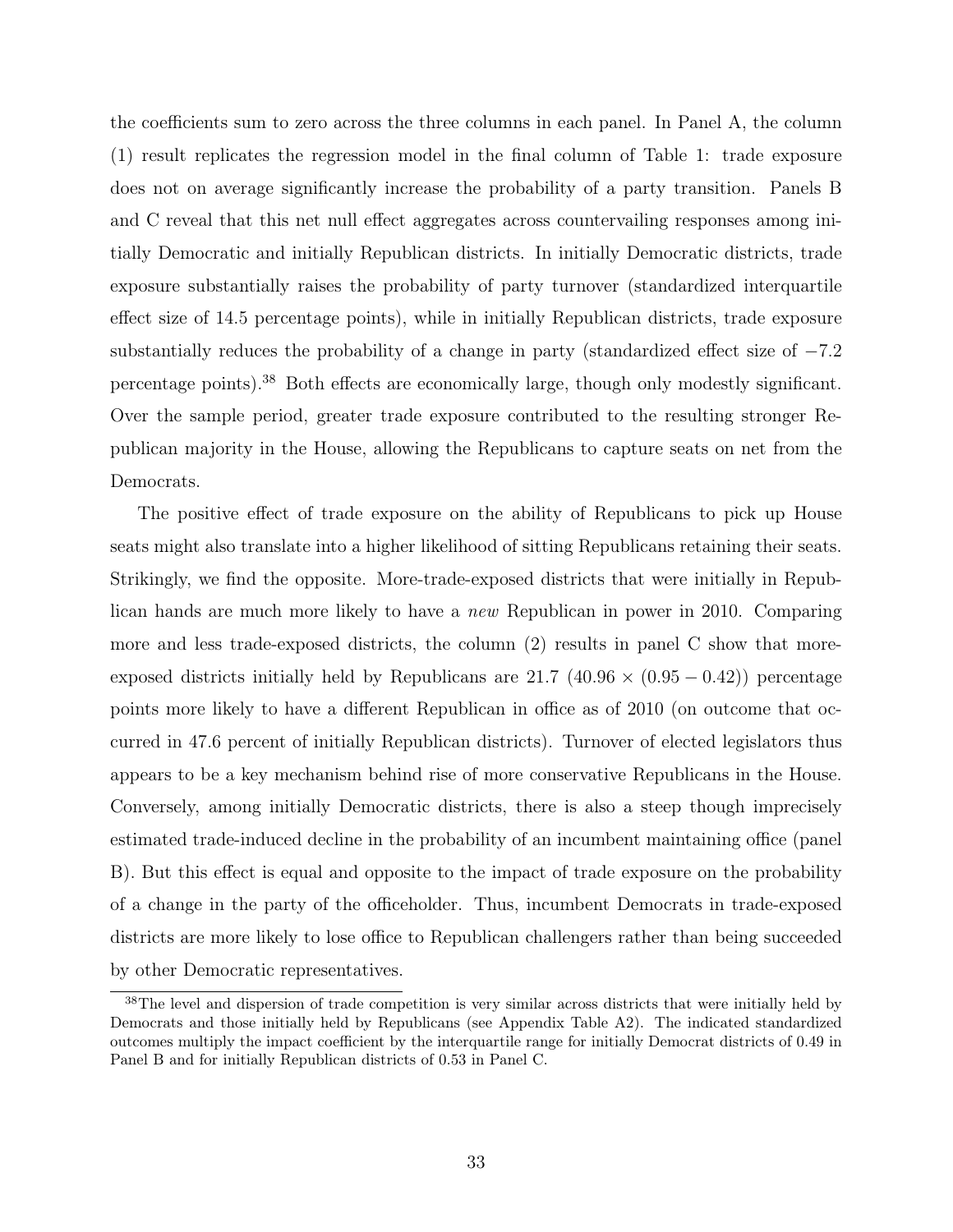the coefficients sum to zero across the three columns in each panel. In Panel A, the column (1) result replicates the regression model in the final column of Table 1: trade exposure does not on average significantly increase the probability of a party transition. Panels B and C reveal that this net null effect aggregates across countervailing responses among initially Democratic and initially Republican districts. In initially Democratic districts, trade exposure substantially raises the probability of party turnover (standardized interquartile effect size of 14.5 percentage points), while in initially Republican districts, trade exposure substantially reduces the probability of a change in party (standardized effect size of $-7.2$ percentage points).[38] Both effects are economically large, though only modestly significant. Over the sample period, greater trade exposure contributed to the resulting stronger Republican majority in the House, allowing the Republicans to capture seats on net from the Democrats.

The positive effect of trade exposure on the ability of Republicans to pick up House seats might also translate into a higher likelihood of sitting Republicans retaining their seats. Strikingly, we find the opposite. More-trade-exposed districts that were initially in Republican hands are much more likely to have a *new* Republican in power in 2010. Comparing more and less trade-exposed districts, the column (2) results in panel C show that more-exposed districts initially held by Republicans are 21.7 ($40.96 \times (0.95 - 0.42)$) percentage points more likely to have a different Republican in office as of 2010 (on outcome that occurred in 47.6 percent of initially Republican districts). Turnover of elected legislators thus appears to be a key mechanism behind rise of more conservative Republicans in the House. Conversely, among initially Democratic districts, there is also a steep though imprecisely estimated trade-induced decline in the probability of an incumbent maintaining office (panel B). But this effect is equal and opposite to the impact of trade exposure on the probability of a change in the party of the officeholder. Thus, incumbent Democrats in trade-exposed districts are more likely to lose office to Republican challengers rather than being succeeded by other Democratic representatives.

[38] The level and dispersion of trade competition is very similar across districts that were initially held by Democrats and those initially held by Republicans (see Appendix Table A2). The indicated standardized outcomes multiply the impact coefficient by the interquartile range for initially Democrat districts of 0.49 in Panel B and for initially Republican districts of 0.53 in Panel C.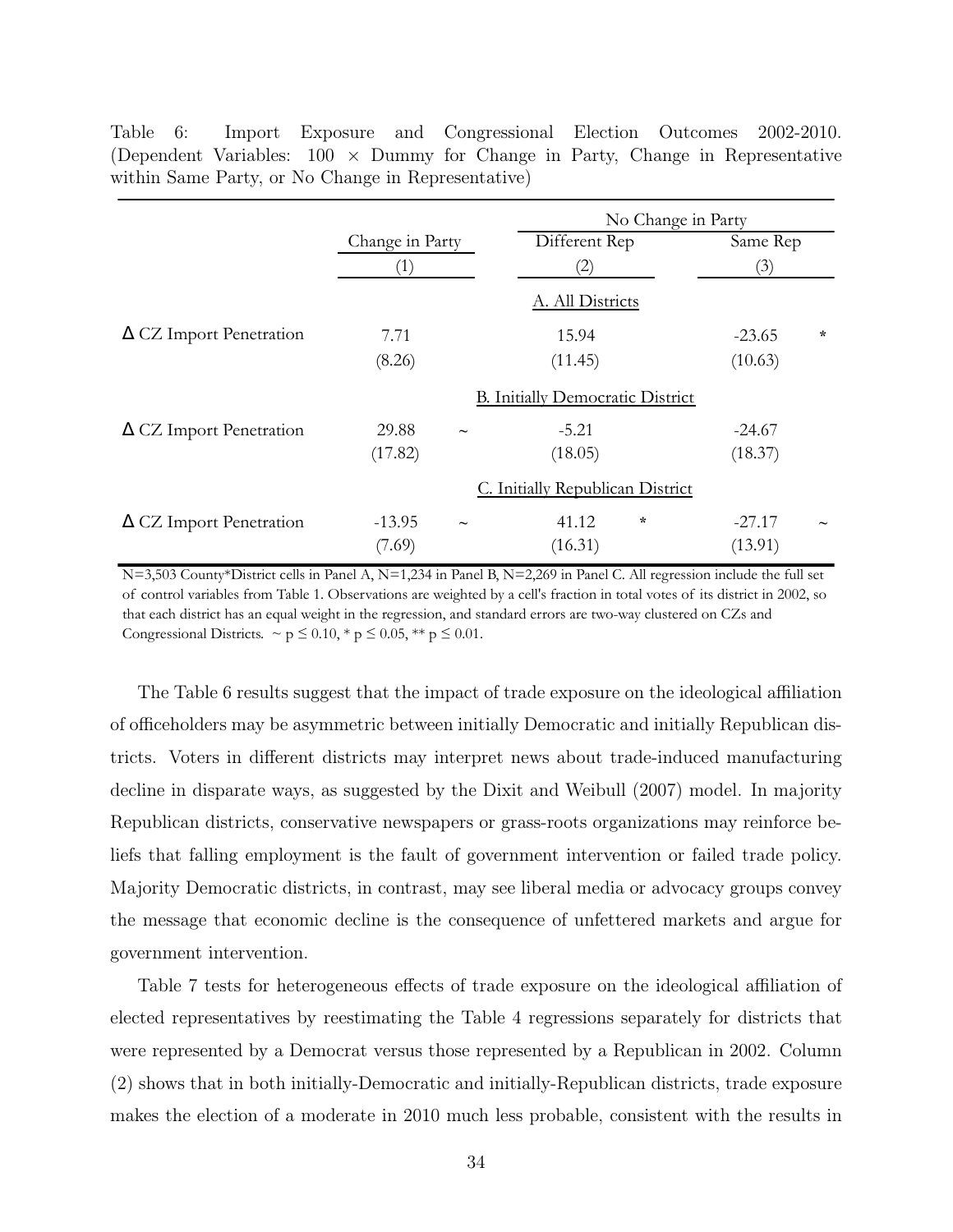Table 6: Import Exposure and Congressional Election Outcomes 2002-2010. (Dependent Variables: $100 \times$ Dummy for Change in Party, Change in Representative within Same Party, or No Change in Representative)

| | Change in Party | | No Change in Party | | | |
|---|---|---|---|---|---|---|
| | | | Different Rep | | Same Rep | |
| | (1) | | (2) | | (3) | |
| | | | **A. All Districts** | | | |
| Δ CZ Import Penetration | 7.71 | | 15.94 | | -23.65 | * |
| | (8.26) | | (11.45) | | (10.63) | |
| | | | **B. Initially Democratic District** | | | |
| Δ CZ Import Penetration | 29.88 | ~ | -5.21 | | -24.67 | |
| | (17.82) | | (18.05) | | (18.37) | |
| | | | **C. Initially Republican District** | | | |
| Δ CZ Import Penetration | -13.95 | ~ | 41.12 | * | -27.17 | ~ |
| | (7.69) | | (16.31) | | (13.91) | |

N=3,503 County*District cells in Panel A, N=1,234 in Panel B, N=2,269 in Panel C. All regression include the full set of control variables from Table 1. Observations are weighted by a cell's fraction in total votes of its district in 2002, so that each district has an equal weight in the regression, and standard errors are two-way clustered on CZs and Congressional Districts. ~ $p \leq 0.10$, * $p \leq 0.05$, ** $p \leq 0.01$.

The Table 6 results suggest that the impact of trade exposure on the ideological affiliation of officeholders may be asymmetric between initially Democratic and initially Republican districts. Voters in different districts may interpret news about trade-induced manufacturing decline in disparate ways, as suggested by the Dixit and Weibull (2007) model. In majority Republican districts, conservative newspapers or grass-roots organizations may reinforce beliefs that falling employment is the fault of government intervention or failed trade policy. Majority Democratic districts, in contrast, may see liberal media or advocacy groups convey the message that economic decline is the consequence of unfettered markets and argue for government intervention.

Table 7 tests for heterogeneous effects of trade exposure on the ideological affiliation of elected representatives by reestimating the Table 4 regressions separately for districts that were represented by a Democrat versus those represented by a Republican in 2002. Column (2) shows that in both initially-Democratic and initially-Republican districts, trade exposure makes the election of a moderate in 2010 much less probable, consistent with the results in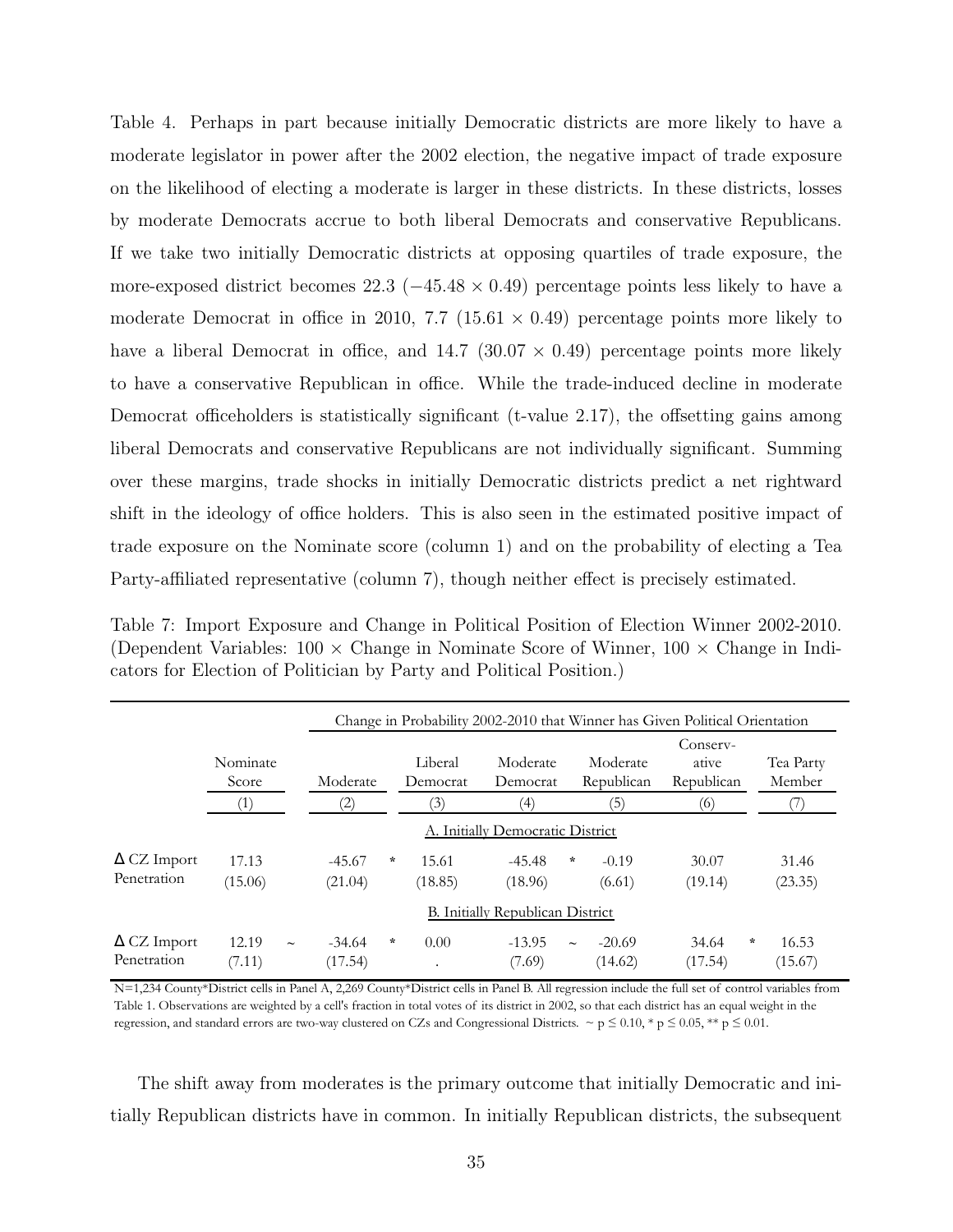Table 4. Perhaps in part because initially Democratic districts are more likely to have a moderate legislator in power after the 2002 election, the negative impact of trade exposure on the likelihood of electing a moderate is larger in these districts. In these districts, losses by moderate Democrats accrue to both liberal Democrats and conservative Republicans. If we take two initially Democratic districts at opposing quartiles of trade exposure, the more-exposed district becomes 22.3 ($-45.48 \times 0.49$) percentage points less likely to have a moderate Democrat in office in 2010, 7.7 ($15.61 \times 0.49$) percentage points more likely to have a liberal Democrat in office, and 14.7 ($30.07 \times 0.49$) percentage points more likely to have a conservative Republican in office. While the trade-induced decline in moderate Democrat officeholders is statistically significant (t-value 2.17), the offsetting gains among liberal Democrats and conservative Republicans are not individually significant. Summing over these margins, trade shocks in initially Democratic districts predict a net rightward shift in the ideology of office holders. This is also seen in the estimated positive impact of trade exposure on the Nominate score (column 1) and on the probability of electing a Tea Party-affiliated representative (column 7), though neither effect is precisely estimated.

Table 7: Import Exposure and Change in Political Position of Election Winner 2002-2010. (Dependent Variables: $100 \times$ Change in Nominate Score of Winner, $100 \times$ Change in Indicators for Election of Politician by Party and Political Position.)

| | Nominate Score | Change in Probability 2002-2010 that Winner has Given Political Orientation | | | | | |
|---|---|---|---|---|---|---|---|
| | | Moderate | Liberal Democrat | Moderate Democrat | Moderate Republican | Conservative Republican | Tea Party Member |
| | (1) | (2) | (3) | (4) | (5) | (6) | (7) |
| | | | | A. Initially Democratic District | | | |
| Δ CZ Import Penetration | 17.13 | -45.67 * | 15.61 | -45.48 * | -0.19 | 30.07 | 31.46 |
| | (15.06) | (21.04) | (18.85) | (18.96) | (6.61) | (19.14) | (23.35) |
| | | | | B. Initially Republican District | | | |
| Δ CZ Import Penetration | 12.19 ~ | -34.64 * | 0.00 | -13.95 ~ | -20.69 | 34.64 * | 16.53 |
| | (7.11) | (17.54) | . | (7.69) | (14.62) | (17.54) | (15.67) |

N=1,234 County*District cells in Panel A, 2,269 County*District cells in Panel B. All regression include the full set of control variables from Table 1. Observations are weighted by a cell's fraction in total votes of its district in 2002, so that each district has an equal weight in the regression, and standard errors are two-way clustered on CZs and Congressional Districts. ~ $p \leq 0.10$, * $p \leq 0.05$, ** $p \leq 0.01$.

The shift away from moderates is the primary outcome that initially Democratic and initially Republican districts have in common. In initially Republican districts, the subsequent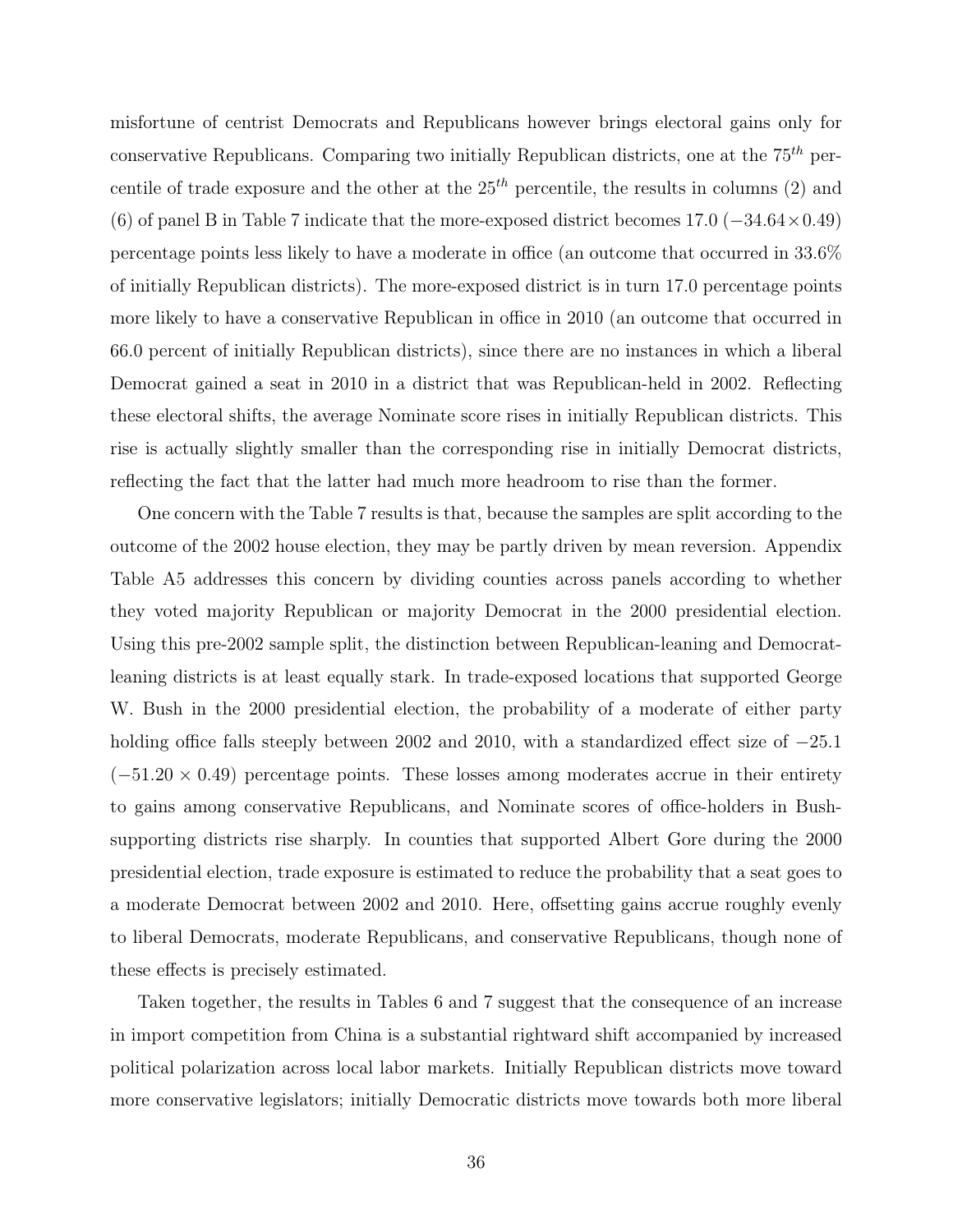misfortune of centrist Democrats and Republicans however brings electoral gains only for conservative Republicans. Comparing two initially Republican districts, one at the $75^{th}$ percentile of trade exposure and the other at the $25^{th}$ percentile, the results in columns (2) and (6) of panel B in Table 7 indicate that the more-exposed district becomes 17.0 ($-34.64 \times 0.49$) percentage points less likely to have a moderate in office (an outcome that occurred in 33.6% of initially Republican districts). The more-exposed district is in turn 17.0 percentage points more likely to have a conservative Republican in office in 2010 (an outcome that occurred in 66.0 percent of initially Republican districts), since there are no instances in which a liberal Democrat gained a seat in 2010 in a district that was Republican-held in 2002. Reflecting these electoral shifts, the average Nominate score rises in initially Republican districts. This rise is actually slightly smaller than the corresponding rise in initially Democrat districts, reflecting the fact that the latter had much more headroom to rise than the former.

One concern with the Table 7 results is that, because the samples are split according to the outcome of the 2002 house election, they may be partly driven by mean reversion. Appendix Table A5 addresses this concern by dividing counties across panels according to whether they voted majority Republican or majority Democrat in the 2000 presidential election. Using this pre-2002 sample split, the distinction between Republican-leaning and Democrat-leaning districts is at least equally stark. In trade-exposed locations that supported George W. Bush in the 2000 presidential election, the probability of a moderate of either party holding office falls steeply between 2002 and 2010, with a standardized effect size of $-25.1$ ($-51.20 \times 0.49$) percentage points. These losses among moderates accrue in their entirety to gains among conservative Republicans, and Nominate scores of office-holders in Bush-supporting districts rise sharply. In counties that supported Albert Gore during the 2000 presidential election, trade exposure is estimated to reduce the probability that a seat goes to a moderate Democrat between 2002 and 2010. Here, offsetting gains accrue roughly evenly to liberal Democrats, moderate Republicans, and conservative Republicans, though none of these effects is precisely estimated.

Taken together, the results in Tables 6 and 7 suggest that the consequence of an increase in import competition from China is a substantial rightward shift accompanied by increased political polarization across local labor markets. Initially Republican districts move toward more conservative legislators; initially Democratic districts move towards both more liberal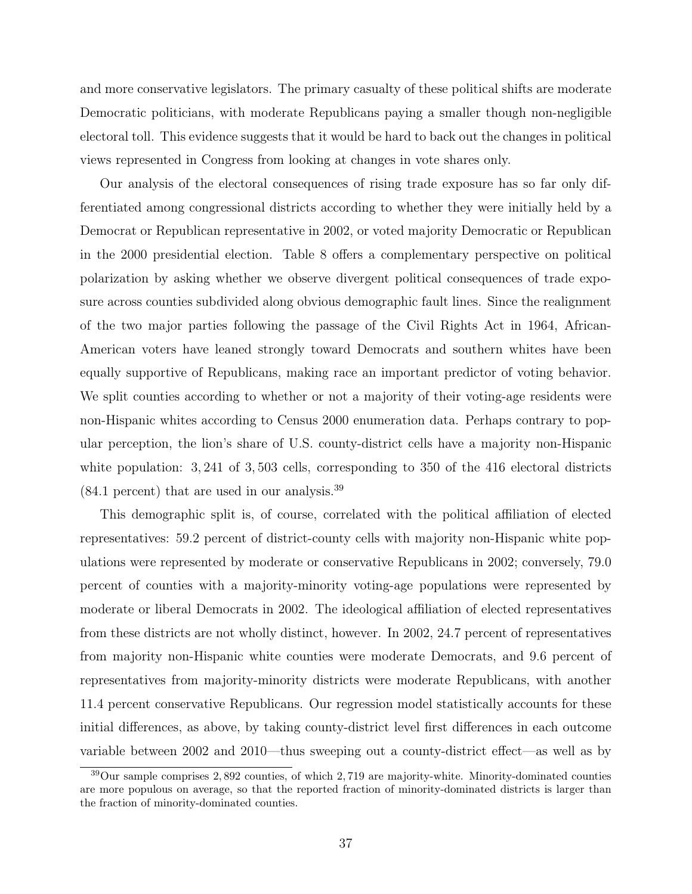and more conservative legislators. The primary casualty of these political shifts are moderate Democratic politicians, with moderate Republicans paying a smaller though non-negligible electoral toll. This evidence suggests that it would be hard to back out the changes in political views represented in Congress from looking at changes in vote shares only.

Our analysis of the electoral consequences of rising trade exposure has so far only differentiated among congressional districts according to whether they were initially held by a Democrat or Republican representative in 2002, or voted majority Democratic or Republican in the 2000 presidential election. Table 8 offers a complementary perspective on political polarization by asking whether we observe divergent political consequences of trade exposure across counties subdivided along obvious demographic fault lines. Since the realignment of the two major parties following the passage of the Civil Rights Act in 1964, African-American voters have leaned strongly toward Democrats and southern whites have been equally supportive of Republicans, making race an important predictor of voting behavior. We split counties according to whether or not a majority of their voting-age residents were non-Hispanic whites according to Census 2000 enumeration data. Perhaps contrary to popular perception, the lion's share of U.S. county-district cells have a majority non-Hispanic white population: 3,241 of 3,503 cells, corresponding to 350 of the 416 electoral districts (84.1 percent) that are used in our analysis.[39]

This demographic split is, of course, correlated with the political affiliation of elected representatives: 59.2 percent of district-county cells with majority non-Hispanic white populations were represented by moderate or conservative Republicans in 2002; conversely, 79.0 percent of counties with a majority-minority voting-age populations were represented by moderate or liberal Democrats in 2002. The ideological affiliation of elected representatives from these districts are not wholly distinct, however. In 2002, 24.7 percent of representatives from majority non-Hispanic white counties were moderate Democrats, and 9.6 percent of representatives from majority-minority districts were moderate Republicans, with another 11.4 percent conservative Republicans. Our regression model statistically accounts for these initial differences, as above, by taking county-district level first differences in each outcome variable between 2002 and 2010—thus sweeping out a county-district effect—as well as by

[39] Our sample comprises 2,892 counties, of which 2,719 are majority-white. Minority-dominated counties are more populous on average, so that the reported fraction of minority-dominated districts is larger than the fraction of minority-dominated counties.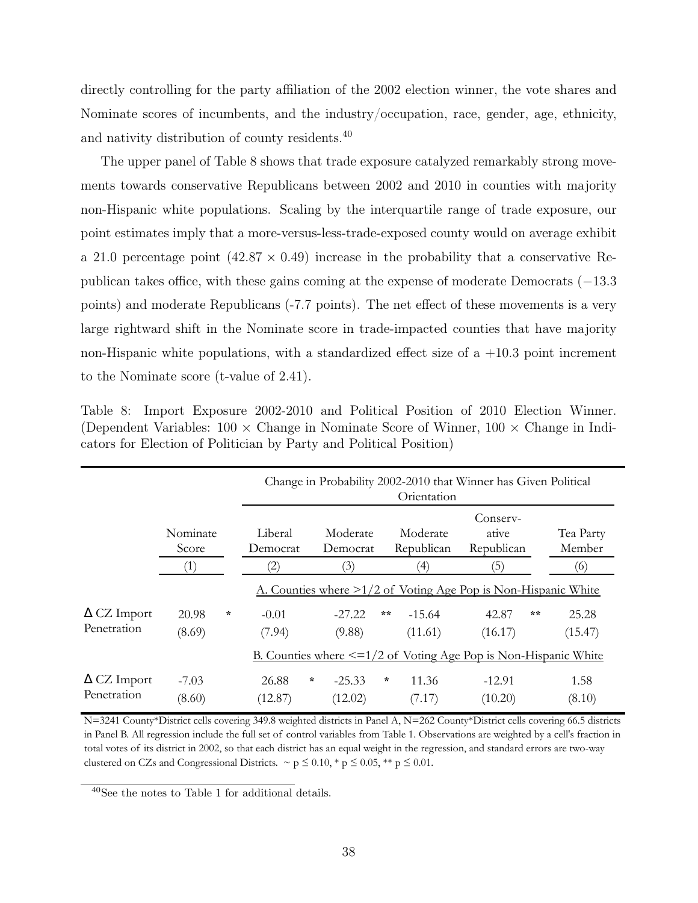directly controlling for the party affiliation of the 2002 election winner, the vote shares and Nominate scores of incumbents, and the industry/occupation, race, gender, age, ethnicity, and nativity distribution of county residents.[40]

The upper panel of Table 8 shows that trade exposure catalyzed remarkably strong movements towards conservative Republicans between 2002 and 2010 in counties with majority non-Hispanic white populations. Scaling by the interquartile range of trade exposure, our point estimates imply that a more-versus-less-trade-exposed county would on average exhibit a 21.0 percentage point ($42.87 \times 0.49$) increase in the probability that a conservative Republican takes office, with these gains coming at the expense of moderate Democrats ($-13.3$ points) and moderate Republicans (-7.7 points). The net effect of these movements is a very large rightward shift in the Nominate score in trade-impacted counties that have majority non-Hispanic white populations, with a standardized effect size of a $+10.3$ point increment to the Nominate score (t-value of 2.41).

Table 8: Import Exposure 2002-2010 and Political Position of 2010 Election Winner. (Dependent Variables: $100 \times$ Change in Nominate Score of Winner, $100 \times$ Change in Indicators for Election of Politician by Party and Political Position)

| | | Change in Probability 2002-2010 that Winner has Given Political Orientation | | | | |
|---|---|---|---|---|---|---|
| | Nominate Score | Liberal Democrat | Moderate Democrat | Moderate Republican | Conservative Republican | Tea Party Member |
| | (1) | (2) | (3) | (4) | (5) | (6) |
| | | A. Counties where >1/2 of Voting Age Pop is Non-Hispanic White | | | | |
| Δ CZ Import Penetration | 20.98 * | -0.01 | -27.22 ** | -15.64 | 42.87 ** | 25.28 |
| | (8.69) | (7.94) | (9.88) | (11.61) | (16.17) | (15.47) |
| | | B. Counties where <=1/2 of Voting Age Pop is Non-Hispanic White | | | | |
| Δ CZ Import Penetration | -7.03 | 26.88 * | -25.33 * | 11.36 | -12.91 | 1.58 |
| | (8.60) | (12.87) | (12.02) | (7.17) | (10.20) | (8.10) |

N=3241 County*District cells covering 349.8 weighted districts in Panel A, N=262 County*District cells covering 66.5 districts in Panel B. All regression include the full set of control variables from Table 1. Observations are weighted by a cell's fraction in total votes of its district in 2002, so that each district has an equal weight in the regression, and standard errors are two-way clustered on CZs and Congressional Districts. ~ $p \leq 0.10$, * $p \leq 0.05$, ** $p \leq 0.01$.

[40]See the notes to Table 1 for additional details.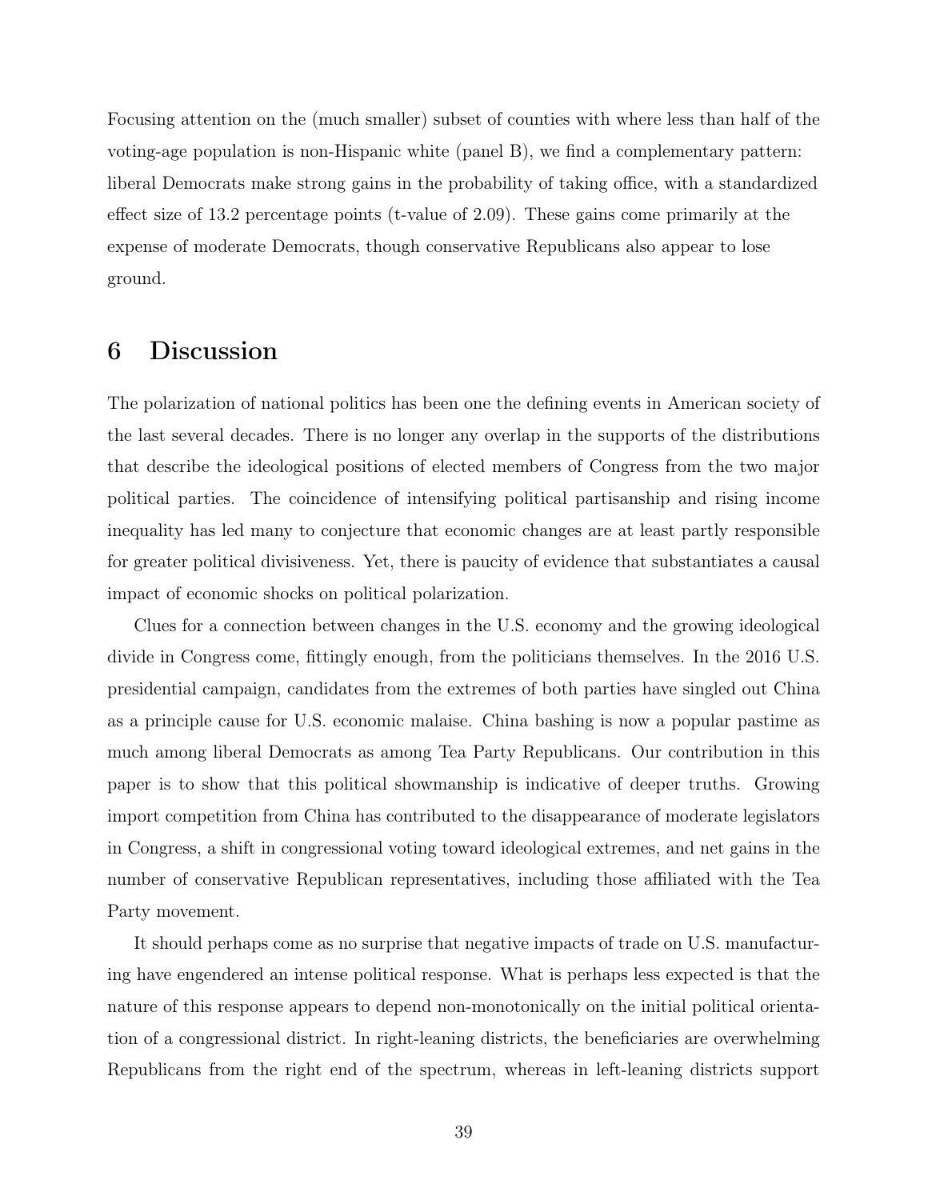Focusing attention on the (much smaller) subset of counties with where less than half of the voting-age population is non-Hispanic white (panel B), we find a complementary pattern: liberal Democrats make strong gains in the probability of taking office, with a standardized effect size of 13.2 percentage points (t-value of 2.09). These gains come primarily at the expense of moderate Democrats, though conservative Republicans also appear to lose ground.

# 6 Discussion

The polarization of national politics has been one the defining events in American society of the last several decades. There is no longer any overlap in the supports of the distributions that describe the ideological positions of elected members of Congress from the two major political parties. The coincidence of intensifying political partisanship and rising income inequality has led many to conjecture that economic changes are at least partly responsible for greater political divisiveness. Yet, there is paucity of evidence that substantiates a causal impact of economic shocks on political polarization.

Clues for a connection between changes in the U.S. economy and the growing ideological divide in Congress come, fittingly enough, from the politicians themselves. In the 2016 U.S. presidential campaign, candidates from the extremes of both parties have singled out China as a principle cause for U.S. economic malaise. China bashing is now a popular pastime as much among liberal Democrats as among Tea Party Republicans. Our contribution in this paper is to show that this political showmanship is indicative of deeper truths. Growing import competition from China has contributed to the disappearance of moderate legislators in Congress, a shift in congressional voting toward ideological extremes, and net gains in the number of conservative Republican representatives, including those affiliated with the Tea Party movement.

It should perhaps come as no surprise that negative impacts of trade on U.S. manufacturing have engendered an intense political response. What is perhaps less expected is that the nature of this response appears to depend non-monotonically on the initial political orientation of a congressional district. In right-leaning districts, the beneficiaries are overwhelming Republicans from the right end of the spectrum, whereas in left-leaning districts support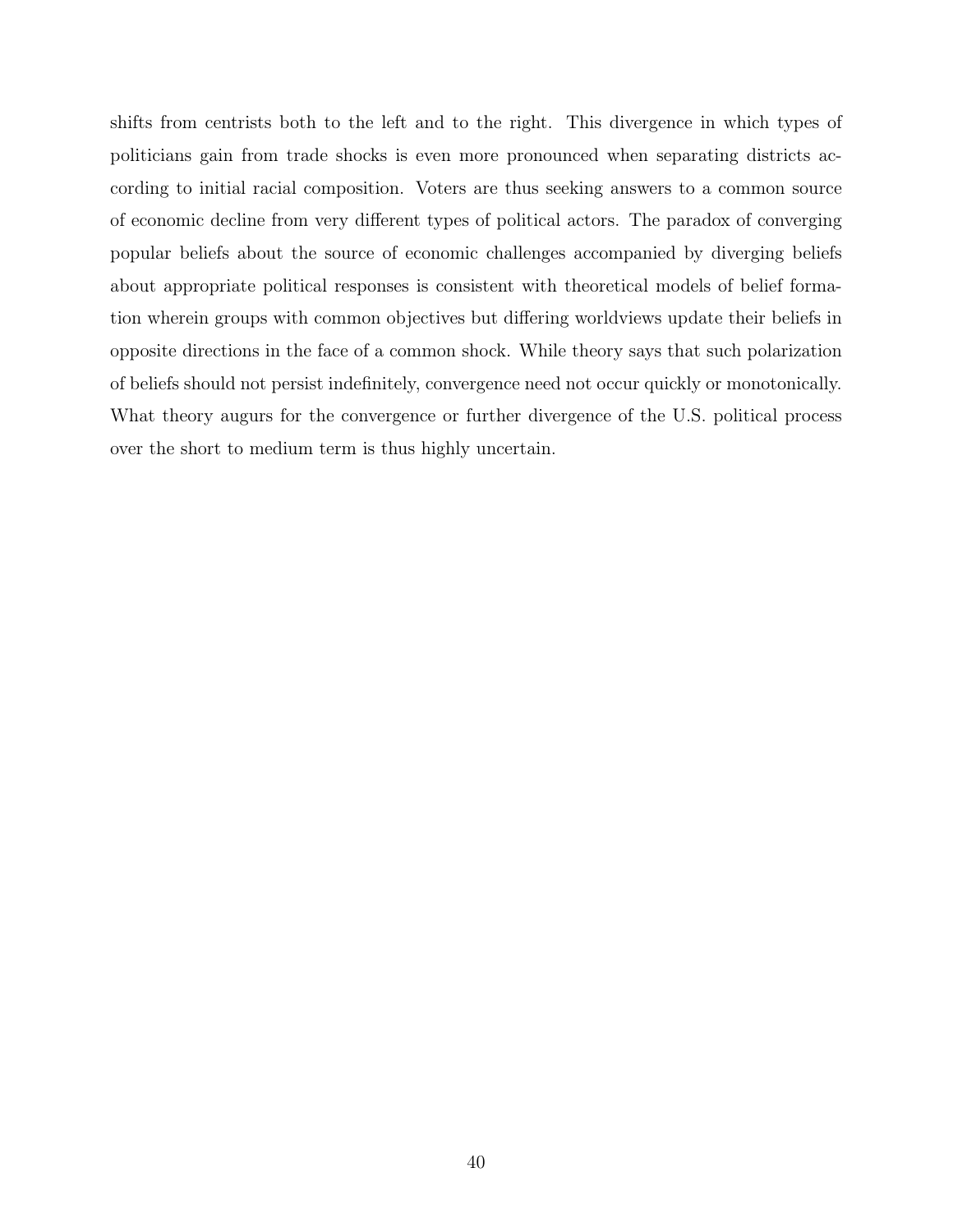shifts from centrists both to the left and to the right. This divergence in which types of politicians gain from trade shocks is even more pronounced when separating districts according to initial racial composition. Voters are thus seeking answers to a common source of economic decline from very different types of political actors. The paradox of converging popular beliefs about the source of economic challenges accompanied by diverging beliefs about appropriate political responses is consistent with theoretical models of belief formation wherein groups with common objectives but differing worldviews update their beliefs in opposite directions in the face of a common shock. While theory says that such polarization of beliefs should not persist indefinitely, convergence need not occur quickly or monotonically. What theory augurs for the convergence or further divergence of the U.S. political process over the short to medium term is thus highly uncertain.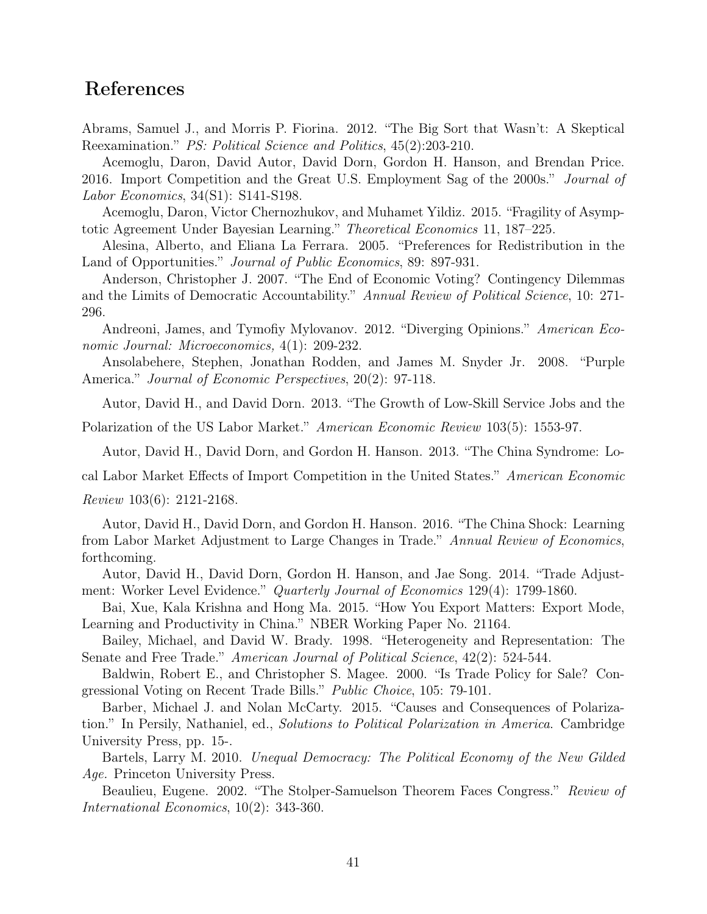# References

Abrams, Samuel J., and Morris P. Fiorina. 2012. "The Big Sort that Wasn't: A Skeptical Reexamination." *PS: Political Science and Politics*, 45(2):203-210.

Acemoglu, Daron, David Autor, David Dorn, Gordon H. Hanson, and Brendan Price. 2016. Import Competition and the Great U.S. Employment Sag of the 2000s." *Journal of Labor Economics*, 34(S1): S141-S198.

Acemoglu, Daron, Victor Chernozhukov, and Muhamet Yildiz. 2015. "Fragility of Asymptotic Agreement Under Bayesian Learning." *Theoretical Economics* 11, 187–225.

Alesina, Alberto, and Eliana La Ferrara. 2005. "Preferences for Redistribution in the Land of Opportunities." *Journal of Public Economics*, 89: 897-931.

Anderson, Christopher J. 2007. "The End of Economic Voting? Contingency Dilemmas and the Limits of Democratic Accountability." *Annual Review of Political Science*, 10: 271-296.

Andreoni, James, and Tymofiy Mylovanov. 2012. "Diverging Opinions." *American Economic Journal: Microeconomics,* 4(1): 209-232.

Ansolabehere, Stephen, Jonathan Rodden, and James M. Snyder Jr. 2008. "Purple America." *Journal of Economic Perspectives*, 20(2): 97-118.

Autor, David H., and David Dorn. 2013. "The Growth of Low-Skill Service Jobs and the Polarization of the US Labor Market." *American Economic Review* 103(5): 1553-97.

Autor, David H., David Dorn, and Gordon H. Hanson. 2013. "The China Syndrome: Local Labor Market Effects of Import Competition in the United States." *American Economic Review* 103(6): 2121-2168.

Autor, David H., David Dorn, and Gordon H. Hanson. 2016. "The China Shock: Learning from Labor Market Adjustment to Large Changes in Trade." *Annual Review of Economics*, forthcoming.

Autor, David H., David Dorn, Gordon H. Hanson, and Jae Song. 2014. "Trade Adjustment: Worker Level Evidence." *Quarterly Journal of Economics* 129(4): 1799-1860.

Bai, Xue, Kala Krishna and Hong Ma. 2015. "How You Export Matters: Export Mode, Learning and Productivity in China." NBER Working Paper No. 21164.

Bailey, Michael, and David W. Brady. 1998. "Heterogeneity and Representation: The Senate and Free Trade." *American Journal of Political Science*, 42(2): 524-544.

Baldwin, Robert E., and Christopher S. Magee. 2000. "Is Trade Policy for Sale? Congressional Voting on Recent Trade Bills." *Public Choice*, 105: 79-101.

Barber, Michael J. and Nolan McCarty. 2015. "Causes and Consequences of Polarization." In Persily, Nathaniel, ed., *Solutions to Political Polarization in America*. Cambridge University Press, pp. 15-.

Bartels, Larry M. 2010. *Unequal Democracy: The Political Economy of the New Gilded Age.* Princeton University Press.

Beaulieu, Eugene. 2002. "The Stolper-Samuelson Theorem Faces Congress." *Review of International Economics*, 10(2): 343-360.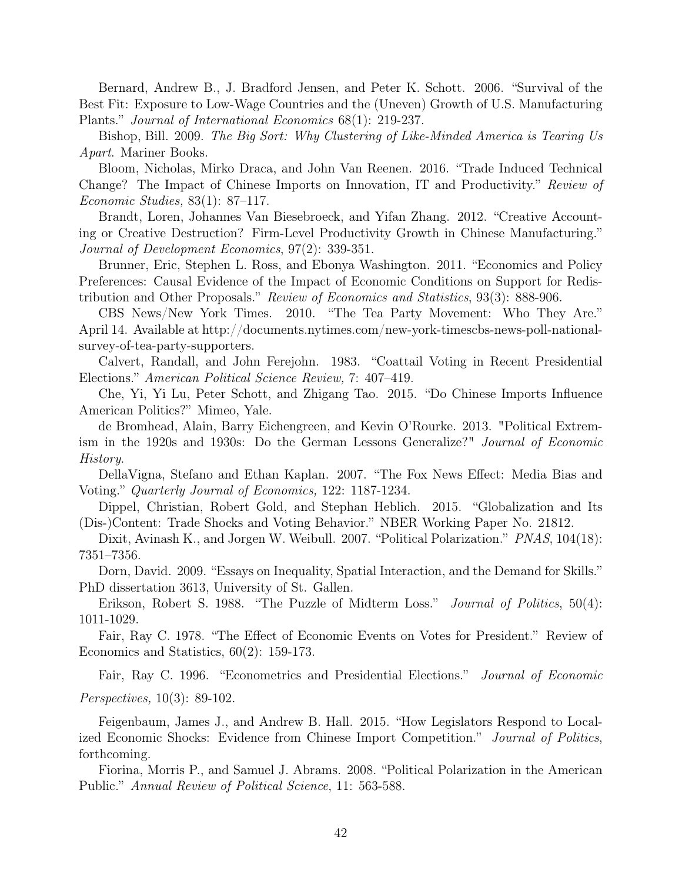Bernard, Andrew B., J. Bradford Jensen, and Peter K. Schott. 2006. "Survival of the Best Fit: Exposure to Low-Wage Countries and the (Uneven) Growth of U.S. Manufacturing Plants." *Journal of International Economics* 68(1): 219-237.

Bishop, Bill. 2009. *The Big Sort: Why Clustering of Like-Minded America is Tearing Us Apart*. Mariner Books.

Bloom, Nicholas, Mirko Draca, and John Van Reenen. 2016. "Trade Induced Technical Change? The Impact of Chinese Imports on Innovation, IT and Productivity." *Review of Economic Studies,* 83(1): 87–117.

Brandt, Loren, Johannes Van Biesebroeck, and Yifan Zhang. 2012. "Creative Accounting or Creative Destruction? Firm-Level Productivity Growth in Chinese Manufacturing." *Journal of Development Economics*, 97(2): 339-351.

Brunner, Eric, Stephen L. Ross, and Ebonya Washington. 2011. "Economics and Policy Preferences: Causal Evidence of the Impact of Economic Conditions on Support for Redistribution and Other Proposals." *Review of Economics and Statistics*, 93(3): 888-906.

CBS News/New York Times. 2010. "The Tea Party Movement: Who They Are." April 14. Available at http://documents.nytimes.com/new-york-timescbs-news-poll-national-survey-of-tea-party-supporters.

Calvert, Randall, and John Ferejohn. 1983. "Coattail Voting in Recent Presidential Elections." *American Political Science Review,* 7: 407–419.

Che, Yi, Yi Lu, Peter Schott, and Zhigang Tao. 2015. "Do Chinese Imports Influence American Politics?" Mimeo, Yale.

de Bromhead, Alain, Barry Eichengreen, and Kevin O'Rourke. 2013. "Political Extremism in the 1920s and 1930s: Do the German Lessons Generalize?" *Journal of Economic History*.

DellaVigna, Stefano and Ethan Kaplan. 2007. "The Fox News Effect: Media Bias and Voting." *Quarterly Journal of Economics,* 122: 1187-1234.

Dippel, Christian, Robert Gold, and Stephan Heblich. 2015. "Globalization and Its (Dis-)Content: Trade Shocks and Voting Behavior." NBER Working Paper No. 21812.

Dixit, Avinash K., and Jorgen W. Weibull. 2007. "Political Polarization." *PNAS*, 104(18): 7351–7356.

Dorn, David. 2009. "Essays on Inequality, Spatial Interaction, and the Demand for Skills." PhD dissertation 3613, University of St. Gallen.

Erikson, Robert S. 1988. "The Puzzle of Midterm Loss." *Journal of Politics*, 50(4): 1011-1029.

Fair, Ray C. 1978. "The Effect of Economic Events on Votes for President." Review of Economics and Statistics, 60(2): 159-173.

Fair, Ray C. 1996. "Econometrics and Presidential Elections." *Journal of Economic Perspectives,* 10(3): 89-102.

Feigenbaum, James J., and Andrew B. Hall. 2015. "How Legislators Respond to Localized Economic Shocks: Evidence from Chinese Import Competition." *Journal of Politics*, forthcoming.

Fiorina, Morris P., and Samuel J. Abrams. 2008. "Political Polarization in the American Public." *Annual Review of Political Science*, 11: 563-588.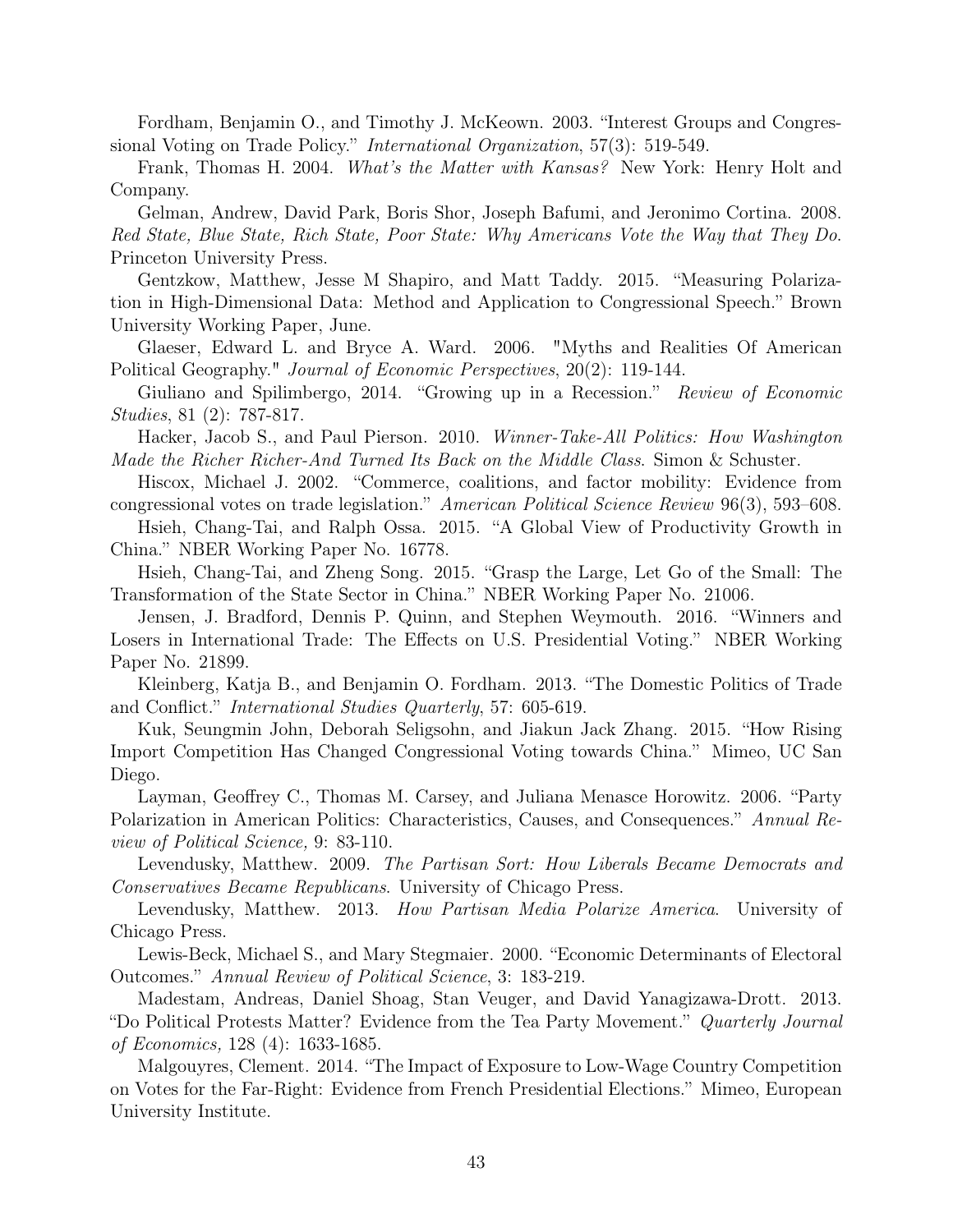Fordham, Benjamin O., and Timothy J. McKeown. 2003. "Interest Groups and Congressional Voting on Trade Policy." *International Organization*, 57(3): 519-549.

Frank, Thomas H. 2004. *What's the Matter with Kansas?* New York: Henry Holt and Company.

Gelman, Andrew, David Park, Boris Shor, Joseph Bafumi, and Jeronimo Cortina. 2008. *Red State, Blue State, Rich State, Poor State: Why Americans Vote the Way that They Do*. Princeton University Press.

Gentzkow, Matthew, Jesse M Shapiro, and Matt Taddy. 2015. "Measuring Polarization in High-Dimensional Data: Method and Application to Congressional Speech." Brown University Working Paper, June.

Glaeser, Edward L. and Bryce A. Ward. 2006. "Myths and Realities Of American Political Geography." *Journal of Economic Perspectives*, 20(2): 119-144.

Giuliano and Spilimbergo, 2014. "Growing up in a Recession." *Review of Economic Studies*, 81 (2): 787-817.

Hacker, Jacob S., and Paul Pierson. 2010. *Winner-Take-All Politics: How Washington Made the Richer Richer-And Turned Its Back on the Middle Class*. Simon & Schuster.

Hiscox, Michael J. 2002. "Commerce, coalitions, and factor mobility: Evidence from congressional votes on trade legislation." *American Political Science Review* 96(3), 593–608.

Hsieh, Chang-Tai, and Ralph Ossa. 2015. "A Global View of Productivity Growth in China." NBER Working Paper No. 16778.

Hsieh, Chang-Tai, and Zheng Song. 2015. "Grasp the Large, Let Go of the Small: The Transformation of the State Sector in China." NBER Working Paper No. 21006.

Jensen, J. Bradford, Dennis P. Quinn, and Stephen Weymouth. 2016. "Winners and Losers in International Trade: The Effects on U.S. Presidential Voting." NBER Working Paper No. 21899.

Kleinberg, Katja B., and Benjamin O. Fordham. 2013. "The Domestic Politics of Trade and Conflict." *International Studies Quarterly*, 57: 605-619.

Kuk, Seungmin John, Deborah Seligsohn, and Jiakun Jack Zhang. 2015. "How Rising Import Competition Has Changed Congressional Voting towards China." Mimeo, UC San Diego.

Layman, Geoffrey C., Thomas M. Carsey, and Juliana Menasce Horowitz. 2006. "Party Polarization in American Politics: Characteristics, Causes, and Consequences." *Annual Review of Political Science,* 9: 83-110.

Levendusky, Matthew. 2009. *The Partisan Sort: How Liberals Became Democrats and Conservatives Became Republicans*. University of Chicago Press.

Levendusky, Matthew. 2013. *How Partisan Media Polarize America*. University of Chicago Press.

Lewis-Beck, Michael S., and Mary Stegmaier. 2000. "Economic Determinants of Electoral Outcomes." *Annual Review of Political Science*, 3: 183-219.

Madestam, Andreas, Daniel Shoag, Stan Veuger, and David Yanagizawa-Drott. 2013. "Do Political Protests Matter? Evidence from the Tea Party Movement." *Quarterly Journal of Economics,* 128 (4): 1633-1685.

Malgouyres, Clement. 2014. "The Impact of Exposure to Low-Wage Country Competition on Votes for the Far-Right: Evidence from French Presidential Elections." Mimeo, European University Institute.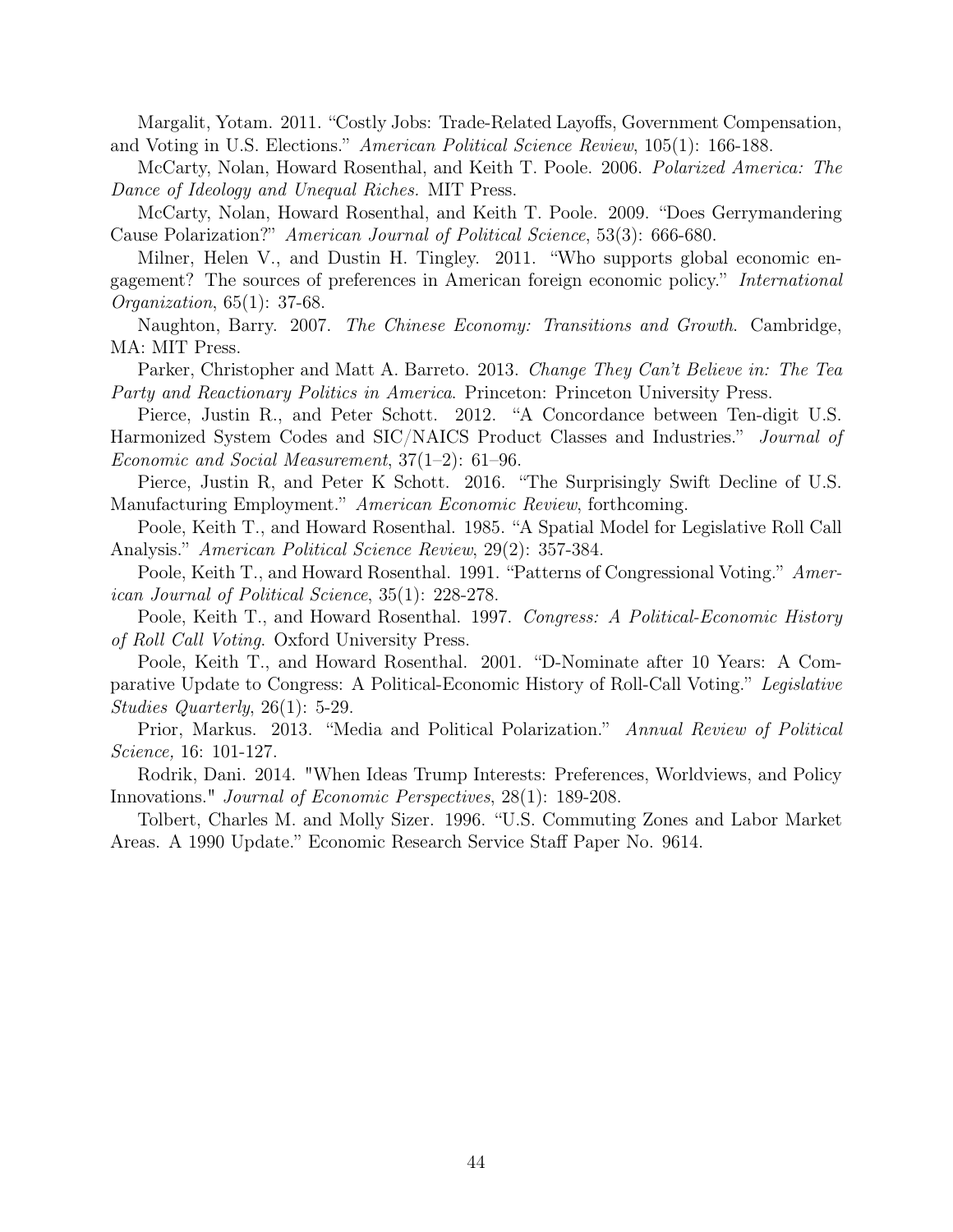Margalit, Yotam. 2011. "Costly Jobs: Trade-Related Layoffs, Government Compensation, and Voting in U.S. Elections." *American Political Science Review*, 105(1): 166-188.

McCarty, Nolan, Howard Rosenthal, and Keith T. Poole. 2006. *Polarized America: The Dance of Ideology and Unequal Riches.* MIT Press.

McCarty, Nolan, Howard Rosenthal, and Keith T. Poole. 2009. "Does Gerrymandering Cause Polarization?" *American Journal of Political Science*, 53(3): 666-680.

Milner, Helen V., and Dustin H. Tingley. 2011. "Who supports global economic engagement? The sources of preferences in American foreign economic policy." *International Organization*, 65(1): 37-68.

Naughton, Barry. 2007. *The Chinese Economy: Transitions and Growth*. Cambridge, MA: MIT Press.

Parker, Christopher and Matt A. Barreto. 2013. *Change They Can't Believe in: The Tea Party and Reactionary Politics in America*. Princeton: Princeton University Press.

Pierce, Justin R., and Peter Schott. 2012. "A Concordance between Ten-digit U.S. Harmonized System Codes and SIC/NAICS Product Classes and Industries." *Journal of Economic and Social Measurement*, 37(1–2): 61–96.

Pierce, Justin R, and Peter K Schott. 2016. "The Surprisingly Swift Decline of U.S. Manufacturing Employment." *American Economic Review*, forthcoming.

Poole, Keith T., and Howard Rosenthal. 1985. "A Spatial Model for Legislative Roll Call Analysis." *American Political Science Review*, 29(2): 357-384.

Poole, Keith T., and Howard Rosenthal. 1991. "Patterns of Congressional Voting." *American Journal of Political Science*, 35(1): 228-278.

Poole, Keith T., and Howard Rosenthal. 1997. *Congress: A Political-Economic History of Roll Call Voting*. Oxford University Press.

Poole, Keith T., and Howard Rosenthal. 2001. "D-Nominate after 10 Years: A Comparative Update to Congress: A Political-Economic History of Roll-Call Voting." *Legislative Studies Quarterly*, 26(1): 5-29.

Prior, Markus. 2013. "Media and Political Polarization." *Annual Review of Political Science,* 16: 101-127.

Rodrik, Dani. 2014. "When Ideas Trump Interests: Preferences, Worldviews, and Policy Innovations." *Journal of Economic Perspectives*, 28(1): 189-208.

Tolbert, Charles M. and Molly Sizer. 1996. "U.S. Commuting Zones and Labor Market Areas. A 1990 Update." Economic Research Service Staff Paper No. 9614.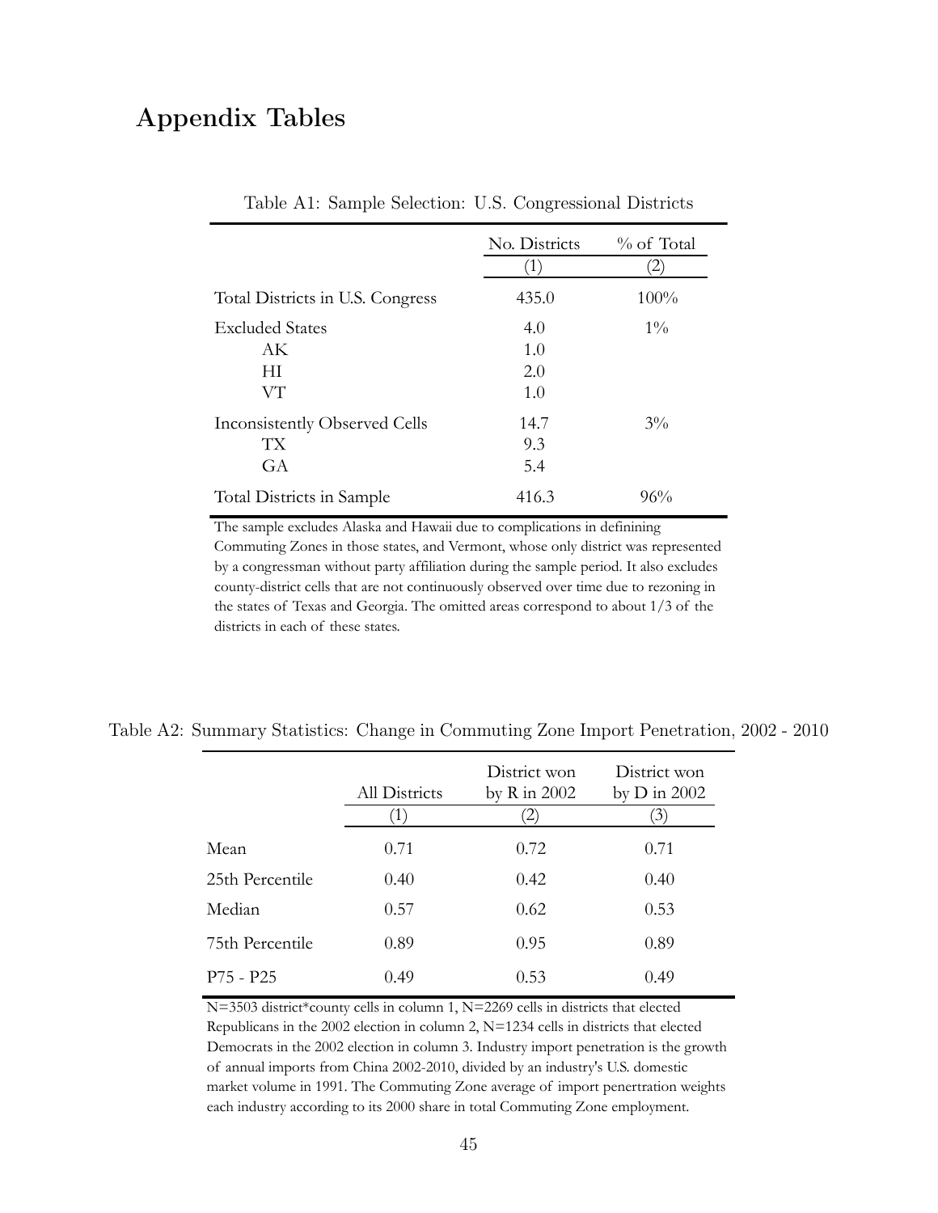# Appendix Tables

Table A1: Sample Selection: U.S. Congressional Districts

| | No. Districts | % of Total |
|---|---|---|
| | (1) | (2) |
| Total Districts in U.S. Congress | 435.0 | 100% |
| Excluded States | 4.0 | 1% |
| AK | 1.0 | |
| HI | 2.0 | |
| VT | 1.0 | |
| Inconsistently Observed Cells | 14.7 | 3% |
| TX | 9.3 | |
| GA | 5.4 | |
| Total Districts in Sample | 416.3 | 96% |

The sample excludes Alaska and Hawaii due to complications in definining Commuting Zones in those states, and Vermont, whose only district was represented by a congressman without party affiliation during the sample period. It also excludes county-district cells that are not continuously observed over time due to rezoning in the states of Texas and Georgia. The omitted areas correspond to about 1/3 of the districts in each of these states.

Table A2: Summary Statistics: Change in Commuting Zone Import Penetration, 2002 - 2010

| | All Districts | District won by R in 2002 | District won by D in 2002 |
|---|---|---|---|
| | (1) | (2) | (3) |
| Mean | 0.71 | 0.72 | 0.71 |
| 25th Percentile | 0.40 | 0.42 | 0.40 |
| Median | 0.57 | 0.62 | 0.53 |
| 75th Percentile | 0.89 | 0.95 | 0.89 |
| P75 - P25 | 0.49 | 0.53 | 0.49 |

N=3503 district*county cells in column 1, N=2269 cells in districts that elected Republicans in the 2002 election in column 2, N=1234 cells in districts that elected Democrats in the 2002 election in column 3. Industry import penetration is the growth of annual imports from China 2002-2010, divided by an industry's U.S. domestic market volume in 1991. The Commuting Zone average of import penertration weights each industry according to its 2000 share in total Commuting Zone employment.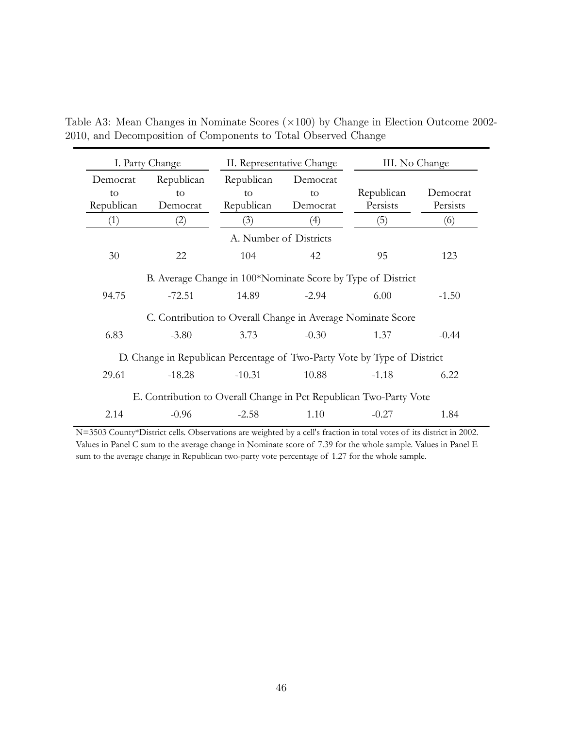Table A3: Mean Changes in Nominate Scores ($\times 100$) by Change in Election Outcome 2002-2010, and Decomposition of Components to Total Observed Change

| I. Party Change | | II. Representative Change | | III. No Change | |
|---|---|---|---|---|---|
| Democrat to Republican | Republican to Democrat | Republican to Republican | Democrat to Democrat | Republican Persists | Democrat Persists |
| (1) | (2) | (3) | (4) | (5) | (6) |
| A. Number of Districts | | | | | |
| 30 | 22 | 104 | 42 | 95 | 123 |
| B. Average Change in 100*Nominate Score by Type of District | | | | | |
| 94.75 | -72.51 | 14.89 | -2.94 | 6.00 | -1.50 |
| C. Contribution to Overall Change in Average Nominate Score | | | | | |
| 6.83 | -3.80 | 3.73 | -0.30 | 1.37 | -0.44 |
| D. Change in Republican Percentage of Two-Party Vote by Type of District | | | | | |
| 29.61 | -18.28 | -10.31 | 10.88 | -1.18 | 6.22 |
| E. Contribution to Overall Change in Pct Republican Two-Party Vote | | | | | |
| 2.14 | -0.96 | -2.58 | 1.10 | -0.27 | 1.84 |

N=3503 County*District cells. Observations are weighted by a cell's fraction in total votes of its district in 2002. Values in Panel C sum to the average change in Nominate score of 7.39 for the whole sample. Values in Panel E sum to the average change in Republican two-party vote percentage of 1.27 for the whole sample.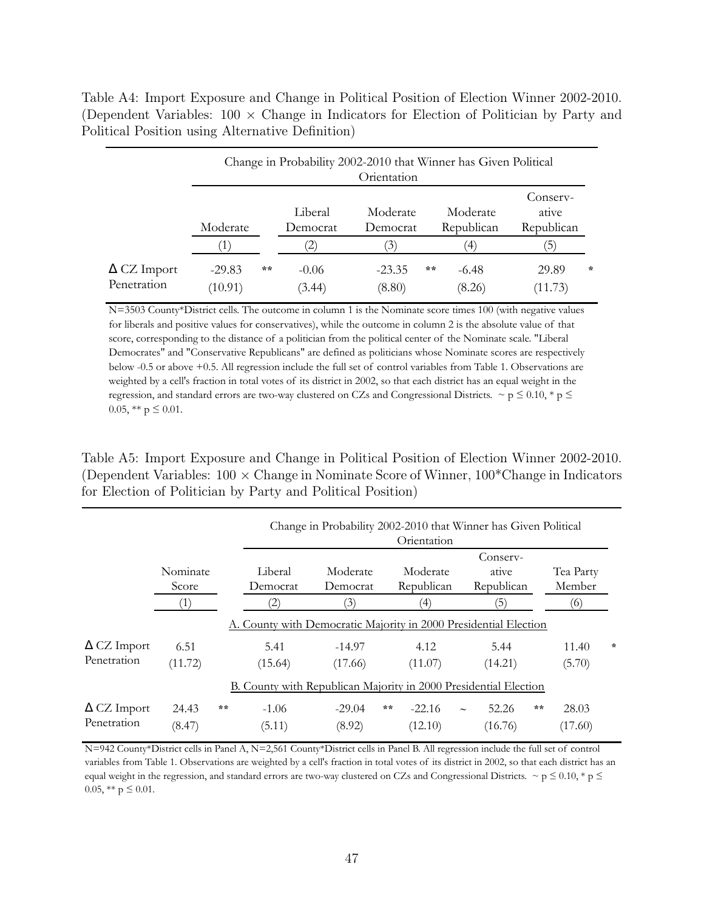Table A4: Import Exposure and Change in Political Position of Election Winner 2002-2010. (Dependent Variables: 100 × Change in Indicators for Election of Politician by Party and Political Position using Alternative Definition)

| | Change in Probability 2002-2010 that Winner has Given Political Orientation | | | | |
|---|---|---|---|---|---|
| | Moderate | Liberal Democrat | Moderate Democrat | Moderate Republican | Conservative Republican |
| | (1) | (2) | (3) | (4) | (5) |
| Δ CZ Import Penetration | -29.83 ** | -0.06 | -23.35 ** | -6.48 | 29.89 * |
| | (10.91) | (3.44) | (8.80) | (8.26) | (11.73) |

N=3503 County*District cells. The outcome in column 1 is the Nominate score times 100 (with negative values for liberals and positive values for conservatives), while the outcome in column 2 is the absolute value of that score, corresponding to the distance of a politician from the political center of the Nominate scale. "Liberal Democrates" and "Conservative Republicans" are defined as politicians whose Nominate scores are respectively below -0.5 or above +0.5. All regression include the full set of control variables from Table 1. Observations are weighted by a cell's fraction in total votes of its district in 2002, so that each district has an equal weight in the regression, and standard errors are two-way clustered on CZs and Congressional Districts. ~ p ≤ 0.10, * p ≤ 0.05, ** p ≤ 0.01.

Table A5: Import Exposure and Change in Political Position of Election Winner 2002-2010. (Dependent Variables: 100 × Change in Nominate Score of Winner, 100*Change in Indicators for Election of Politician by Party and Political Position)

| | | Change in Probability 2002-2010 that Winner has Given Political Orientation | | | | |
|---|---|---|---|---|---|---|
| | Nominate Score | Liberal Democrat | Moderate Democrat | Moderate Republican | Conservative Republican | Tea Party Member |
| | (1) | (2) | (3) | (4) | (5) | (6) |
| | | A. County with Democratic Majority in 2000 Presidential Election | | | | |
| Δ CZ Import Penetration | 6.51 | 5.41 | -14.97 | 4.12 | 5.44 | 11.40 * |
| | (11.72) | (15.64) | (17.66) | (11.07) | (14.21) | (5.70) |
| | | B. County with Republican Majority in 2000 Presidential Election | | | | |
| Δ CZ Import Penetration | 24.43 ** | -1.06 | -29.04 ** | -22.16 ~ | 52.26 ** | 28.03 |
| | (8.47) | (5.11) | (8.92) | (12.10) | (16.76) | (17.60) |

N=942 County*District cells in Panel A, N=2,561 County*District cells in Panel B. All regression include the full set of control variables from Table 1. Observations are weighted by a cell's fraction in total votes of its district in 2002, so that each district has an equal weight in the regression, and standard errors are two-way clustered on CZs and Congressional Districts. ~ p ≤ 0.10, * p ≤ 0.05, ** p ≤ 0.01.